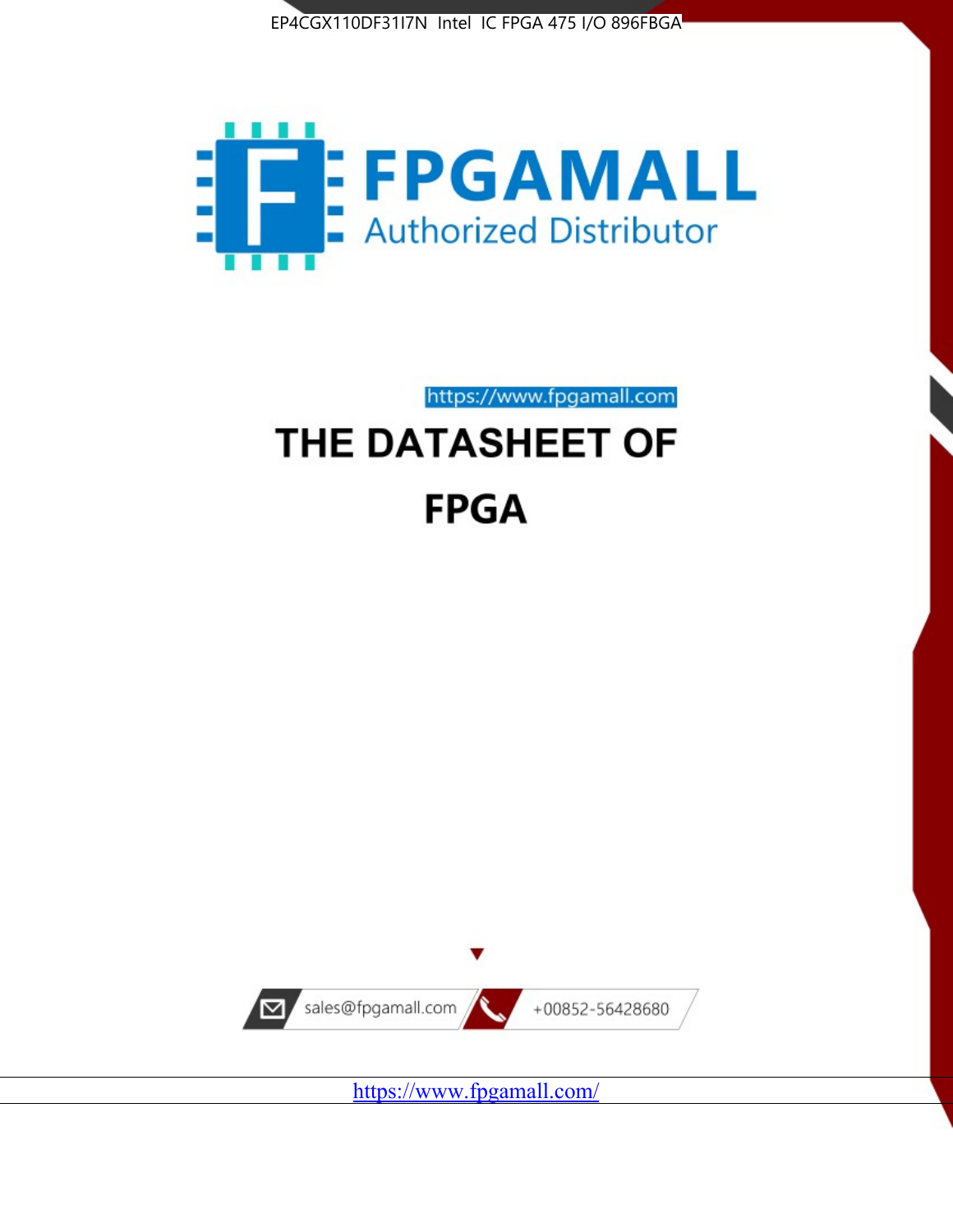EP4CGX110DF31I7N Intel IC FPGA 475 I/O 896FBGA

FPGAMALL

Authorized Distributor

https://www.fpgamall.com

# THE DATASHEET OF

# FPGA

sales@fpgamall.com

+00852-56428680

https://www.fpgamall.com/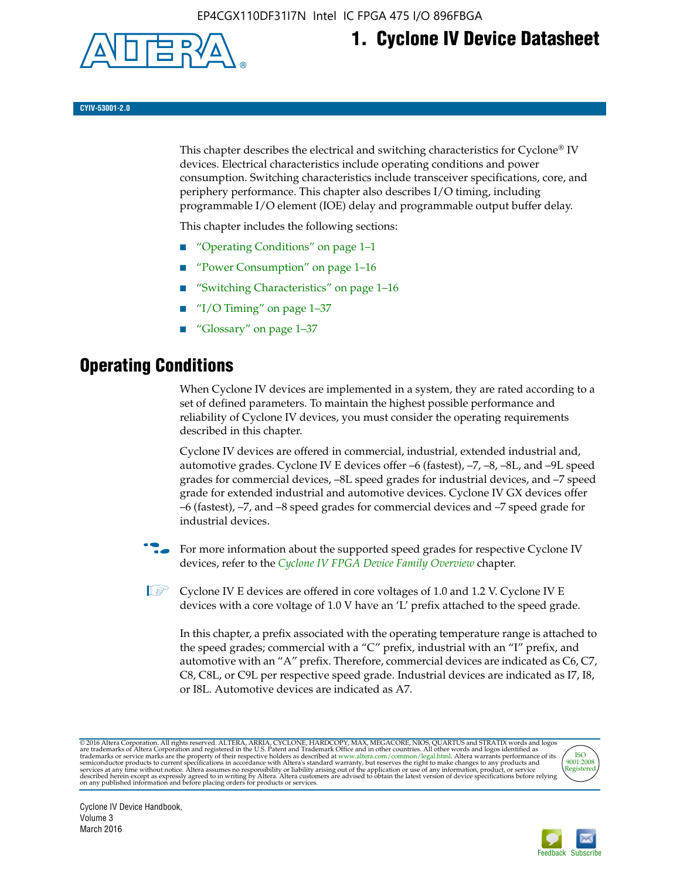# 1. Cyclone IV Device Datasheet

CYIV-53001-2.0

This chapter describes the electrical and switching characteristics for Cyclone® IV devices. Electrical characteristics include operating conditions and power consumption. Switching characteristics include transceiver specifications, core, and periphery performance. This chapter also describes I/O timing, including programmable I/O element (IOE) delay and programmable output buffer delay.

This chapter includes the following sections:

- "Operating Conditions" on page 1–1
- "Power Consumption" on page 1–16
- "Switching Characteristics" on page 1–16
- "I/O Timing" on page 1–37
- "Glossary" on page 1–37

## Operating Conditions

When Cyclone IV devices are implemented in a system, they are rated according to a set of defined parameters. To maintain the highest possible performance and reliability of Cyclone IV devices, you must consider the operating requirements described in this chapter.

Cyclone IV devices are offered in commercial, industrial, extended industrial and, automotive grades. Cyclone IV E devices offer –6 (fastest), –7, –8, –8L, and –9L speed grades for commercial devices, –8L speed grades for industrial devices, and –7 speed grade for extended industrial and automotive devices. Cyclone IV GX devices offer –6 (fastest), –7, and –8 speed grades for commercial devices and –7 speed grade for industrial devices.

For more information about the supported speed grades for respective Cyclone IV devices, refer to the *Cyclone IV FPGA Device Family Overview* chapter.

Cyclone IV E devices are offered in core voltages of 1.0 and 1.2 V. Cyclone IV E devices with a core voltage of 1.0 V have an 'L' prefix attached to the speed grade.

In this chapter, a prefix associated with the operating temperature range is attached to the speed grades; commercial with a "C" prefix, industrial with an "I" prefix, and automotive with an "A" prefix. Therefore, commercial devices are indicated as C6, C7, C8, C8L, or C9L per respective speed grade. Industrial devices are indicated as I7, I8, or I8L. Automotive devices are indicated as A7.

© 2016 Altera Corporation. All rights reserved. ALTERA, ARRIA, CYCLONE, HARDCOPY, MAX, MEGACORE, NIOS, QUARTUS and STRATIX words and logos are trademarks of Altera Corporation and registered in the U.S. Patent and Trademark Office and in other countries. All other words and logos identified as trademarks or service marks are the property of their respective holders as described at www.altera.com/common/legal.html. Altera warrants performance of its semiconductor products to current specifications in accordance with Altera's standard warranty, but reserves the right to make changes to any products and services at any time without notice. Altera assumes no responsibility or liability arising out of the application or use of any information, product, or service described herein except as expressly agreed to in writing by Altera. Altera customers are advised to obtain the latest version of device specifications before relying on any published information and before placing orders for products or services.

Cyclone IV Device Handbook,
Volume 3
March 2016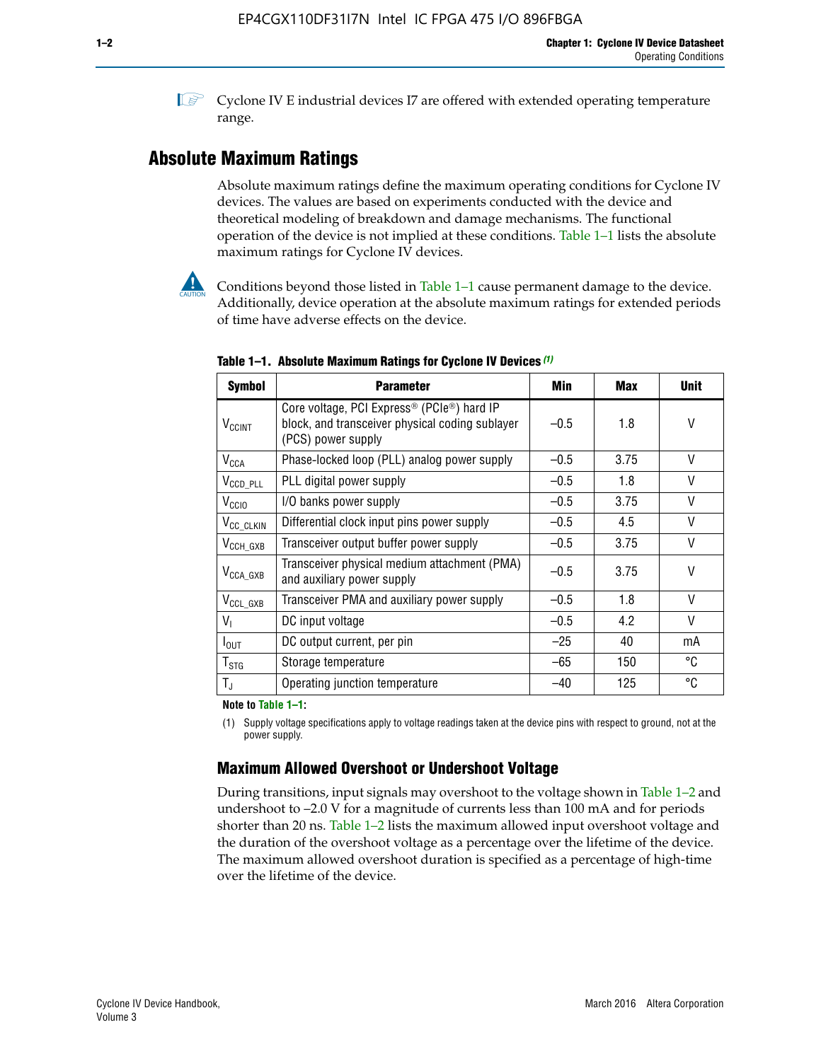Cyclone IV E industrial devices I7 are offered with extended operating temperature range.

## Absolute Maximum Ratings

Absolute maximum ratings define the maximum operating conditions for Cyclone IV devices. The values are based on experiments conducted with the device and theoretical modeling of breakdown and damage mechanisms. The functional operation of the device is not implied at these conditions. Table 1–1 lists the absolute maximum ratings for Cyclone IV devices.

Conditions beyond those listed in Table 1–1 cause permanent damage to the device. Additionally, device operation at the absolute maximum ratings for extended periods of time have adverse effects on the device.

**Table 1–1. Absolute Maximum Ratings for Cyclone IV Devices (1)**

| Symbol | Parameter | Min | Max | Unit |
|---|---|---|---|---|
| $V_{CCINT}$ | Core voltage, PCI Express® (PCIe®) hard IP block, and transceiver physical coding sublayer (PCS) power supply | –0.5 | 1.8 | V |
| $V_{CCA}$ | Phase-locked loop (PLL) analog power supply | –0.5 | 3.75 | V |
| $V_{CCD\_PLL}$ | PLL digital power supply | –0.5 | 1.8 | V |
| $V_{CCIO}$ | I/O banks power supply | –0.5 | 3.75 | V |
| $V_{CC\_CLKIN}$ | Differential clock input pins power supply | –0.5 | 4.5 | V |
| $V_{CCH\_GXB}$ | Transceiver output buffer power supply | –0.5 | 3.75 | V |
| $V_{CCA\_GXB}$ | Transceiver physical medium attachment (PMA) and auxiliary power supply | –0.5 | 3.75 | V |
| $V_{CCL\_GXB}$ | Transceiver PMA and auxiliary power supply | –0.5 | 1.8 | V |
| $V_I$ | DC input voltage | –0.5 | 4.2 | V |
| $I_{OUT}$ | DC output current, per pin | –25 | 40 | mA |
| $T_{STG}$ | Storage temperature | –65 | 150 | °C |
| $T_J$ | Operating junction temperature | –40 | 125 | °C |

**Note to Table 1–1:**

(1) Supply voltage specifications apply to voltage readings taken at the device pins with respect to ground, not at the power supply.

### Maximum Allowed Overshoot or Undershoot Voltage

During transitions, input signals may overshoot to the voltage shown in Table 1–2 and undershoot to –2.0 V for a magnitude of currents less than 100 mA and for periods shorter than 20 ns. Table 1–2 lists the maximum allowed input overshoot voltage and the duration of the overshoot voltage as a percentage over the lifetime of the device. The maximum allowed overshoot duration is specified as a percentage of high-time over the lifetime of the device.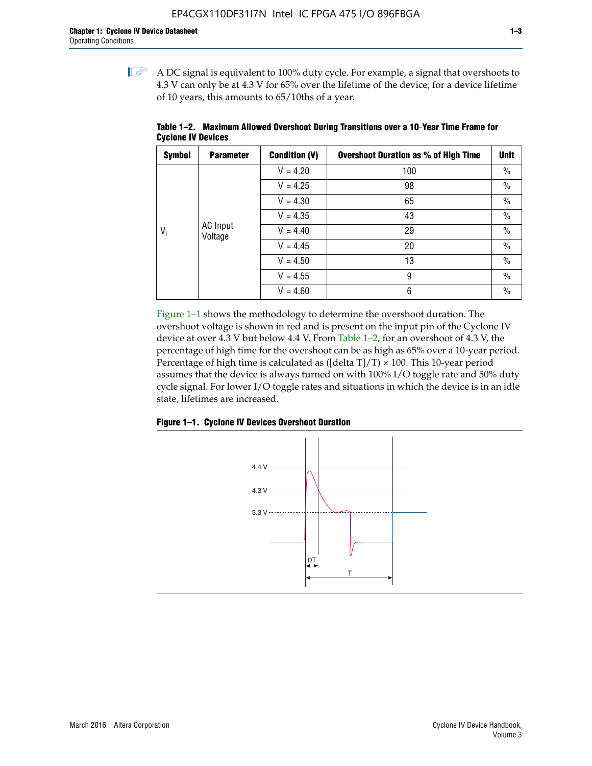A DC signal is equivalent to 100% duty cycle. For example, a signal that overshoots to 4.3 V can only be at 4.3 V for 65% over the lifetime of the device; for a device lifetime of 10 years, this amounts to 65/10ths of a year.

**Table 1–2. Maximum Allowed Overshoot During Transitions over a 10-Year Time Frame for Cyclone IV Devices**

| Symbol | Parameter | Condition (V) | Overshoot Duration as % of High Time | Unit |
|---|---|---|---|---|
| $V_i$ | AC Input Voltage | $V_I = 4.20$ | 100 | % |
| | | $V_I = 4.25$ | 98 | % |
| | | $V_I = 4.30$ | 65 | % |
| | | $V_I = 4.35$ | 43 | % |
| | | $V_I = 4.40$ | 29 | % |
| | | $V_I = 4.45$ | 20 | % |
| | | $V_I = 4.50$ | 13 | % |
| | | $V_I = 4.55$ | 9 | % |
| | | $V_I = 4.60$ | 6 | % |

Figure 1–1 shows the methodology to determine the overshoot duration. The overshoot voltage is shown in red and is present on the input pin of the Cyclone IV device at over 4.3 V but below 4.4 V. From Table 1–2, for an overshoot of 4.3 V, the percentage of high time for the overshoot can be as high as 65% over a 10-year period. Percentage of high time is calculated as ([delta T]/T) × 100. This 10-year period assumes that the device is always turned on with 100% I/O toggle rate and 50% duty cycle signal. For lower I/O toggle rates and situations in which the device is in an idle state, lifetimes are increased.

**Figure 1–1. Cyclone IV Devices Overshoot Duration**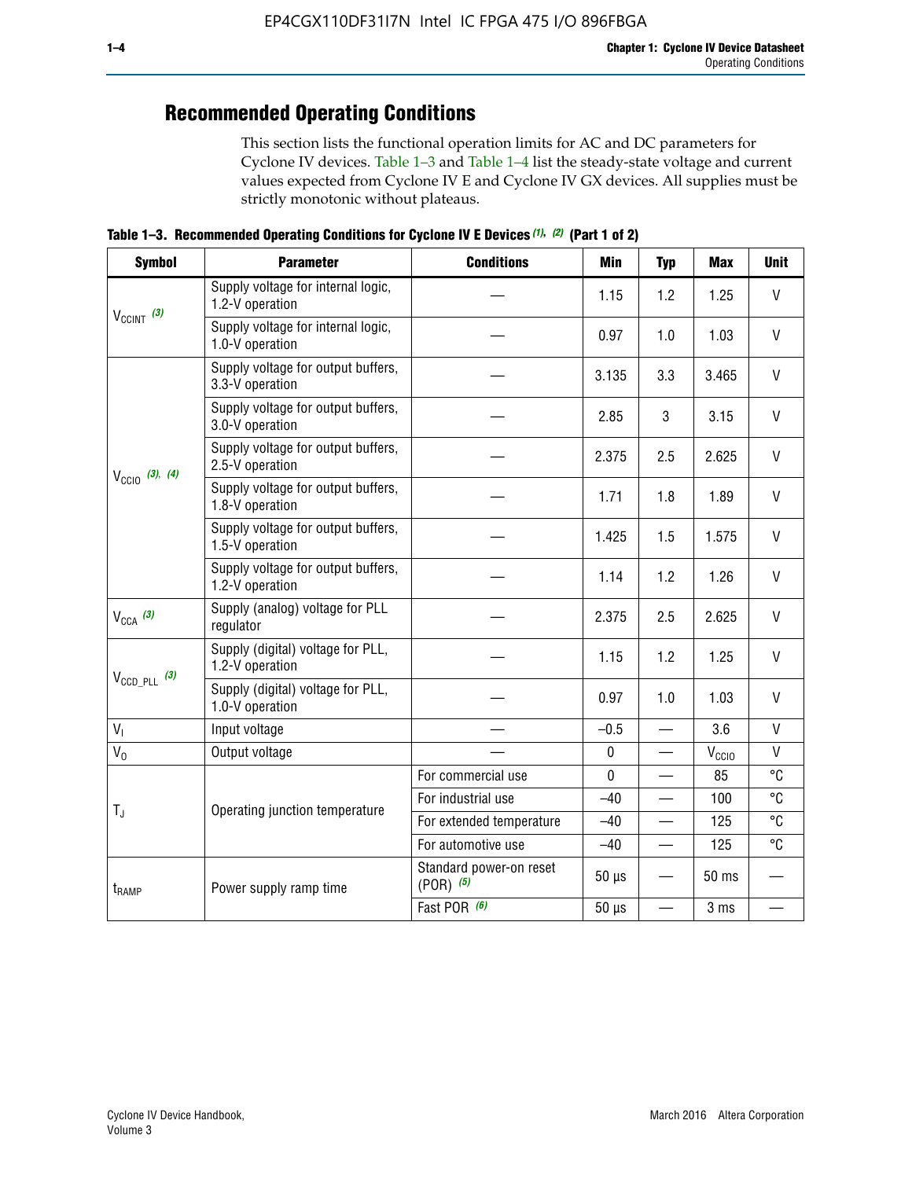## Recommended Operating Conditions

This section lists the functional operation limits for AC and DC parameters for Cyclone IV devices. Table 1–3 and Table 1–4 list the steady-state voltage and current values expected from Cyclone IV E and Cyclone IV GX devices. All supplies must be strictly monotonic without plateaus.

**Table 1–3. Recommended Operating Conditions for Cyclone IV E Devices (1), (2) (Part 1 of 2)**

| Symbol | Parameter | Conditions | Min | Typ | Max | Unit |
|---|---|---|---|---|---|---|
| $V_{CCINT}$ (3) | Supply voltage for internal logic, 1.2-V operation | — | 1.15 | 1.2 | 1.25 | V |
| | Supply voltage for internal logic, 1.0-V operation | — | 0.97 | 1.0 | 1.03 | V |
| $V_{CCIO}$ (3), (4) | Supply voltage for output buffers, 3.3-V operation | — | 3.135 | 3.3 | 3.465 | V |
| | Supply voltage for output buffers, 3.0-V operation | — | 2.85 | 3 | 3.15 | V |
| | Supply voltage for output buffers, 2.5-V operation | — | 2.375 | 2.5 | 2.625 | V |
| | Supply voltage for output buffers, 1.8-V operation | — | 1.71 | 1.8 | 1.89 | V |
| | Supply voltage for output buffers, 1.5-V operation | — | 1.425 | 1.5 | 1.575 | V |
| | Supply voltage for output buffers, 1.2-V operation | — | 1.14 | 1.2 | 1.26 | V |
| $V_{CCA}$ (3) | Supply (analog) voltage for PLL regulator | — | 2.375 | 2.5 | 2.625 | V |
| $V_{CCD\_PLL}$ (3) | Supply (digital) voltage for PLL, 1.2-V operation | — | 1.15 | 1.2 | 1.25 | V |
| | Supply (digital) voltage for PLL, 1.0-V operation | — | 0.97 | 1.0 | 1.03 | V |
| $V_I$ | Input voltage | — | –0.5 | — | 3.6 | V |
| $V_O$ | Output voltage | — | 0 | — | $V_{CCIO}$ | V |
| $T_J$ | Operating junction temperature | For commercial use | 0 | — | 85 | °C |
| | | For industrial use | –40 | — | 100 | °C |
| | | For extended temperature | –40 | — | 125 | °C |
| | | For automotive use | –40 | — | 125 | °C |
| $t_{RAMP}$ | Power supply ramp time | Standard power-on reset (POR) (5) | 50 µs | — | 50 ms | — |
| | | Fast POR (6) | 50 µs | — | 3 ms | — |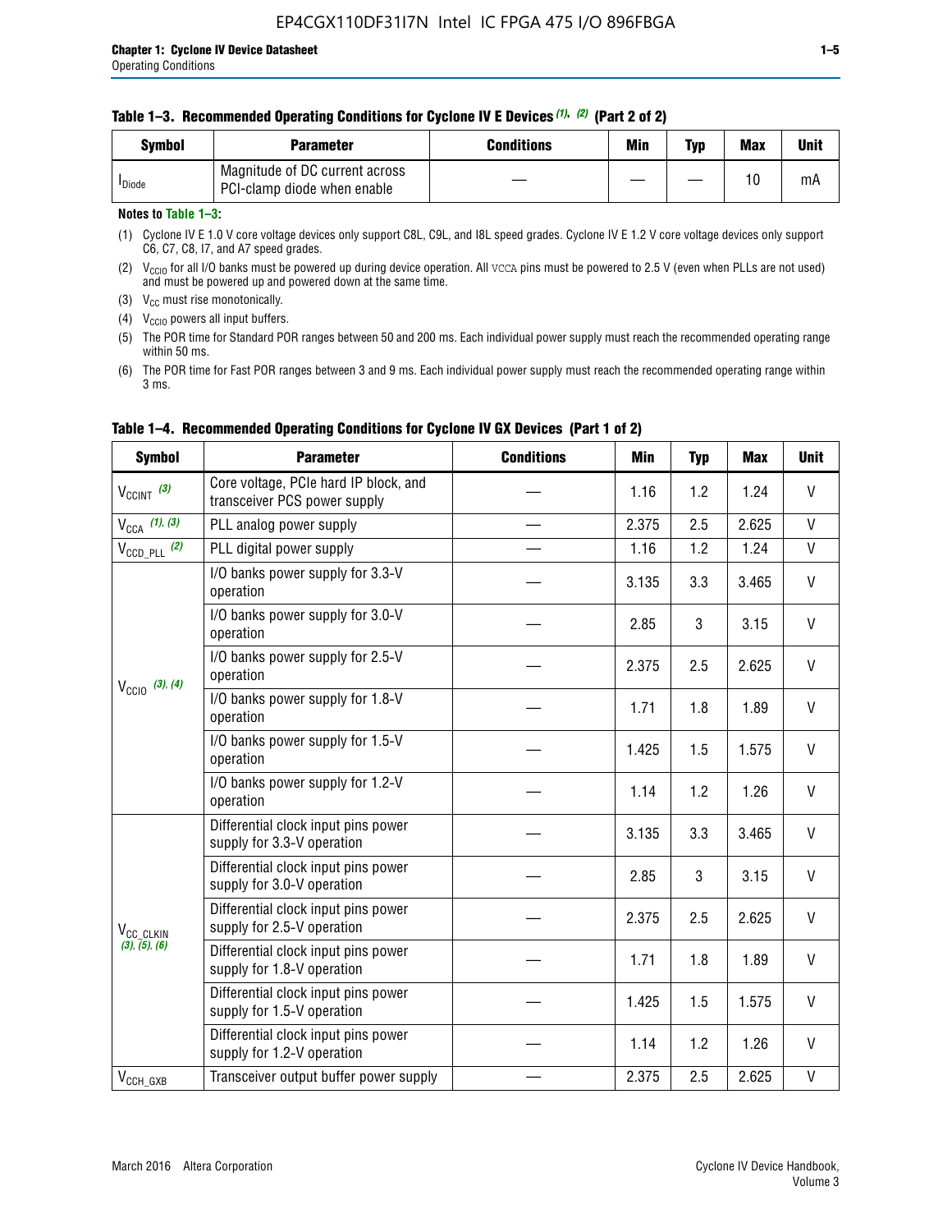**Table 1–3. Recommended Operating Conditions for Cyclone IV E Devices (1), (2) (Part 2 of 2)**

| Symbol | Parameter | Conditions | Min | Typ | Max | Unit |
|---|---|---|---|---|---|---|
| $I_{Diode}$ | Magnitude of DC current across PCI-clamp diode when enable | — | — | — | 10 | mA |

**Notes to Table 1–3:**

(1) Cyclone IV E 1.0 V core voltage devices only support C8L, C9L, and I8L speed grades. Cyclone IV E 1.2 V core voltage devices only support C6, C7, C8, I7, and A7 speed grades.

(2) $V_{CCIO}$ for all I/O banks must be powered up during device operation. All VCCA pins must be powered to 2.5 V (even when PLLs are not used) and must be powered up and powered down at the same time.

(3) $V_{CC}$ must rise monotonically.

(4) $V_{CCIO}$ powers all input buffers.

(5) The POR time for Standard POR ranges between 50 and 200 ms. Each individual power supply must reach the recommended operating range within 50 ms.

(6) The POR time for Fast POR ranges between 3 and 9 ms. Each individual power supply must reach the recommended operating range within 3 ms.

**Table 1–4. Recommended Operating Conditions for Cyclone IV GX Devices (Part 1 of 2)**

| Symbol | Parameter | Conditions | Min | Typ | Max | Unit |
|---|---|---|---|---|---|---|
| $V_{CCINT}$ (3) | Core voltage, PCIe hard IP block, and transceiver PCS power supply | — | 1.16 | 1.2 | 1.24 | V |
| $V_{CCA}$ (1), (3) | PLL analog power supply | — | 2.375 | 2.5 | 2.625 | V |
| $V_{CCD\_PLL}$ (2) | PLL digital power supply | — | 1.16 | 1.2 | 1.24 | V |
| $V_{CCIO}$ (3), (4) | I/O banks power supply for 3.3-V operation | — | 3.135 | 3.3 | 3.465 | V |
| | I/O banks power supply for 3.0-V operation | — | 2.85 | 3 | 3.15 | V |
| | I/O banks power supply for 2.5-V operation | — | 2.375 | 2.5 | 2.625 | V |
| | I/O banks power supply for 1.8-V operation | — | 1.71 | 1.8 | 1.89 | V |
| | I/O banks power supply for 1.5-V operation | — | 1.425 | 1.5 | 1.575 | V |
| | I/O banks power supply for 1.2-V operation | — | 1.14 | 1.2 | 1.26 | V |
| $V_{CC\_CLKIN}$ (3), (5), (6) | Differential clock input pins power supply for 3.3-V operation | — | 3.135 | 3.3 | 3.465 | V |
| | Differential clock input pins power supply for 3.0-V operation | — | 2.85 | 3 | 3.15 | V |
| | Differential clock input pins power supply for 2.5-V operation | — | 2.375 | 2.5 | 2.625 | V |
| | Differential clock input pins power supply for 1.8-V operation | — | 1.71 | 1.8 | 1.89 | V |
| | Differential clock input pins power supply for 1.5-V operation | — | 1.425 | 1.5 | 1.575 | V |
| | Differential clock input pins power supply for 1.2-V operation | — | 1.14 | 1.2 | 1.26 | V |
| $V_{CCH\_GXB}$ | Transceiver output buffer power supply | — | 2.375 | 2.5 | 2.625 | V |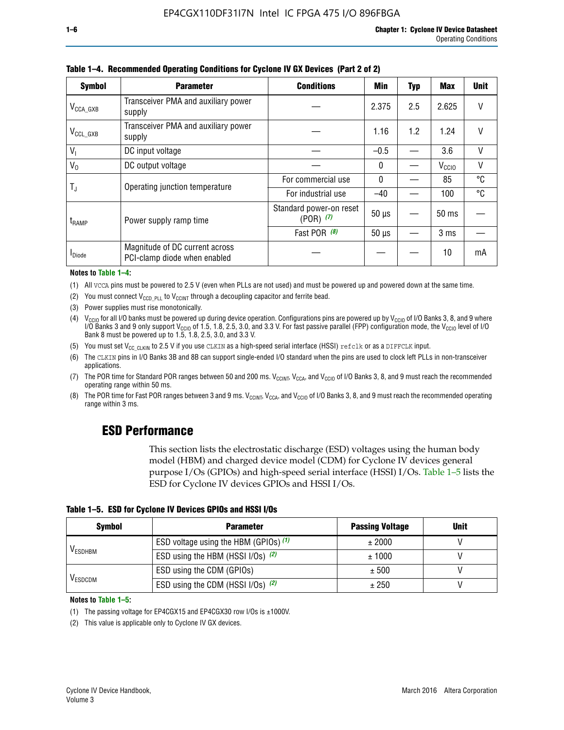**Table 1–4. Recommended Operating Conditions for Cyclone IV GX Devices (Part 2 of 2)**

| Symbol | Parameter | Conditions | Min | Typ | Max | Unit |
|---|---|---|---|---|---|---|
| $V_{CCA\_GXB}$ | Transceiver PMA and auxiliary power supply | — | 2.375 | 2.5 | 2.625 | V |
| $V_{CCL\_GXB}$ | Transceiver PMA and auxiliary power supply | — | 1.16 | 1.2 | 1.24 | V |
| $V_I$ | DC input voltage | — | –0.5 | — | 3.6 | V |
| $V_O$ | DC output voltage | — | 0 | — | $V_{CCIO}$ | V |
| $T_J$ | Operating junction temperature | For commercial use | 0 | — | 85 | °C |
| | | For industrial use | –40 | — | 100 | °C |
| $t_{RAMP}$ | Power supply ramp time | Standard power-on reset (POR) *(7)* | 50 µs | — | 50 ms | — |
| | | Fast POR *(8)* | 50 µs | — | 3 ms | — |
| $I_{Diode}$ | Magnitude of DC current across PCI-clamp diode when enabled | — | — | — | 10 | mA |

**Notes to Table 1–4:**

(1) All VCCA pins must be powered to 2.5 V (even when PLLs are not used) and must be powered up and powered down at the same time.

(2) You must connect $V_{CCD\_PLL}$ to $V_{CCINT}$ through a decoupling capacitor and ferrite bead.

(3) Power supplies must rise monotonically.

(4) $V_{CCIO}$ for all I/O banks must be powered up during device operation. Configurations pins are powered up by $V_{CCIO}$ of I/O Banks 3, 8, and 9 where I/O Banks 3 and 9 only support $V_{CCIO}$ of 1.5, 1.8, 2.5, 3.0, and 3.3 V. For fast passive parallel (FPP) configuration mode, the $V_{CCIO}$ level of I/O Bank 8 must be powered up to 1.5, 1.8, 2.5, 3.0, and 3.3 V.

(5) You must set $V_{CC\_CLKIN}$ to 2.5 V if you use CLKIN as a high-speed serial interface (HSSI) refclk or as a DIFFCLK input.

(6) The CLKIN pins in I/O Banks 3B and 8B can support single-ended I/O standard when the pins are used to clock left PLLs in non-transceiver applications.

(7) The POR time for Standard POR ranges between 50 and 200 ms. $V_{CCINT}$, $V_{CCA}$, and $V_{CCIO}$ of I/O Banks 3, 8, and 9 must reach the recommended operating range within 50 ms.

(8) The POR time for Fast POR ranges between 3 and 9 ms. $V_{CCINT}$, $V_{CCA}$, and $V_{CCIO}$ of I/O Banks 3, 8, and 9 must reach the recommended operating range within 3 ms.

## ESD Performance

This section lists the electrostatic discharge (ESD) voltages using the human body model (HBM) and charged device model (CDM) for Cyclone IV devices general purpose I/Os (GPIOs) and high-speed serial interface (HSSI) I/Os. Table 1–5 lists the ESD for Cyclone IV devices GPIOs and HSSI I/Os.

**Table 1–5. ESD for Cyclone IV Devices GPIOs and HSSI I/Os**

| Symbol | Parameter | Passing Voltage | Unit |
|---|---|---|---|
| $V_{ESDHBM}$ | ESD voltage using the HBM (GPIOs) *(1)* | ± 2000 | V |
| | ESD using the HBM (HSSI I/Os) *(2)* | ± 1000 | V |
| $V_{ESDCDM}$ | ESD using the CDM (GPIOs) | ± 500 | V |
| | ESD using the CDM (HSSI I/Os) *(2)* | ± 250 | V |

**Notes to Table 1–5:**

(1) The passing voltage for EP4CGX15 and EP4CGX30 row I/Os is ±1000V.

(2) This value is applicable only to Cyclone IV GX devices.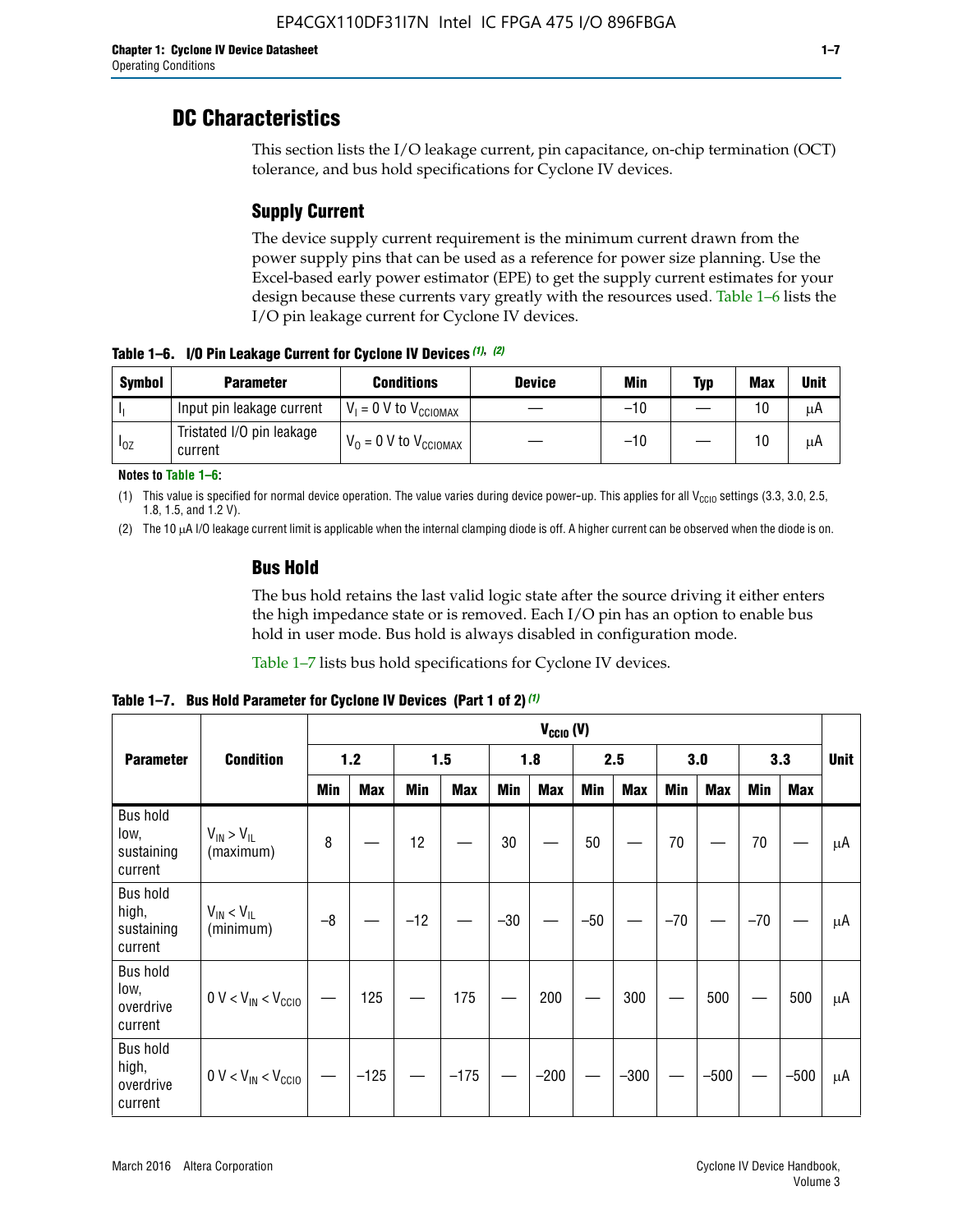# DC Characteristics

This section lists the I/O leakage current, pin capacitance, on-chip termination (OCT) tolerance, and bus hold specifications for Cyclone IV devices.

## Supply Current

The device supply current requirement is the minimum current drawn from the power supply pins that can be used as a reference for power size planning. Use the Excel-based early power estimator (EPE) to get the supply current estimates for your design because these currents vary greatly with the resources used. Table 1–6 lists the I/O pin leakage current for Cyclone IV devices.

**Table 1–6. I/O Pin Leakage Current for Cyclone IV Devices (1), (2)**

| Symbol | Parameter | Conditions | Device | Min | Typ | Max | Unit |
|---|---|---|---|---|---|---|---|
| $I_I$ | Input pin leakage current | $V_I$ = 0 V to $V_{CCIOMAX}$ | — | –10 | — | 10 | μA |
| $I_{OZ}$ | Tristated I/O pin leakage current | $V_O$ = 0 V to $V_{CCIOMAX}$ | — | –10 | — | 10 | μA |

**Notes to Table 1–6:**

(1) This value is specified for normal device operation. The value varies during device power-up. This applies for all $V_{CCIO}$ settings (3.3, 3.0, 2.5, 1.8, 1.5, and 1.2 V).

(2) The 10 μA I/O leakage current limit is applicable when the internal clamping diode is off. A higher current can be observed when the diode is on.

## Bus Hold

The bus hold retains the last valid logic state after the source driving it either enters the high impedance state or is removed. Each I/O pin has an option to enable bus hold in user mode. Bus hold is always disabled in configuration mode.

Table 1–7 lists bus hold specifications for Cyclone IV devices.

**Table 1–7. Bus Hold Parameter for Cyclone IV Devices (Part 1 of 2) (1)**

| Parameter | Condition | $V_{CCIO}$ (V) | | | | | | | | | | | | Unit |
|---|---|---|---|---|---|---|---|---|---|---|---|---|---|---|
| | | 1.2 | | 1.5 | | 1.8 | | 2.5 | | 3.0 | | 3.3 | | |
| | | Min | Max | Min | Max | Min | Max | Min | Max | Min | Max | Min | Max | |
| Bus hold low, sustaining current | $V_{IN} > V_{IL}$ (maximum) | 8 | — | 12 | — | 30 | — | 50 | — | 70 | — | 70 | — | μA |
| Bus hold high, sustaining current | $V_{IN} < V_{IL}$ (minimum) | –8 | — | –12 | — | –30 | — | –50 | — | –70 | — | –70 | — | μA |
| Bus hold low, overdrive current | 0 V < $V_{IN}$ < $V_{CCIO}$ | — | 125 | — | 175 | — | 200 | — | 300 | — | 500 | — | 500 | μA |
| Bus hold high, overdrive current | 0 V < $V_{IN}$ < $V_{CCIO}$ | — | –125 | — | –175 | — | –200 | — | –300 | — | –500 | — | –500 | μA |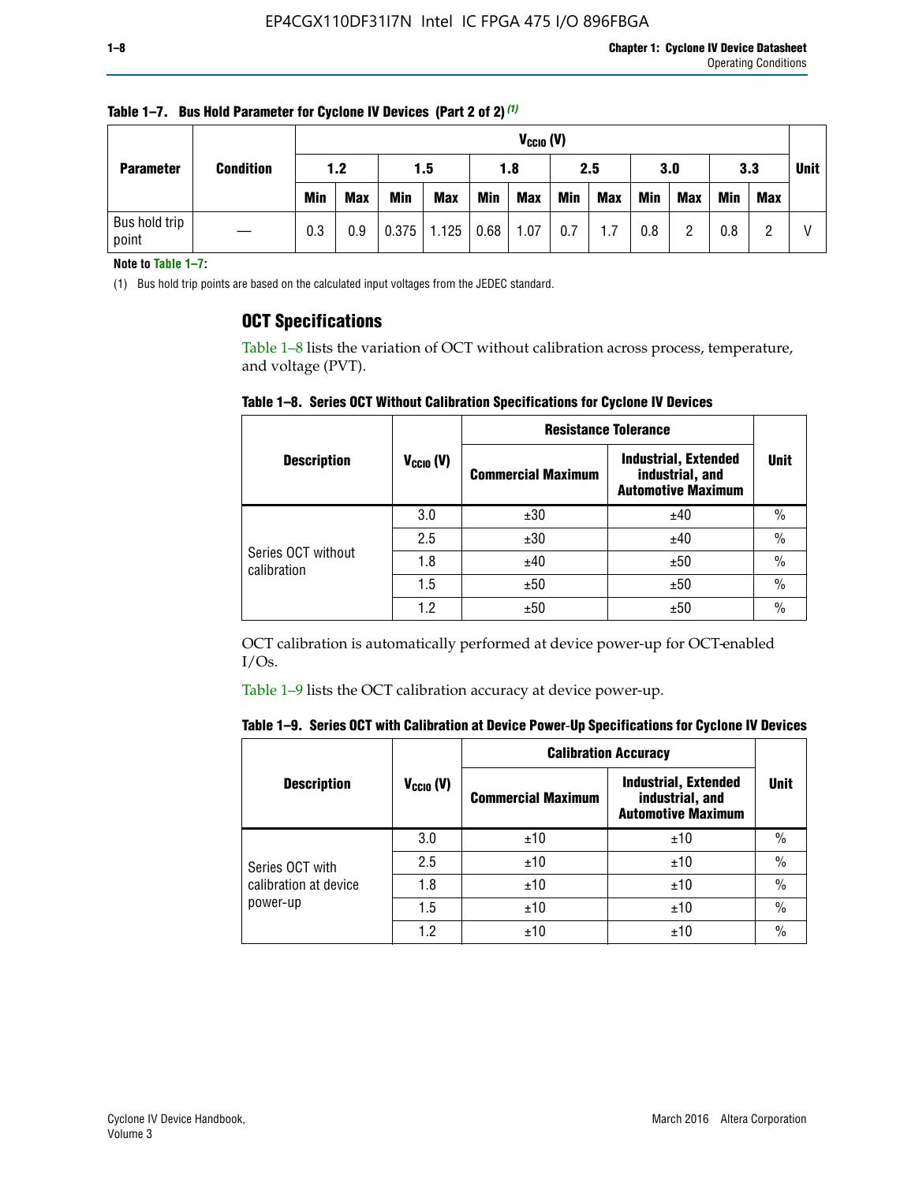**Table 1–7. Bus Hold Parameter for Cyclone IV Devices (Part 2 of 2)** (1)

| Parameter | Condition | $V_{CCIO}$ (V) | | | | | | | | | | | | Unit |
|---|---|---|---|---|---|---|---|---|---|---|---|---|---|---|
| | | 1.2 | | 1.5 | | 1.8 | | 2.5 | | 3.0 | | 3.3 | | |
| | | Min | Max | Min | Max | Min | Max | Min | Max | Min | Max | Min | Max | |
| Bus hold trip point | — | 0.3 | 0.9 | 0.375 | 1.125 | 0.68 | 1.07 | 0.7 | 1.7 | 0.8 | 2 | 0.8 | 2 | V |

**Note to Table 1–7:**

(1) Bus hold trip points are based on the calculated input voltages from the JEDEC standard.

## OCT Specifications

Table 1–8 lists the variation of OCT without calibration across process, temperature, and voltage (PVT).

**Table 1–8. Series OCT Without Calibration Specifications for Cyclone IV Devices**

| Description | $V_{CCIO}$ (V) | Resistance Tolerance | | Unit |
|---|---|---|---|---|
| | | Commercial Maximum | Industrial, Extended industrial, and Automotive Maximum | |
| Series OCT without calibration | 3.0 | ±30 | ±40 | % |
| | 2.5 | ±30 | ±40 | % |
| | 1.8 | ±40 | ±50 | % |
| | 1.5 | ±50 | ±50 | % |
| | 1.2 | ±50 | ±50 | % |

OCT calibration is automatically performed at device power-up for OCT-enabled I/Os.

Table 1–9 lists the OCT calibration accuracy at device power-up.

**Table 1–9. Series OCT with Calibration at Device Power-Up Specifications for Cyclone IV Devices**

| Description | $V_{CCIO}$ (V) | Calibration Accuracy | | Unit |
|---|---|---|---|---|
| | | Commercial Maximum | Industrial, Extended industrial, and Automotive Maximum | |
| Series OCT with calibration at device power-up | 3.0 | ±10 | ±10 | % |
| | 2.5 | ±10 | ±10 | % |
| | 1.8 | ±10 | ±10 | % |
| | 1.5 | ±10 | ±10 | % |
| | 1.2 | ±10 | ±10 | % |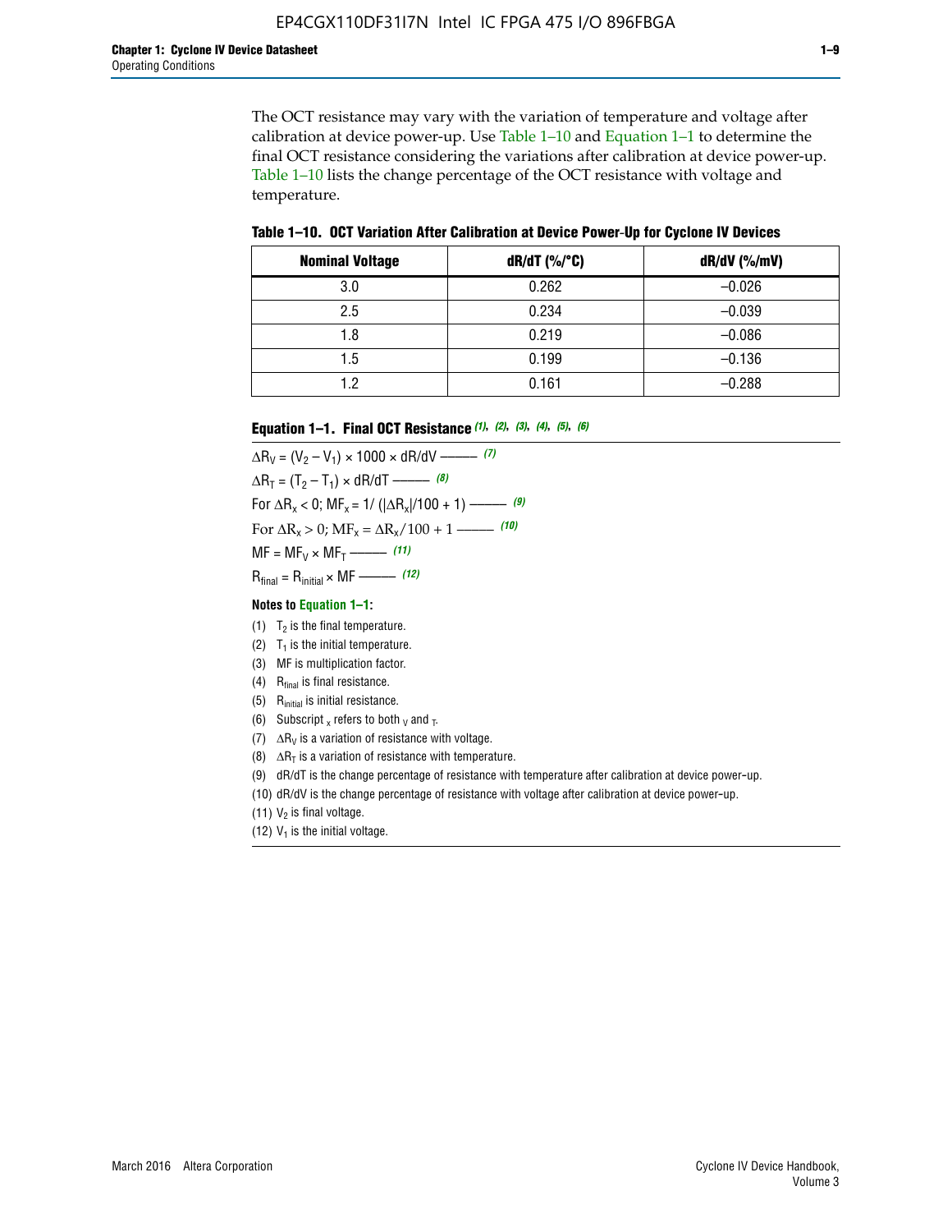The OCT resistance may vary with the variation of temperature and voltage after calibration at device power-up. Use Table 1–10 and Equation 1–1 to determine the final OCT resistance considering the variations after calibration at device power-up. Table 1–10 lists the change percentage of the OCT resistance with voltage and temperature.

**Table 1–10. OCT Variation After Calibration at Device Power-Up for Cyclone IV Devices**

| Nominal Voltage | dR/dT (%/°C) | dR/dV (%/mV) |
|---|---|---|
| 3.0 | 0.262 | –0.026 |
| 2.5 | 0.234 | –0.039 |
| 1.8 | 0.219 | –0.086 |
| 1.5 | 0.199 | –0.136 |
| 1.2 | 0.161 | –0.288 |

**Equation 1–1. Final OCT Resistance** *(1), (2), (3), (4), (5), (6)*

$\Delta R_V = (V_2 - V_1) \times 1000 \times dR/dV$ ——— *(7)*

$\Delta R_T = (T_2 - T_1) \times dR/dT$ ——— *(8)*

For $\Delta R_x < 0$; $MF_x = 1/(|\Delta R_x|/100 + 1)$ ——— *(9)*

For $\Delta R_x > 0$; $MF_x = \Delta R_x/100 + 1$ ——— *(10)*

$MF = MF_V \times MF_T$ ——— *(11)*

$R_{final} = R_{initial} \times MF$ ——— *(12)*

**Notes to Equation 1–1:**

(1) $T_2$ is the final temperature.

(2) $T_1$ is the initial temperature.

(3) MF is multiplication factor.

(4) $R_{final}$ is final resistance.

(5) $R_{initial}$ is initial resistance.

(6) Subscript $_x$ refers to both $_V$ and $_T$.

(7) $\Delta R_V$ is a variation of resistance with voltage.

(8) $\Delta R_T$ is a variation of resistance with temperature.

(9) dR/dT is the change percentage of resistance with temperature after calibration at device power-up.

(10) dR/dV is the change percentage of resistance with voltage after calibration at device power-up.

(11) $V_2$ is final voltage.

(12) $V_1$ is the initial voltage.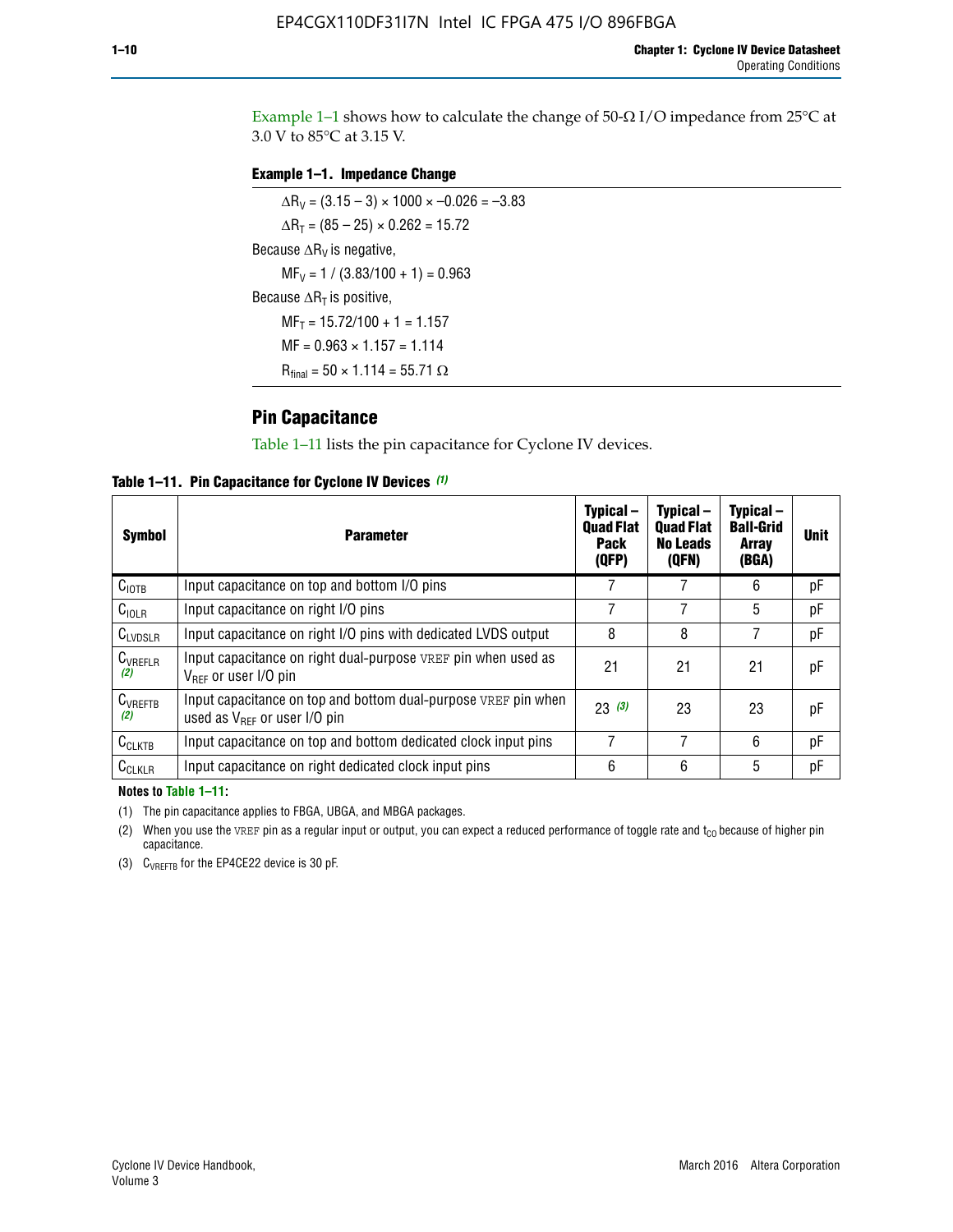Example 1–1 shows how to calculate the change of 50-Ω I/O impedance from 25°C at 3.0 V to 85°C at 3.15 V.

**Example 1–1. Impedance Change**

$\Delta R_V = (3.15 - 3) \times 1000 \times -0.026 = -3.83$

$\Delta R_T = (85 - 25) \times 0.262 = 15.72$

Because $\Delta R_V$ is negative,

$MF_V = 1 / (3.83/100 + 1) = 0.963$

Because $\Delta R_T$ is positive,

$MF_T = 15.72/100 + 1 = 1.157$

$MF = 0.963 \times 1.157 = 1.114$

$R_{final} = 50 \times 1.114 = 55.71\ \Omega$

## Pin Capacitance

Table 1–11 lists the pin capacitance for Cyclone IV devices.

**Table 1–11. Pin Capacitance for Cyclone IV Devices** *(1)*

| Symbol | Parameter | Typical – Quad Flat Pack (QFP) | Typical – Quad Flat No Leads (QFN) | Typical – Ball-Grid Array (BGA) | Unit |
|---|---|---|---|---|---|
| $C_{IOTB}$ | Input capacitance on top and bottom I/O pins | 7 | 7 | 6 | pF |
| $C_{IOLR}$ | Input capacitance on right I/O pins | 7 | 7 | 5 | pF |
| $C_{LVDSLR}$ | Input capacitance on right I/O pins with dedicated LVDS output | 8 | 8 | 7 | pF |
| $C_{VREFLR}$ *(2)* | Input capacitance on right dual-purpose VREF pin when used as $V_{REF}$ or user I/O pin | 21 | 21 | 21 | pF |
| $C_{VREFTB}$ *(2)* | Input capacitance on top and bottom dual-purpose VREF pin when used as $V_{REF}$ or user I/O pin | 23 *(3)* | 23 | 23 | pF |
| $C_{CLKTB}$ | Input capacitance on top and bottom dedicated clock input pins | 7 | 7 | 6 | pF |
| $C_{CLKLR}$ | Input capacitance on right dedicated clock input pins | 6 | 6 | 5 | pF |

**Notes to Table 1–11:**

(1) The pin capacitance applies to FBGA, UBGA, and MBGA packages.

(2) When you use the VREF pin as a regular input or output, you can expect a reduced performance of toggle rate and $t_{CO}$ because of higher pin capacitance.

(3) $C_{VREFTB}$ for the EP4CE22 device is 30 pF.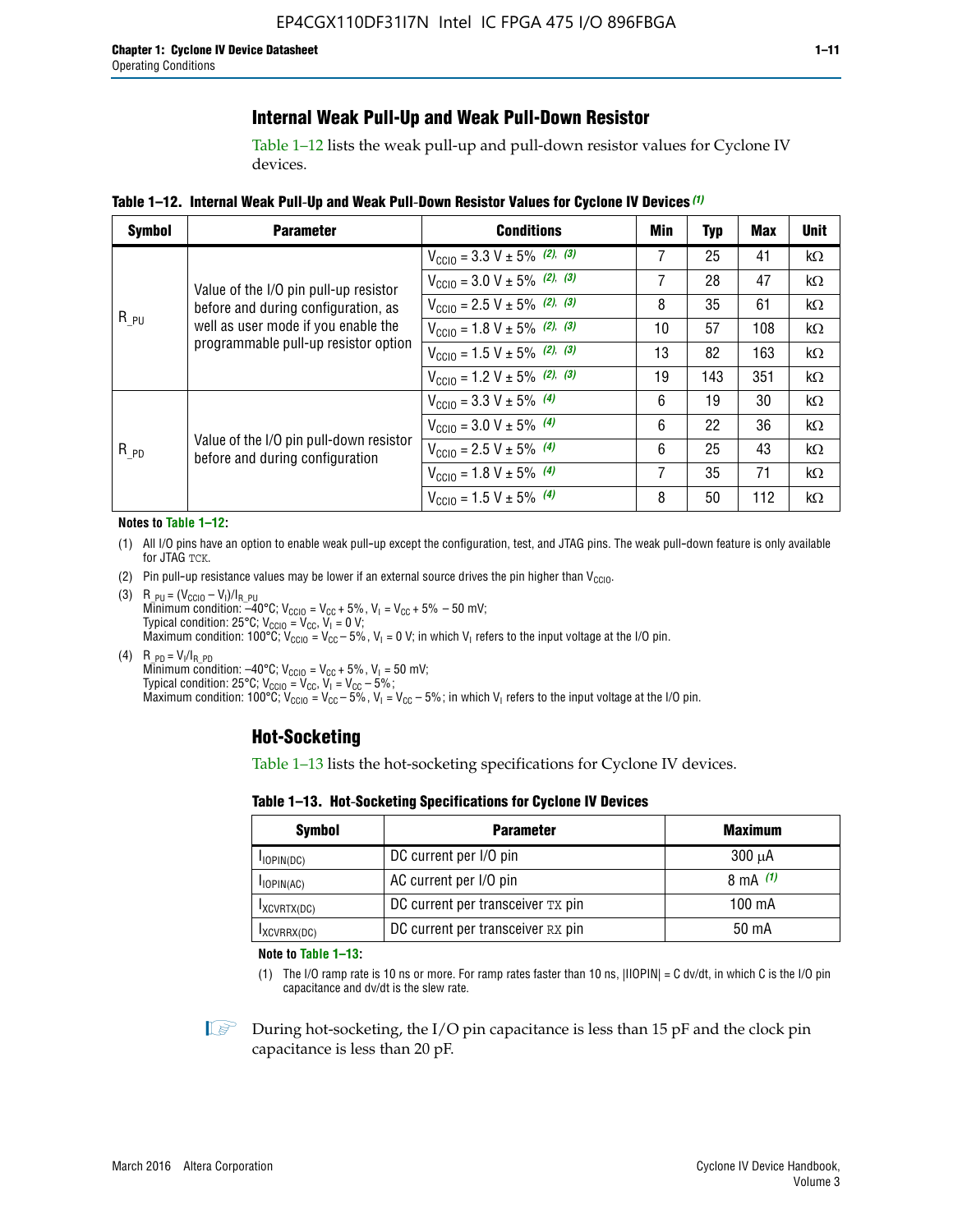## Internal Weak Pull-Up and Weak Pull-Down Resistor

Table 1–12 lists the weak pull-up and pull-down resistor values for Cyclone IV devices.

**Table 1–12. Internal Weak Pull-Up and Weak Pull-Down Resistor Values for Cyclone IV Devices (1)**

| Symbol | Parameter | Conditions | Min | Typ | Max | Unit |
|---|---|---|---|---|---|---|
| $R_{\_PU}$ | Value of the I/O pin pull-up resistor before and during configuration, as well as user mode if you enable the programmable pull-up resistor option | $V_{CCIO}$ = 3.3 V ± 5% (2), (3) | 7 | 25 | 41 | kΩ |
| | | $V_{CCIO}$ = 3.0 V ± 5% (2), (3) | 7 | 28 | 47 | kΩ |
| | | $V_{CCIO}$ = 2.5 V ± 5% (2), (3) | 8 | 35 | 61 | kΩ |
| | | $V_{CCIO}$ = 1.8 V ± 5% (2), (3) | 10 | 57 | 108 | kΩ |
| | | $V_{CCIO}$ = 1.5 V ± 5% (2), (3) | 13 | 82 | 163 | kΩ |
| | | $V_{CCIO}$ = 1.2 V ± 5% (2), (3) | 19 | 143 | 351 | kΩ |
| $R_{\_PD}$ | Value of the I/O pin pull-down resistor before and during configuration | $V_{CCIO}$ = 3.3 V ± 5% (4) | 6 | 19 | 30 | kΩ |
| | | $V_{CCIO}$ = 3.0 V ± 5% (4) | 6 | 22 | 36 | kΩ |
| | | $V_{CCIO}$ = 2.5 V ± 5% (4) | 6 | 25 | 43 | kΩ |
| | | $V_{CCIO}$ = 1.8 V ± 5% (4) | 7 | 35 | 71 | kΩ |
| | | $V_{CCIO}$ = 1.5 V ± 5% (4) | 8 | 50 | 112 | kΩ |

**Notes to Table 1–12:**

(1) All I/O pins have an option to enable weak pull-up except the configuration, test, and JTAG pins. The weak pull-down feature is only available for JTAG TCK.

(2) Pin pull-up resistance values may be lower if an external source drives the pin higher than $V_{CCIO}$.

(3) $R_{\_PU} = (V_{CCIO} - V_I)/I_{R\_PU}$
Minimum condition: –40°C; $V_{CCIO} = V_{CC} + 5\%$, $V_I = V_{CC} + 5\% - 50$ mV;
Typical condition: 25°C; $V_{CCIO} = V_{CC}$, $V_I = 0$ V;
Maximum condition: 100°C; $V_{CCIO} = V_{CC} - 5\%$, $V_I = 0$ V; in which $V_I$ refers to the input voltage at the I/O pin.

(4) $R_{\_PD} = V_I/I_{R\_PD}$
Minimum condition: –40°C; $V_{CCIO} = V_{CC} + 5\%$, $V_I = 50$ mV;
Typical condition: 25°C; $V_{CCIO} = V_{CC}$, $V_I = V_{CC} - 5\%$;
Maximum condition: 100°C; $V_{CCIO} = V_{CC} - 5\%$, $V_I = V_{CC} - 5\%$; in which $V_I$ refers to the input voltage at the I/O pin.

## Hot-Socketing

Table 1–13 lists the hot-socketing specifications for Cyclone IV devices.

**Table 1–13. Hot-Socketing Specifications for Cyclone IV Devices**

| Symbol | Parameter | Maximum |
|---|---|---|
| $I_{IOPIN(DC)}$ | DC current per I/O pin | 300 μA |
| $I_{IOPIN(AC)}$ | AC current per I/O pin | 8 mA (1) |
| $I_{XCVRTX(DC)}$ | DC current per transceiver TX pin | 100 mA |
| $I_{XCVRRX(DC)}$ | DC current per transceiver RX pin | 50 mA |

**Note to Table 1–13:**

(1) The I/O ramp rate is 10 ns or more. For ramp rates faster than 10 ns, |IIOPIN| = C dv/dt, in which C is the I/O pin capacitance and dv/dt is the slew rate.

During hot-socketing, the I/O pin capacitance is less than 15 pF and the clock pin capacitance is less than 20 pF.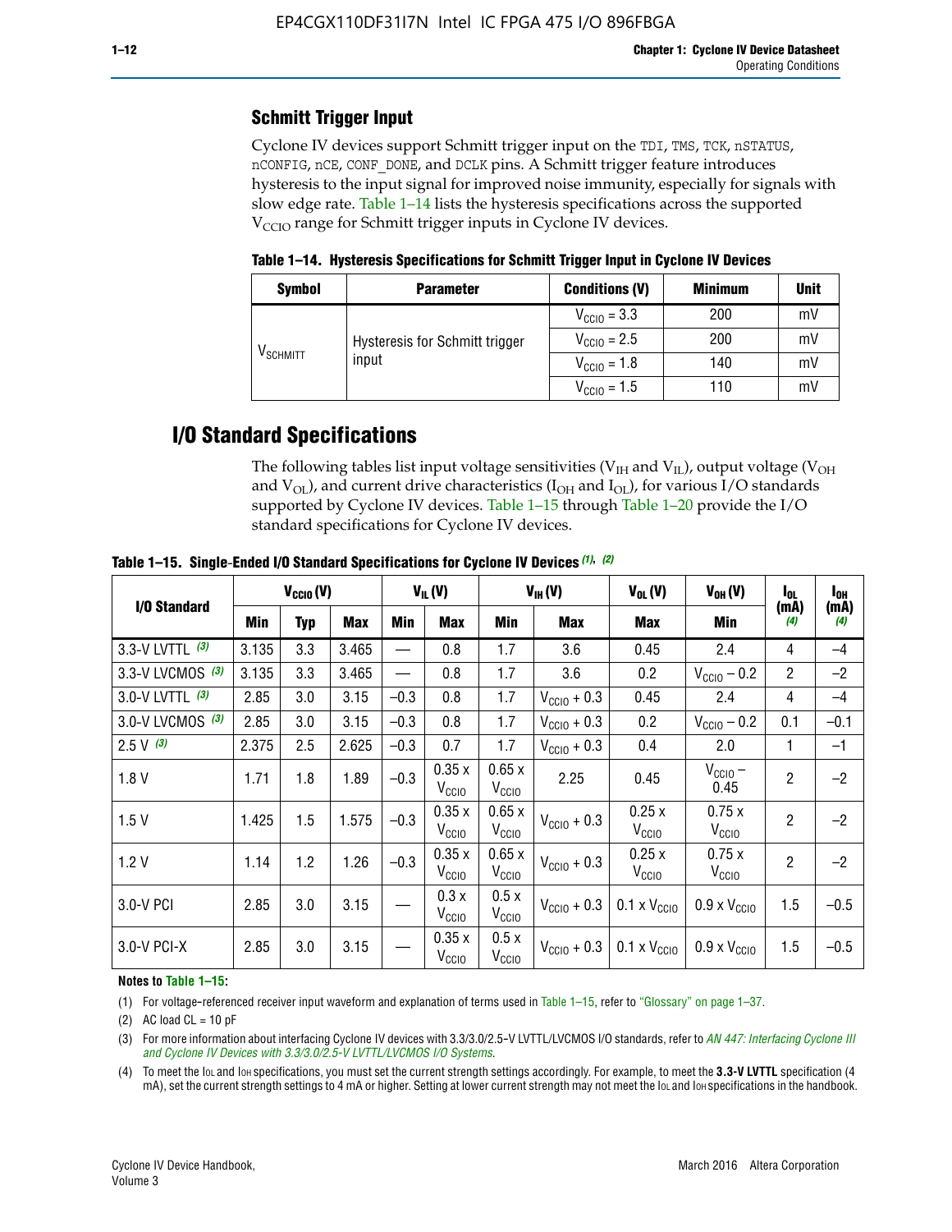## Schmitt Trigger Input

Cyclone IV devices support Schmitt trigger input on the TDI, TMS, TCK, nSTATUS, nCONFIG, nCE, CONF_DONE, and DCLK pins. A Schmitt trigger feature introduces hysteresis to the input signal for improved noise immunity, especially for signals with slow edge rate. Table 1–14 lists the hysteresis specifications across the supported $V_{CCIO}$ range for Schmitt trigger inputs in Cyclone IV devices.

**Table 1–14. Hysteresis Specifications for Schmitt Trigger Input in Cyclone IV Devices**

| Symbol | Parameter | Conditions (V) | Minimum | Unit |
|---|---|---|---|---|
| $V_{SCHMITT}$ | Hysteresis for Schmitt trigger input | $V_{CCIO}$ = 3.3 | 200 | mV |
| | | $V_{CCIO}$ = 2.5 | 200 | mV |
| | | $V_{CCIO}$ = 1.8 | 140 | mV |
| | | $V_{CCIO}$ = 1.5 | 110 | mV |

# I/O Standard Specifications

The following tables list input voltage sensitivities ($V_{IH}$ and $V_{IL}$), output voltage ($V_{OH}$ and $V_{OL}$), and current drive characteristics ($I_{OH}$ and $I_{OL}$), for various I/O standards supported by Cyclone IV devices. Table 1–15 through Table 1–20 provide the I/O standard specifications for Cyclone IV devices.

**Table 1–15. Single-Ended I/O Standard Specifications for Cyclone IV Devices (1), (2)**

| I/O Standard | $V_{CCIO}$ (V) | | | $V_{IL}$ (V) | | $V_{IH}$ (V) | | $V_{OL}$ (V) | $V_{OH}$ (V) | $I_{OL}$ (mA) (4) | $I_{OH}$ (mA) (4) |
|---|---|---|---|---|---|---|---|---|---|---|---|
| | Min | Typ | Max | Min | Max | Min | Max | Max | Min | | |
| 3.3-V LVTTL (3) | 3.135 | 3.3 | 3.465 | — | 0.8 | 1.7 | 3.6 | 0.45 | 2.4 | 4 | –4 |
| 3.3-V LVCMOS (3) | 3.135 | 3.3 | 3.465 | — | 0.8 | 1.7 | 3.6 | 0.2 | $V_{CCIO}$ – 0.2 | 2 | –2 |
| 3.0-V LVTTL (3) | 2.85 | 3.0 | 3.15 | –0.3 | 0.8 | 1.7 | $V_{CCIO}$ + 0.3 | 0.45 | 2.4 | 4 | –4 |
| 3.0-V LVCMOS (3) | 2.85 | 3.0 | 3.15 | –0.3 | 0.8 | 1.7 | $V_{CCIO}$ + 0.3 | 0.2 | $V_{CCIO}$ – 0.2 | 0.1 | –0.1 |
| 2.5 V (3) | 2.375 | 2.5 | 2.625 | –0.3 | 0.7 | 1.7 | $V_{CCIO}$ + 0.3 | 0.4 | 2.0 | 1 | –1 |
| 1.8 V | 1.71 | 1.8 | 1.89 | –0.3 | 0.35 x $V_{CCIO}$ | 0.65 x $V_{CCIO}$ | 2.25 | 0.45 | $V_{CCIO}$ – 0.45 | 2 | –2 |
| 1.5 V | 1.425 | 1.5 | 1.575 | –0.3 | 0.35 x $V_{CCIO}$ | 0.65 x $V_{CCIO}$ | $V_{CCIO}$ + 0.3 | 0.25 x $V_{CCIO}$ | 0.75 x $V_{CCIO}$ | 2 | –2 |
| 1.2 V | 1.14 | 1.2 | 1.26 | –0.3 | 0.35 x $V_{CCIO}$ | 0.65 x $V_{CCIO}$ | $V_{CCIO}$ + 0.3 | 0.25 x $V_{CCIO}$ | 0.75 x $V_{CCIO}$ | 2 | –2 |
| 3.0-V PCI | 2.85 | 3.0 | 3.15 | — | 0.3 x $V_{CCIO}$ | 0.5 x $V_{CCIO}$ | $V_{CCIO}$ + 0.3 | 0.1 x $V_{CCIO}$ | 0.9 x $V_{CCIO}$ | 1.5 | –0.5 |
| 3.0-V PCI-X | 2.85 | 3.0 | 3.15 | — | 0.35 x $V_{CCIO}$ | 0.5 x $V_{CCIO}$ | $V_{CCIO}$ + 0.3 | 0.1 x $V_{CCIO}$ | 0.9 x $V_{CCIO}$ | 1.5 | –0.5 |

**Notes to Table 1–15:**

(1) For voltage-referenced receiver input waveform and explanation of terms used in Table 1–15, refer to "Glossary" on page 1–37.

(2) AC load CL = 10 pF

(3) For more information about interfacing Cyclone IV devices with 3.3/3.0/2.5-V LVTTL/LVCMOS I/O standards, refer to *AN 447: Interfacing Cyclone III and Cyclone IV Devices with 3.3/3.0/2.5-V LVTTL/LVCMOS I/O Systems*.

(4) To meet the IOL and IOH specifications, you must set the current strength settings accordingly. For example, to meet the **3.3-V LVTTL** specification (4 mA), set the current strength settings to 4 mA or higher. Setting at lower current strength may not meet the IOL and IOH specifications in the handbook.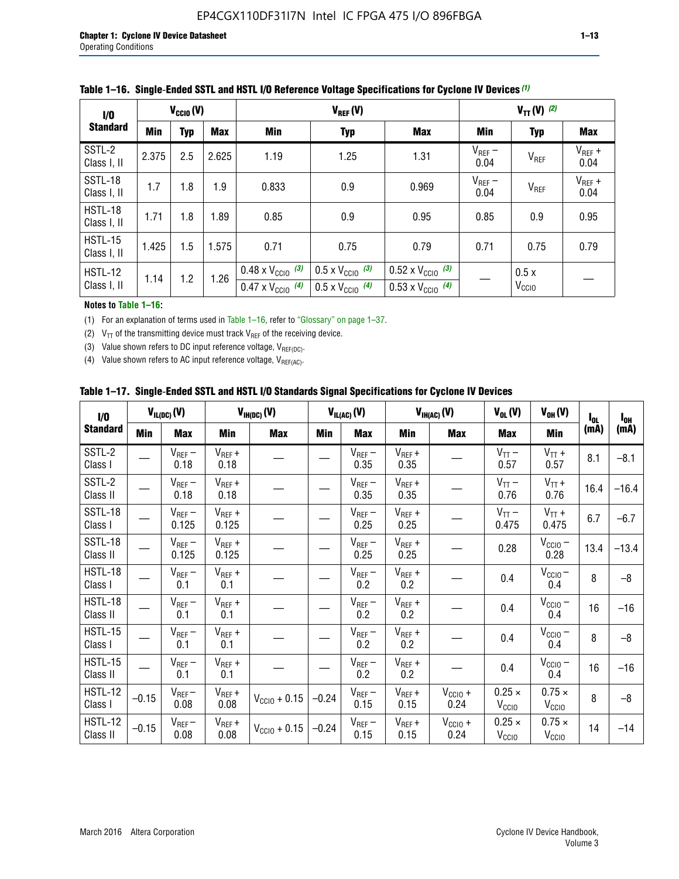**Table 1–16. Single-Ended SSTL and HSTL I/O Reference Voltage Specifications for Cyclone IV Devices (1)**

| I/O Standard | $V_{CCIO}$ (V) | | | $V_{REF}$ (V) | | | $V_{TT}$ (V) (2) | | |
|---|---|---|---|---|---|---|---|---|---|
| | Min | Typ | Max | Min | Typ | Max | Min | Typ | Max |
| SSTL-2 Class I, II | 2.375 | 2.5 | 2.625 | 1.19 | 1.25 | 1.31 | $V_{REF}$ – 0.04 | $V_{REF}$ | $V_{REF}$ + 0.04 |
| SSTL-18 Class I, II | 1.7 | 1.8 | 1.9 | 0.833 | 0.9 | 0.969 | $V_{REF}$ – 0.04 | $V_{REF}$ | $V_{REF}$ + 0.04 |
| HSTL-18 Class I, II | 1.71 | 1.8 | 1.89 | 0.85 | 0.9 | 0.95 | 0.85 | 0.9 | 0.95 |
| HSTL-15 Class I, II | 1.425 | 1.5 | 1.575 | 0.71 | 0.75 | 0.79 | 0.71 | 0.75 | 0.79 |
| HSTL-12 Class I, II | 1.14 | 1.2 | 1.26 | 0.48 x $V_{CCIO}$ (3) / 0.47 x $V_{CCIO}$ (4) | 0.5 x $V_{CCIO}$ (3) / 0.5 x $V_{CCIO}$ (4) | 0.52 x $V_{CCIO}$ (3) / 0.53 x $V_{CCIO}$ (4) | — | 0.5 x $V_{CCIO}$ | — |

**Notes to Table 1–16:**

(1) For an explanation of terms used in Table 1–16, refer to "Glossary" on page 1–37.

(2) $V_{TT}$ of the transmitting device must track $V_{REF}$ of the receiving device.

(3) Value shown refers to DC input reference voltage, $V_{REF(DC)}$.

(4) Value shown refers to AC input reference voltage, $V_{REF(AC)}$.

**Table 1–17. Single-Ended SSTL and HSTL I/O Standards Signal Specifications for Cyclone IV Devices**

| I/O Standard | $V_{IL(DC)}$ (V) | | $V_{IH(DC)}$ (V) | | $V_{IL(AC)}$ (V) | | $V_{IH(AC)}$ (V) | | $V_{OL}$ (V) | $V_{OH}$ (V) | $I_{OL}$ (mA) | $I_{OH}$ (mA) |
|---|---|---|---|---|---|---|---|---|---|---|---|---|
| | Min | Max | Min | Max | Min | Max | Min | Max | Max | Min | | |
| SSTL-2 Class I | — | $V_{REF}$ – 0.18 | $V_{REF}$ + 0.18 | — | — | $V_{REF}$ – 0.35 | $V_{REF}$ + 0.35 | — | $V_{TT}$ – 0.57 | $V_{TT}$ + 0.57 | 8.1 | –8.1 |
| SSTL-2 Class II | — | $V_{REF}$ – 0.18 | $V_{REF}$ + 0.18 | — | — | $V_{REF}$ – 0.35 | $V_{REF}$ + 0.35 | — | $V_{TT}$ – 0.76 | $V_{TT}$ + 0.76 | 16.4 | –16.4 |
| SSTL-18 Class I | — | $V_{REF}$ – 0.125 | $V_{REF}$ + 0.125 | — | — | $V_{REF}$ – 0.25 | $V_{REF}$ + 0.25 | — | $V_{TT}$ – 0.475 | $V_{TT}$ + 0.475 | 6.7 | –6.7 |
| SSTL-18 Class II | — | $V_{REF}$ – 0.125 | $V_{REF}$ + 0.125 | — | — | $V_{REF}$ – 0.25 | $V_{REF}$ + 0.25 | — | 0.28 | $V_{CCIO}$ – 0.28 | 13.4 | –13.4 |
| HSTL-18 Class I | — | $V_{REF}$ – 0.1 | $V_{REF}$ + 0.1 | — | — | $V_{REF}$ – 0.2 | $V_{REF}$ + 0.2 | — | 0.4 | $V_{CCIO}$ – 0.4 | 8 | –8 |
| HSTL-18 Class II | — | $V_{REF}$ – 0.1 | $V_{REF}$ + 0.1 | — | — | $V_{REF}$ – 0.2 | $V_{REF}$ + 0.2 | — | 0.4 | $V_{CCIO}$ – 0.4 | 16 | –16 |
| HSTL-15 Class I | — | $V_{REF}$ – 0.1 | $V_{REF}$ + 0.1 | — | — | $V_{REF}$ – 0.2 | $V_{REF}$ + 0.2 | — | 0.4 | $V_{CCIO}$ – 0.4 | 8 | –8 |
| HSTL-15 Class II | — | $V_{REF}$ – 0.1 | $V_{REF}$ + 0.1 | — | — | $V_{REF}$ – 0.2 | $V_{REF}$ + 0.2 | — | 0.4 | $V_{CCIO}$ – 0.4 | 16 | –16 |
| HSTL-12 Class I | –0.15 | $V_{REF}$ – 0.08 | $V_{REF}$ + 0.08 | $V_{CCIO}$ + 0.15 | –0.24 | $V_{REF}$ – 0.15 | $V_{REF}$ + 0.15 | $V_{CCIO}$ + 0.24 | 0.25 × $V_{CCIO}$ | 0.75 × $V_{CCIO}$ | 8 | –8 |
| HSTL-12 Class II | –0.15 | $V_{REF}$ – 0.08 | $V_{REF}$ + 0.08 | $V_{CCIO}$ + 0.15 | –0.24 | $V_{REF}$ – 0.15 | $V_{REF}$ + 0.15 | $V_{CCIO}$ + 0.24 | 0.25 × $V_{CCIO}$ | 0.75 × $V_{CCIO}$ | 14 | –14 |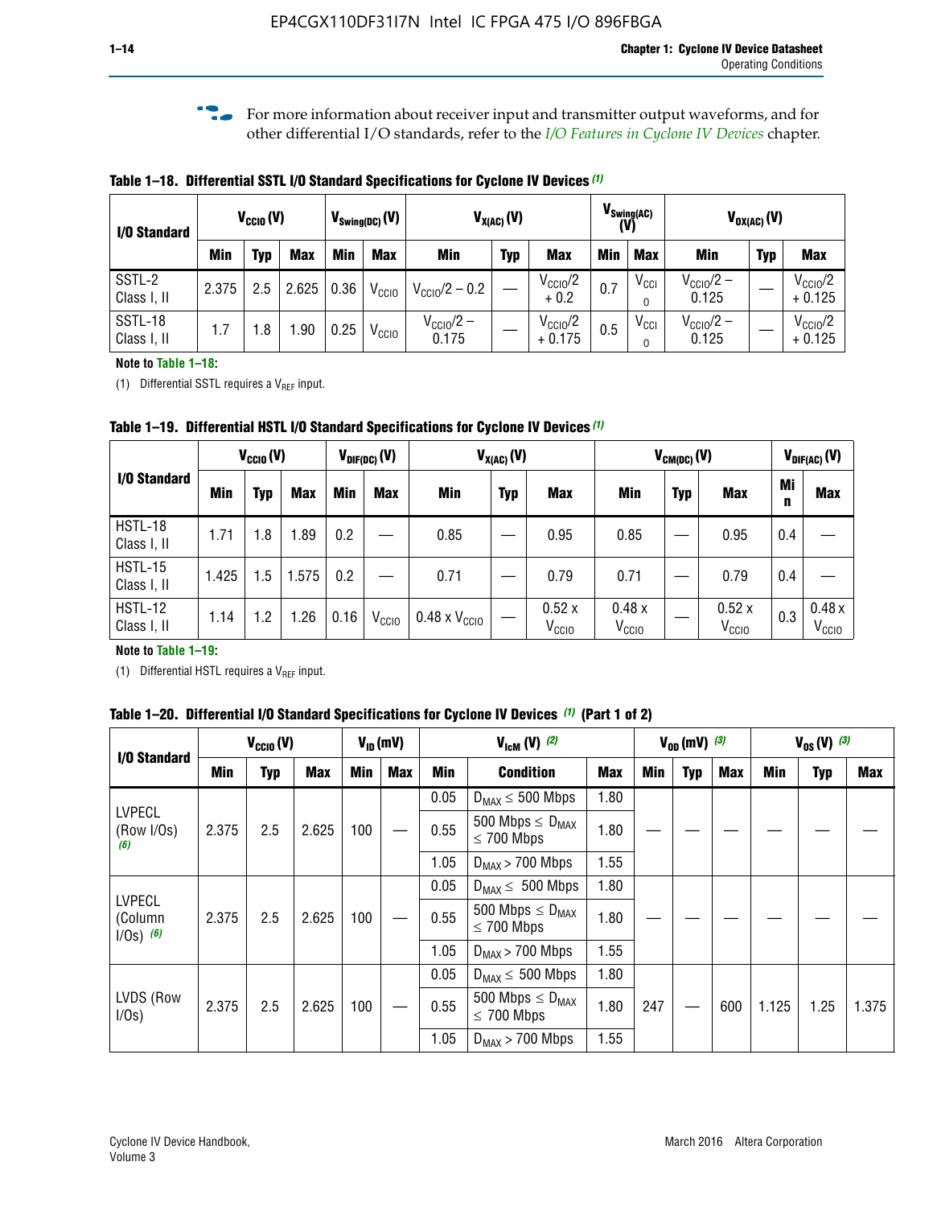For more information about receiver input and transmitter output waveforms, and for other differential I/O standards, refer to the *I/O Features in Cyclone IV Devices* chapter.

**Table 1–18. Differential SSTL I/O Standard Specifications for Cyclone IV Devices (1)**

| I/O Standard | $V_{CCIO}$ (V) | | | $V_{Swing(DC)}$ (V) | | $V_{X(AC)}$ (V) | | | $V_{Swing(AC)}$ (V) | | $V_{OX(AC)}$ (V) | | |
|---|---|---|---|---|---|---|---|---|---|---|---|---|---|
| | Min | Typ | Max | Min | Max | Min | Typ | Max | Min | Max | Min | Typ | Max |
| SSTL-2 Class I, II | 2.375 | 2.5 | 2.625 | 0.36 | $V_{CCIO}$ | $V_{CCIO}/2 - 0.2$ | — | $V_{CCIO}/2 + 0.2$ | 0.7 | $V_{CCIO}$ | $V_{CCIO}/2 - 0.125$ | — | $V_{CCIO}/2 + 0.125$ |
| SSTL-18 Class I, II | 1.7 | 1.8 | 1.90 | 0.25 | $V_{CCIO}$ | $V_{CCIO}/2 - 0.175$ | — | $V_{CCIO}/2 + 0.175$ | 0.5 | $V_{CCIO}$ | $V_{CCIO}/2 - 0.125$ | — | $V_{CCIO}/2 + 0.125$ |

**Note to Table 1–18:**

(1) Differential SSTL requires a $V_{REF}$ input.

**Table 1–19. Differential HSTL I/O Standard Specifications for Cyclone IV Devices (1)**

| I/O Standard | $V_{CCIO}$ (V) | | | $V_{DIF(DC)}$ (V) | | $V_{X(AC)}$ (V) | | | $V_{CM(DC)}$ (V) | | | $V_{DIF(AC)}$ (V) | |
|---|---|---|---|---|---|---|---|---|---|---|---|---|---|
| | Min | Typ | Max | Min | Max | Min | Typ | Max | Min | Typ | Max | Min | Max |
| HSTL-18 Class I, II | 1.71 | 1.8 | 1.89 | 0.2 | — | 0.85 | — | 0.95 | 0.85 | — | 0.95 | 0.4 | — |
| HSTL-15 Class I, II | 1.425 | 1.5 | 1.575 | 0.2 | — | 0.71 | — | 0.79 | 0.71 | — | 0.79 | 0.4 | — |
| HSTL-12 Class I, II | 1.14 | 1.2 | 1.26 | 0.16 | $V_{CCIO}$ | 0.48 x $V_{CCIO}$ | — | 0.52 x $V_{CCIO}$ | 0.48 x $V_{CCIO}$ | — | 0.52 x $V_{CCIO}$ | 0.3 | 0.48 x $V_{CCIO}$ |

**Note to Table 1–19:**

(1) Differential HSTL requires a $V_{REF}$ input.

**Table 1–20. Differential I/O Standard Specifications for Cyclone IV Devices (1) (Part 1 of 2)**

| I/O Standard | $V_{CCIO}$ (V) | | | $V_{ID}$ (mV) | | $V_{IcM}$ (V) (2) | | | $V_{OD}$ (mV) (3) | | | $V_{OS}$ (V) (3) | | |
|---|---|---|---|---|---|---|---|---|---|---|---|---|---|---|
| | Min | Typ | Max | Min | Max | Min | Condition | Max | Min | Typ | Max | Min | Typ | Max |
| LVPECL (Row I/Os) (6) | 2.375 | 2.5 | 2.625 | 100 | — | 0.05 | $D_{MAX} \leq 500$ Mbps | 1.80 | — | — | — | — | — | — |
| | | | | | | 0.55 | 500 Mbps $\leq D_{MAX} \leq 700$ Mbps | 1.80 | | | | | | |
| | | | | | | 1.05 | $D_{MAX} > 700$ Mbps | 1.55 | | | | | | |
| LVPECL (Column I/Os) (6) | 2.375 | 2.5 | 2.625 | 100 | — | 0.05 | $D_{MAX} \leq 500$ Mbps | 1.80 | — | — | — | — | — | — |
| | | | | | | 0.55 | 500 Mbps $\leq D_{MAX} \leq 700$ Mbps | 1.80 | | | | | | |
| | | | | | | 1.05 | $D_{MAX} > 700$ Mbps | 1.55 | | | | | | |
| LVDS (Row I/Os) | 2.375 | 2.5 | 2.625 | 100 | — | 0.05 | $D_{MAX} \leq 500$ Mbps | 1.80 | 247 | — | 600 | 1.125 | 1.25 | 1.375 |
| | | | | | | 0.55 | 500 Mbps $\leq D_{MAX} \leq 700$ Mbps | 1.80 | | | | | | |
| | | | | | | 1.05 | $D_{MAX} > 700$ Mbps | 1.55 | | | | | | |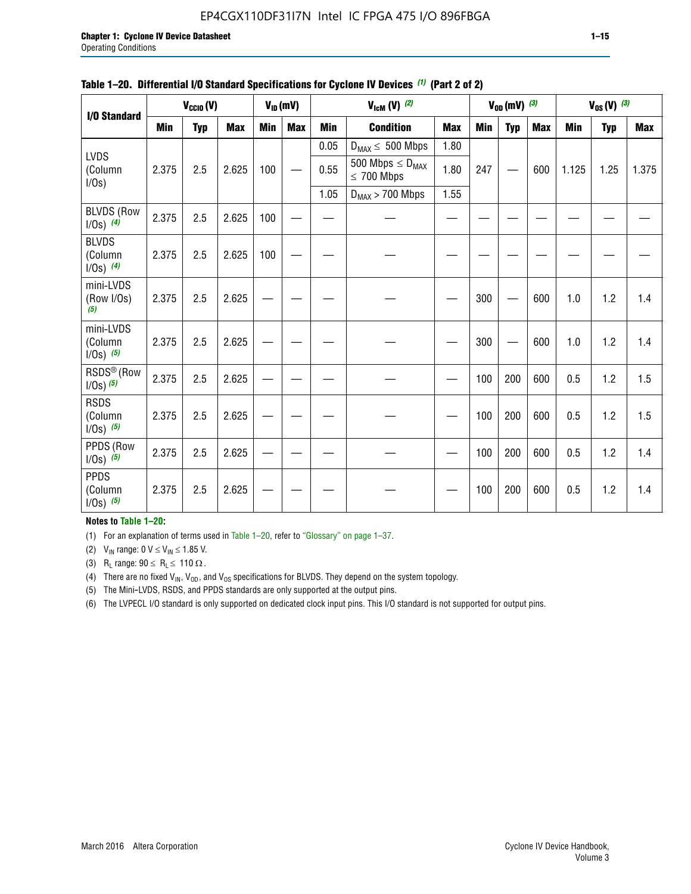**Table 1–20. Differential I/O Standard Specifications for Cyclone IV Devices (1) (Part 2 of 2)**

| I/O Standard | $V_{CCIO}$ (V) | | | $V_{ID}$ (mV) | | $V_{IcM}$ (V) (2) | | | $V_{OD}$ (mV) (3) | | | $V_{OS}$ (V) (3) | | |
|---|---|---|---|---|---|---|---|---|---|---|---|---|---|---|
| | Min | Typ | Max | Min | Max | Min | Condition | Max | Min | Typ | Max | Min | Typ | Max |
| LVDS (Column I/Os) | 2.375 | 2.5 | 2.625 | 100 | — | 0.05 | $D_{MAX} \leq$ 500 Mbps | 1.80 | 247 | — | 600 | 1.125 | 1.25 | 1.375 |
| | | | | | | 0.55 | 500 Mbps $\leq D_{MAX} \leq$ 700 Mbps | 1.80 | | | | | | |
| | | | | | | 1.05 | $D_{MAX}$ > 700 Mbps | 1.55 | | | | | | |
| BLVDS (Row I/Os) (4) | 2.375 | 2.5 | 2.625 | 100 | — | — | — | — | — | — | — | — | — | — |
| BLVDS (Column I/Os) (4) | 2.375 | 2.5 | 2.625 | 100 | — | — | — | — | — | — | — | — | — | — |
| mini-LVDS (Row I/Os) (5) | 2.375 | 2.5 | 2.625 | — | — | — | — | — | 300 | — | 600 | 1.0 | 1.2 | 1.4 |
| mini-LVDS (Column I/Os) (5) | 2.375 | 2.5 | 2.625 | — | — | — | — | — | 300 | — | 600 | 1.0 | 1.2 | 1.4 |
| RSDS® (Row I/Os) (5) | 2.375 | 2.5 | 2.625 | — | — | — | — | — | 100 | 200 | 600 | 0.5 | 1.2 | 1.5 |
| RSDS (Column I/Os) (5) | 2.375 | 2.5 | 2.625 | — | — | — | — | — | 100 | 200 | 600 | 0.5 | 1.2 | 1.5 |
| PPDS (Row I/Os) (5) | 2.375 | 2.5 | 2.625 | — | — | — | — | — | 100 | 200 | 600 | 0.5 | 1.2 | 1.4 |
| PPDS (Column I/Os) (5) | 2.375 | 2.5 | 2.625 | — | — | — | — | — | 100 | 200 | 600 | 0.5 | 1.2 | 1.4 |

**Notes to Table 1–20:**

(1) For an explanation of terms used in Table 1–20, refer to "Glossary" on page 1–37.

(2) $V_{IN}$ range: 0 V $\leq V_{IN} \leq$ 1.85 V.

(3) $R_L$ range: 90 $\leq R_L \leq$ 110 Ω.

(4) There are no fixed $V_{IN}$, $V_{OD}$, and $V_{OS}$ specifications for BLVDS. They depend on the system topology.

(5) The Mini-LVDS, RSDS, and PPDS standards are only supported at the output pins.

(6) The LVPECL I/O standard is only supported on dedicated clock input pins. This I/O standard is not supported for output pins.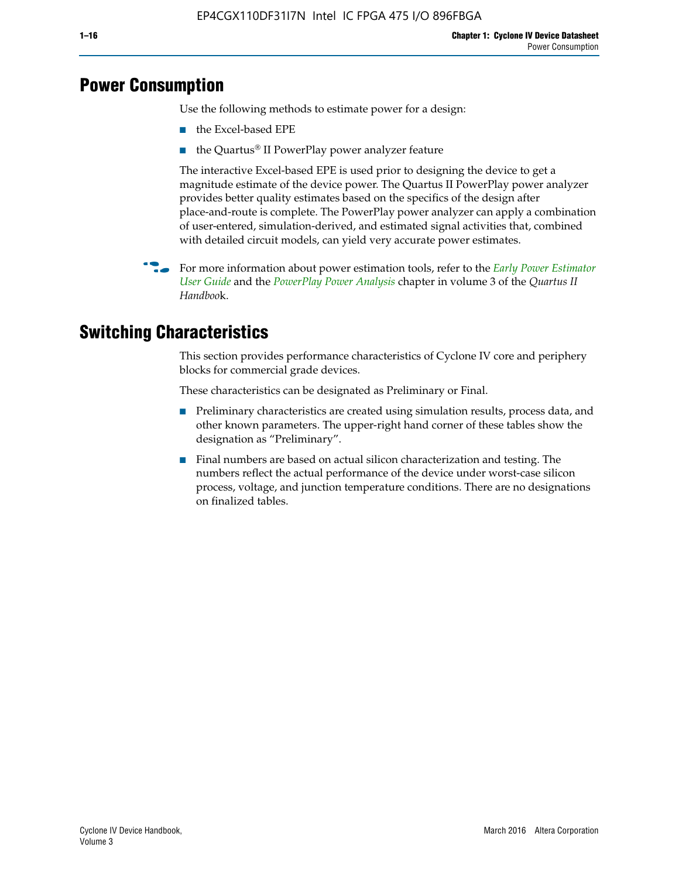# Power Consumption

Use the following methods to estimate power for a design:

- the Excel-based EPE
- the Quartus® II PowerPlay power analyzer feature

The interactive Excel-based EPE is used prior to designing the device to get a magnitude estimate of the device power. The Quartus II PowerPlay power analyzer provides better quality estimates based on the specifics of the design after place-and-route is complete. The PowerPlay power analyzer can apply a combination of user-entered, simulation-derived, and estimated signal activities that, combined with detailed circuit models, can yield very accurate power estimates.

For more information about power estimation tools, refer to the *Early Power Estimator User Guide* and the *PowerPlay Power Analysis* chapter in volume 3 of the *Quartus II Handbook*.

# Switching Characteristics

This section provides performance characteristics of Cyclone IV core and periphery blocks for commercial grade devices.

These characteristics can be designated as Preliminary or Final.

- Preliminary characteristics are created using simulation results, process data, and other known parameters. The upper-right hand corner of these tables show the designation as "Preliminary".
- Final numbers are based on actual silicon characterization and testing. The numbers reflect the actual performance of the device under worst-case silicon process, voltage, and junction temperature conditions. There are no designations on finalized tables.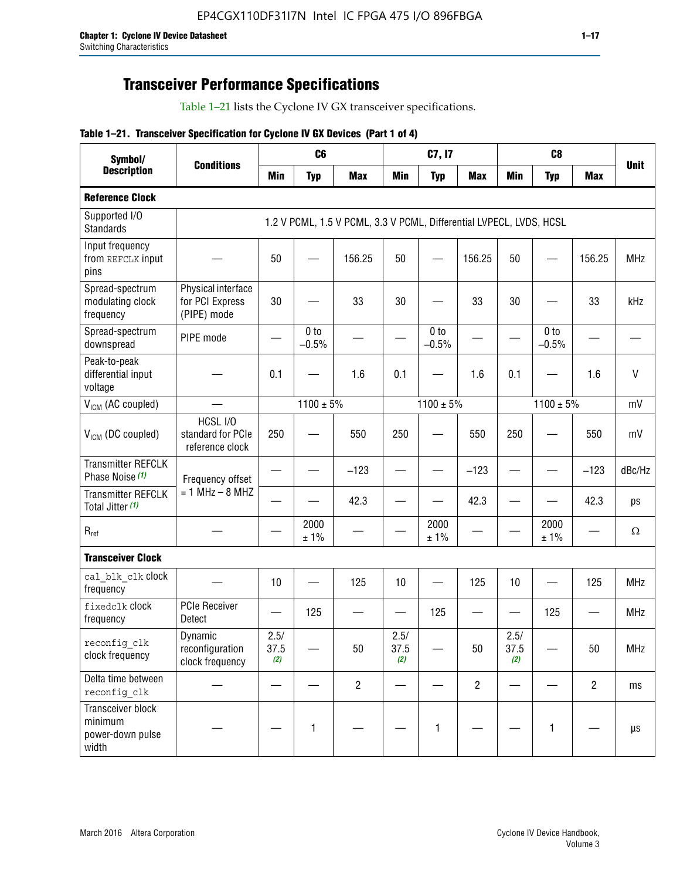## Transceiver Performance Specifications

Table 1–21 lists the Cyclone IV GX transceiver specifications.

**Table 1–21. Transceiver Specification for Cyclone IV GX Devices (Part 1 of 4)**

| Symbol/ Description | Conditions | C6 | | | C7, I7 | | | C8 | | | Unit |
|---|---|---|---|---|---|---|---|---|---|---|---|
| | | Min | Typ | Max | Min | Typ | Max | Min | Typ | Max | |
| **Reference Clock** | | | | | | | | | | | |
| Supported I/O Standards | 1.2 V PCML, 1.5 V PCML, 3.3 V PCML, Differential LVPECL, LVDS, HCSL | | | | | | | | | | |
| Input frequency from REFCLK input pins | — | 50 | — | 156.25 | 50 | — | 156.25 | 50 | — | 156.25 | MHz |
| Spread-spectrum modulating clock frequency | Physical interface for PCI Express (PIPE) mode | 30 | — | 33 | 30 | — | 33 | 30 | — | 33 | kHz |
| Spread-spectrum downspread | PIPE mode | — | 0 to −0.5% | — | — | 0 to −0.5% | — | — | 0 to −0.5% | — | — |
| Peak-to-peak differential input voltage | — | 0.1 | — | 1.6 | 0.1 | — | 1.6 | 0.1 | — | 1.6 | V |
| $V_{ICM}$ (AC coupled) | — | 1100 ± 5% | | | 1100 ± 5% | | | 1100 ± 5% | | | mV |
| $V_{ICM}$ (DC coupled) | HCSL I/O standard for PCIe reference clock | 250 | — | 550 | 250 | — | 550 | 250 | — | 550 | mV |
| Transmitter REFCLK Phase Noise (1) | Frequency offset = 1 MHz – 8 MHZ | — | — | −123 | — | — | −123 | — | — | −123 | dBc/Hz |
| Transmitter REFCLK Total Jitter (1) | | — | — | 42.3 | — | — | 42.3 | — | — | 42.3 | ps |
| $R_{ref}$ | — | — | 2000 ± 1% | — | — | 2000 ± 1% | — | — | 2000 ± 1% | — | Ω |
| **Transceiver Clock** | | | | | | | | | | | |
| cal_blk_clk clock frequency | — | 10 | — | 125 | 10 | — | 125 | 10 | — | 125 | MHz |
| fixedclk clock frequency | PCIe Receiver Detect | — | 125 | — | — | 125 | — | — | 125 | — | MHz |
| reconfig_clk clock frequency | Dynamic reconfiguration clock frequency | 2.5/ 37.5 (2) | — | 50 | 2.5/ 37.5 (2) | — | 50 | 2.5/ 37.5 (2) | — | 50 | MHz |
| Delta time between reconfig_clk | — | — | — | 2 | — | — | 2 | — | — | 2 | ms |
| Transceiver block minimum power-down pulse width | — | — | 1 | — | — | 1 | — | — | 1 | — | µs |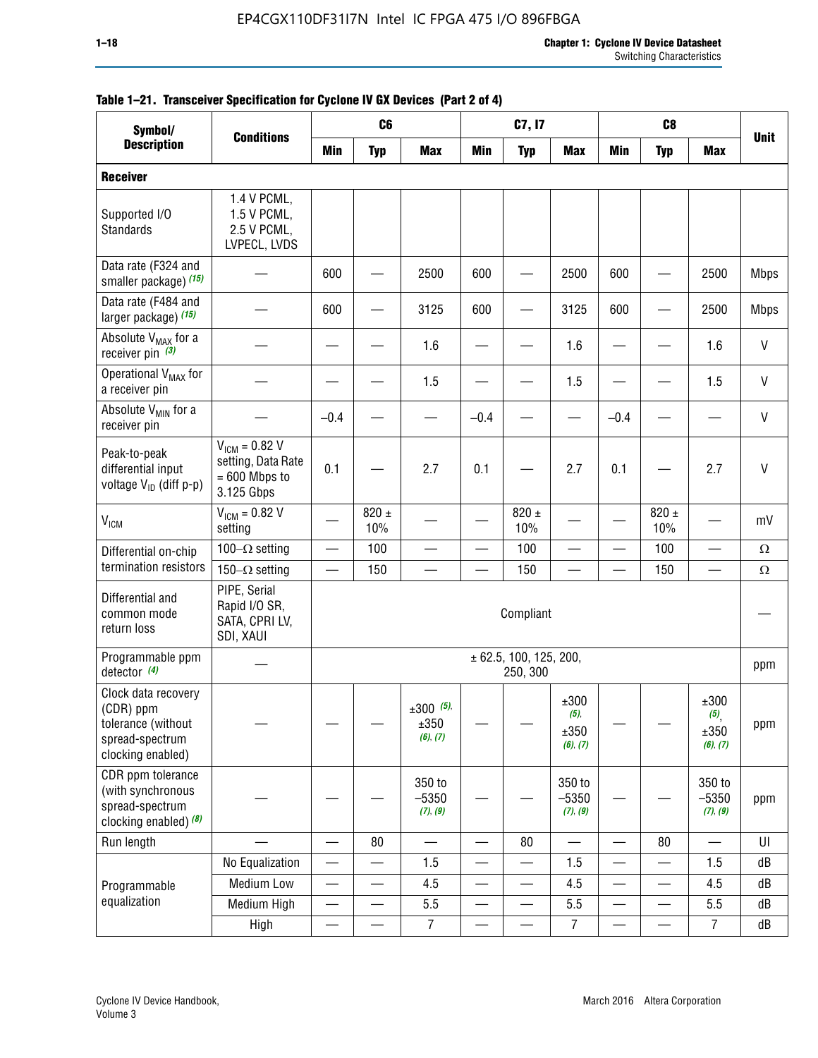**Table 1–21. Transceiver Specification for Cyclone IV GX Devices (Part 2 of 4)**

| Symbol/ Description | Conditions | C6 | | | C7, I7 | | | C8 | | | Unit |
|---|---|---|---|---|---|---|---|---|---|---|---|
| | | Min | Typ | Max | Min | Typ | Max | Min | Typ | Max | |
| **Receiver** | | | | | | | | | | | |
| Supported I/O Standards | 1.4 V PCML, 1.5 V PCML, 2.5 V PCML, LVPECL, LVDS | | | | | | | | | | |
| Data rate (F324 and smaller package) *(15)* | — | 600 | — | 2500 | 600 | — | 2500 | 600 | — | 2500 | Mbps |
| Data rate (F484 and larger package) *(15)* | — | 600 | — | 3125 | 600 | — | 3125 | 600 | — | 2500 | Mbps |
| Absolute $V_{MAX}$ for a receiver pin *(3)* | — | — | — | 1.6 | — | — | 1.6 | — | — | 1.6 | V |
| Operational $V_{MAX}$ for a receiver pin | — | — | — | 1.5 | — | — | 1.5 | — | — | 1.5 | V |
| Absolute $V_{MIN}$ for a receiver pin | — | –0.4 | — | — | –0.4 | — | — | –0.4 | — | — | V |
| Peak-to-peak differential input voltage $V_{ID}$ (diff p-p) | $V_{ICM}$ = 0.82 V setting, Data Rate = 600 Mbps to 3.125 Gbps | 0.1 | — | 2.7 | 0.1 | — | 2.7 | 0.1 | — | 2.7 | V |
| $V_{ICM}$ | $V_{ICM}$ = 0.82 V setting | — | 820 ± 10% | — | — | 820 ± 10% | — | — | 820 ± 10% | — | mV |
| Differential on-chip termination resistors | 100–Ω setting | — | 100 | — | — | 100 | — | — | 100 | — | Ω |
| | 150–Ω setting | — | 150 | — | — | 150 | — | — | 150 | — | Ω |
| Differential and common mode return loss | PIPE, Serial Rapid I/O SR, SATA, CPRI LV, SDI, XAUI | Compliant | | | | | | | | | — |
| Programmable ppm detector *(4)* | — | ± 62.5, 100, 125, 200, 250, 300 | | | | | | | | | ppm |
| Clock data recovery (CDR) ppm tolerance (without spread-spectrum clocking enabled) | — | — | — | ±300 *(5)*, ±350 *(6)*, *(7)* | — | — | ±300 *(5)*, ±350 *(6)*, *(7)* | — | — | ±300 *(5)*, ±350 *(6)*, *(7)* | ppm |
| CDR ppm tolerance (with synchronous spread-spectrum clocking enabled) *(8)* | — | — | — | 350 to –5350 *(7)*, *(9)* | — | — | 350 to –5350 *(7)*, *(9)* | — | — | 350 to –5350 *(7)*, *(9)* | ppm |
| Run length | — | — | 80 | — | — | 80 | — | — | 80 | — | UI |
| Programmable equalization | No Equalization | — | — | 1.5 | — | — | 1.5 | — | — | 1.5 | dB |
| | Medium Low | — | — | 4.5 | — | — | 4.5 | — | — | 4.5 | dB |
| | Medium High | — | — | 5.5 | — | — | 5.5 | — | — | 5.5 | dB |
| | High | — | — | 7 | — | — | 7 | — | — | 7 | dB |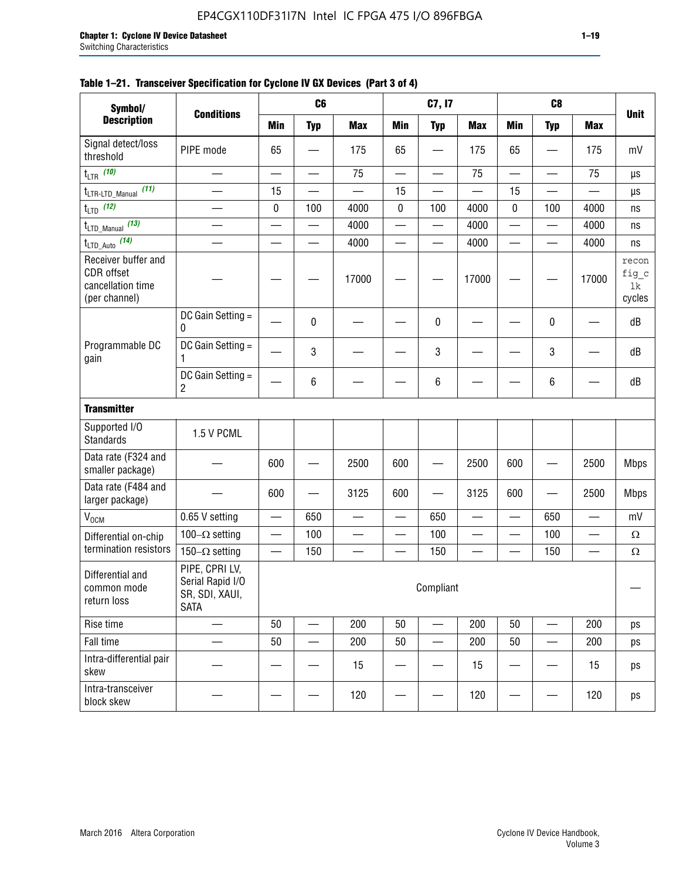**Table 1–21. Transceiver Specification for Cyclone IV GX Devices (Part 3 of 4)**

| Symbol/ Description | Conditions | C6 | | | C7, I7 | | | C8 | | | Unit |
|---|---|---|---|---|---|---|---|---|---|---|---|
| | | Min | Typ | Max | Min | Typ | Max | Min | Typ | Max | |
| Signal detect/loss threshold | PIPE mode | 65 | — | 175 | 65 | — | 175 | 65 | — | 175 | mV |
| $t_{LTR}$ (10) | — | — | — | 75 | — | — | 75 | — | — | 75 | µs |
| $t_{LTR\text{-}LTD\_Manual}$ (11) | — | 15 | — | — | 15 | — | — | 15 | — | — | µs |
| $t_{LTD}$ (12) | — | 0 | 100 | 4000 | 0 | 100 | 4000 | 0 | 100 | 4000 | ns |
| $t_{LTD\_Manual}$ (13) | — | — | — | 4000 | — | — | 4000 | — | — | 4000 | ns |
| $t_{LTD\_Auto}$ (14) | — | — | — | 4000 | — | — | 4000 | — | — | 4000 | ns |
| Receiver buffer and CDR offset cancellation time (per channel) | — | — | — | 17000 | — | — | 17000 | — | — | 17000 | reconfig_clk cycles |
| Programmable DC gain | DC Gain Setting = 0 | — | 0 | — | — | 0 | — | — | 0 | — | dB |
| | DC Gain Setting = 1 | — | 3 | — | — | 3 | — | — | 3 | — | dB |
| | DC Gain Setting = 2 | — | 6 | — | — | 6 | — | — | 6 | — | dB |
| **Transmitter** | | | | | | | | | | | |
| Supported I/O Standards | 1.5 V PCML | | | | | | | | | | |
| Data rate (F324 and smaller package) | — | 600 | — | 2500 | 600 | — | 2500 | 600 | — | 2500 | Mbps |
| Data rate (F484 and larger package) | — | 600 | — | 3125 | 600 | — | 3125 | 600 | — | 2500 | Mbps |
| $V_{OCM}$ | 0.65 V setting | — | 650 | — | — | 650 | — | — | 650 | — | mV |
| Differential on-chip termination resistors | 100–Ω setting | — | 100 | — | — | 100 | — | — | 100 | — | Ω |
| | 150–Ω setting | — | 150 | — | — | 150 | — | — | 150 | — | Ω |
| Differential and common mode return loss | PIPE, CPRI LV, Serial Rapid I/O SR, SDI, XAUI, SATA | Compliant | | | | | | | | | — |
| Rise time | — | 50 | — | 200 | 50 | — | 200 | 50 | — | 200 | ps |
| Fall time | — | 50 | — | 200 | 50 | — | 200 | 50 | — | 200 | ps |
| Intra-differential pair skew | — | — | — | 15 | — | — | 15 | — | — | 15 | ps |
| Intra-transceiver block skew | — | — | — | 120 | — | — | 120 | — | — | 120 | ps |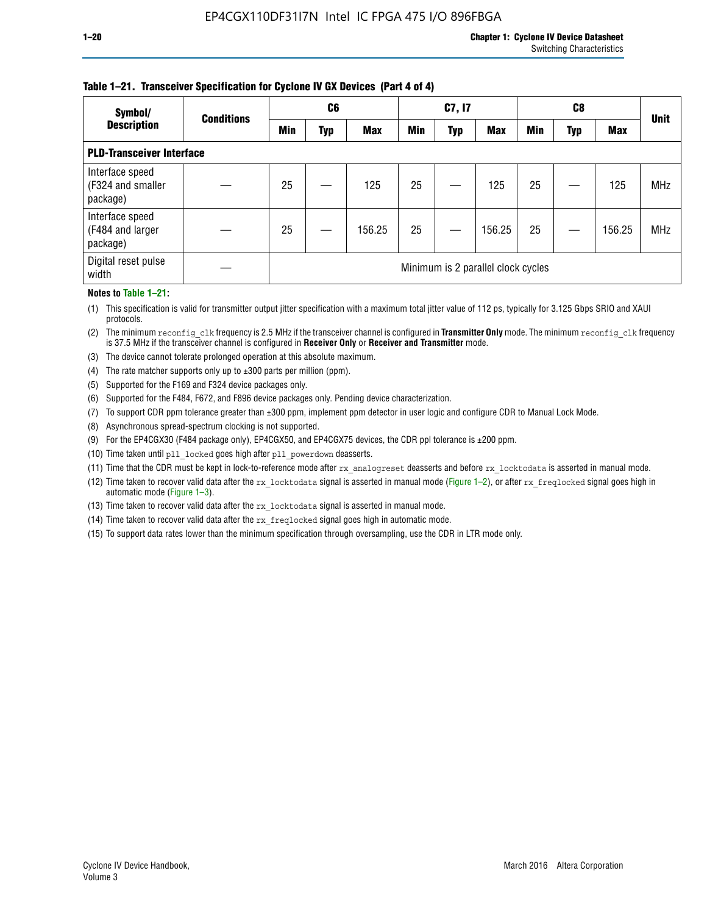**Table 1–21. Transceiver Specification for Cyclone IV GX Devices (Part 4 of 4)**

| Symbol/ Description | Conditions | C6 | | | C7, I7 | | | C8 | | | Unit |
|---|---|---|---|---|---|---|---|---|---|---|---|
| | | Min | Typ | Max | Min | Typ | Max | Min | Typ | Max | |
| **PLD-Transceiver Interface** | | | | | | | | | | | |
| Interface speed (F324 and smaller package) | — | 25 | — | 125 | 25 | — | 125 | 25 | — | 125 | MHz |
| Interface speed (F484 and larger package) | — | 25 | — | 156.25 | 25 | — | 156.25 | 25 | — | 156.25 | MHz |
| Digital reset pulse width | — | Minimum is 2 parallel clock cycles | | | | | | | | | |

**Notes to Table 1–21:**

(1) This specification is valid for transmitter output jitter specification with a maximum total jitter value of 112 ps, typically for 3.125 Gbps SRIO and XAUI protocols.

(2) The minimum `reconfig_clk` frequency is 2.5 MHz if the transceiver channel is configured in **Transmitter Only** mode. The minimum `reconfig_clk` frequency is 37.5 MHz if the transceiver channel is configured in **Receiver Only** or **Receiver and Transmitter** mode.

(3) The device cannot tolerate prolonged operation at this absolute maximum.

(4) The rate matcher supports only up to ±300 parts per million (ppm).

(5) Supported for the F169 and F324 device packages only.

(6) Supported for the F484, F672, and F896 device packages only. Pending device characterization.

(7) To support CDR ppm tolerance greater than ±300 ppm, implement ppm detector in user logic and configure CDR to Manual Lock Mode.

(8) Asynchronous spread-spectrum clocking is not supported.

(9) For the EP4CGX30 (F484 package only), EP4CGX50, and EP4CGX75 devices, the CDR ppl tolerance is ±200 ppm.

(10) Time taken until `pll_locked` goes high after `pll_powerdown` deasserts.

(11) Time that the CDR must be kept in lock-to-reference mode after `rx_analogreset` deasserts and before `rx_locktodata` is asserted in manual mode.

(12) Time taken to recover valid data after the `rx_locktodata` signal is asserted in manual mode (Figure 1–2), or after `rx_freqlocked` signal goes high in automatic mode (Figure 1–3).

(13) Time taken to recover valid data after the `rx_locktodata` signal is asserted in manual mode.

(14) Time taken to recover valid data after the `rx_freqlocked` signal goes high in automatic mode.

(15) To support data rates lower than the minimum specification through oversampling, use the CDR in LTR mode only.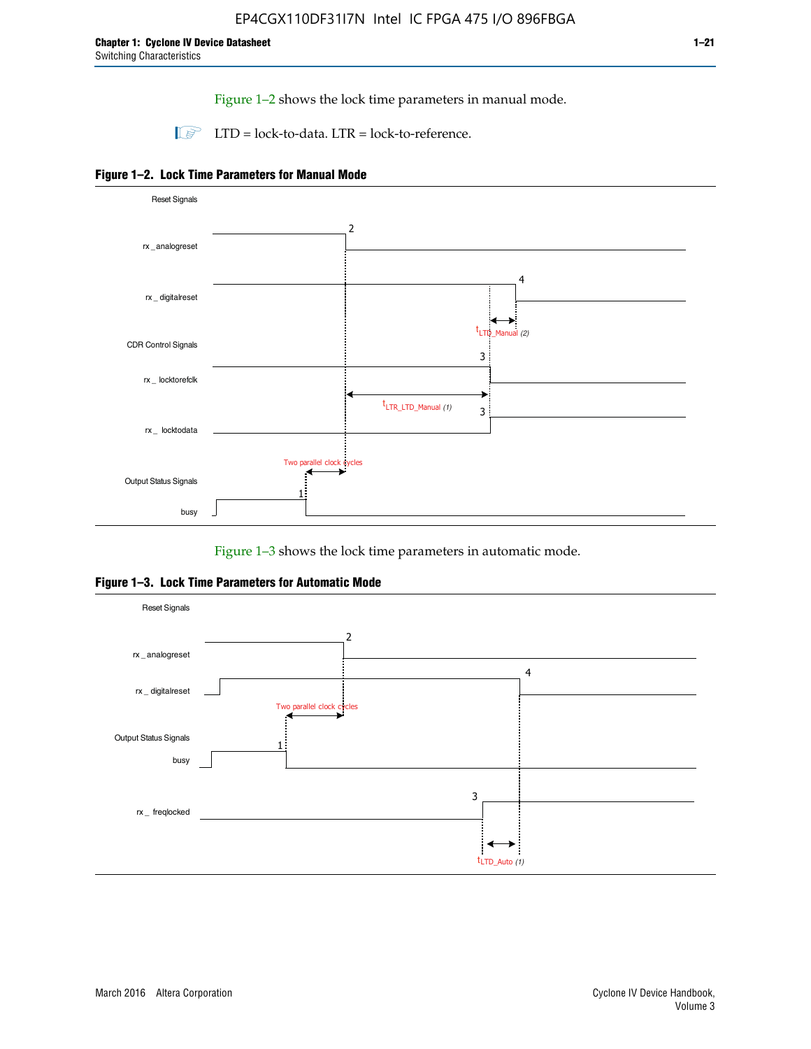Figure 1–2 shows the lock time parameters in manual mode.

LTD = lock-to-data. LTR = lock-to-reference.

**Figure 1–2. Lock Time Parameters for Manual Mode**

Figure 1–3 shows the lock time parameters in automatic mode.

**Figure 1–3. Lock Time Parameters for Automatic Mode**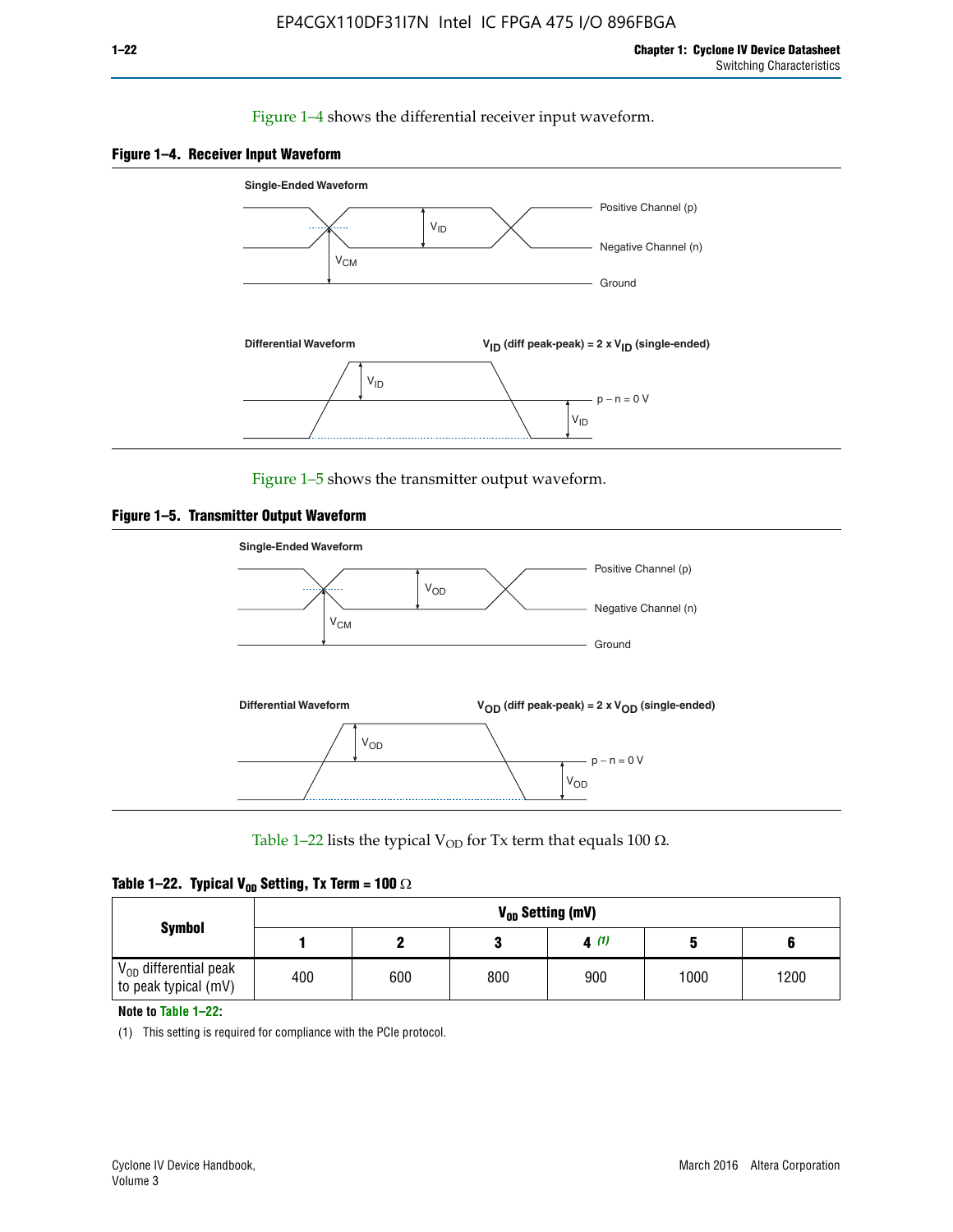Figure 1–4 shows the differential receiver input waveform.

**Figure 1–4. Receiver Input Waveform**

Single-Ended Waveform

Positive Channel (p)

Negative Channel (n)

Ground

$V_{ID}$

$V_{CM}$

Differential Waveform

$V_{ID}$ (diff peak-peak) = 2 x $V_{ID}$ (single-ended)

$V_{ID}$

p − n = 0 V

$V_{ID}$

Figure 1–5 shows the transmitter output waveform.

**Figure 1–5. Transmitter Output Waveform**

Single-Ended Waveform

Positive Channel (p)

Negative Channel (n)

Ground

$V_{OD}$

$V_{CM}$

Differential Waveform

$V_{OD}$ (diff peak-peak) = 2 x $V_{OD}$ (single-ended)

$V_{OD}$

p − n = 0 V

$V_{OD}$

Table 1–22 lists the typical $V_{OD}$ for Tx term that equals 100 Ω.

**Table 1–22. Typical $V_{OD}$ Setting, Tx Term = 100 Ω**

| Symbol | $V_{OD}$ Setting (mV) | | | | | |
|---|---|---|---|---|---|---|
| | 1 | 2 | 3 | 4 (1) | 5 | 6 |
| $V_{OD}$ differential peak to peak typical (mV) | 400 | 600 | 800 | 900 | 1000 | 1200 |

**Note to Table 1–22:**

(1) This setting is required for compliance with the PCIe protocol.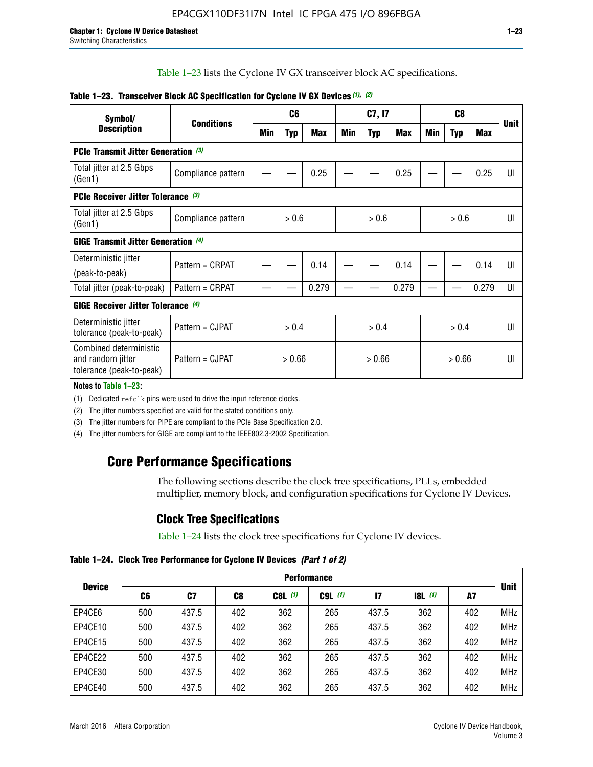Table 1–23 lists the Cyclone IV GX transceiver block AC specifications.

**Table 1–23. Transceiver Block AC Specification for Cyclone IV GX Devices (1), (2)**

| Symbol/ Description | Conditions | C6 | | | C7, I7 | | | C8 | | | Unit |
|---|---|---|---|---|---|---|---|---|---|---|---|
| | | Min | Typ | Max | Min | Typ | Max | Min | Typ | Max | |
| **PCIe Transmit Jitter Generation (3)** | | | | | | | | | | | |
| Total jitter at 2.5 Gbps (Gen1) | Compliance pattern | — | — | 0.25 | — | — | 0.25 | — | — | 0.25 | UI |
| **PCIe Receiver Jitter Tolerance (3)** | | | | | | | | | | | |
| Total jitter at 2.5 Gbps (Gen1) | Compliance pattern | > 0.6 | | | > 0.6 | | | > 0.6 | | | UI |
| **GIGE Transmit Jitter Generation (4)** | | | | | | | | | | | |
| Deterministic jitter (peak-to-peak) | Pattern = CRPAT | — | — | 0.14 | — | — | 0.14 | — | — | 0.14 | UI |
| Total jitter (peak-to-peak) | Pattern = CRPAT | — | — | 0.279 | — | — | 0.279 | — | — | 0.279 | UI |
| **GIGE Receiver Jitter Tolerance (4)** | | | | | | | | | | | |
| Deterministic jitter tolerance (peak-to-peak) | Pattern = CJPAT | > 0.4 | | | > 0.4 | | | > 0.4 | | | UI |
| Combined deterministic and random jitter tolerance (peak-to-peak) | Pattern = CJPAT | > 0.66 | | | > 0.66 | | | > 0.66 | | | UI |

**Notes to Table 1–23:**

(1) Dedicated refclk pins were used to drive the input reference clocks.

(2) The jitter numbers specified are valid for the stated conditions only.

(3) The jitter numbers for PIPE are compliant to the PCIe Base Specification 2.0.

(4) The jitter numbers for GIGE are compliant to the IEEE802.3-2002 Specification.

## Core Performance Specifications

The following sections describe the clock tree specifications, PLLs, embedded multiplier, memory block, and configuration specifications for Cyclone IV Devices.

### Clock Tree Specifications

Table 1–24 lists the clock tree specifications for Cyclone IV devices.

**Table 1–24. Clock Tree Performance for Cyclone IV Devices (Part 1 of 2)**

| Device | Performance | | | | | | | | Unit |
|---|---|---|---|---|---|---|---|---|---|
| | C6 | C7 | C8 | C8L (1) | C9L (1) | I7 | I8L (1) | A7 | |
| EP4CE6 | 500 | 437.5 | 402 | 362 | 265 | 437.5 | 362 | 402 | MHz |
| EP4CE10 | 500 | 437.5 | 402 | 362 | 265 | 437.5 | 362 | 402 | MHz |
| EP4CE15 | 500 | 437.5 | 402 | 362 | 265 | 437.5 | 362 | 402 | MHz |
| EP4CE22 | 500 | 437.5 | 402 | 362 | 265 | 437.5 | 362 | 402 | MHz |
| EP4CE30 | 500 | 437.5 | 402 | 362 | 265 | 437.5 | 362 | 402 | MHz |
| EP4CE40 | 500 | 437.5 | 402 | 362 | 265 | 437.5 | 362 | 402 | MHz |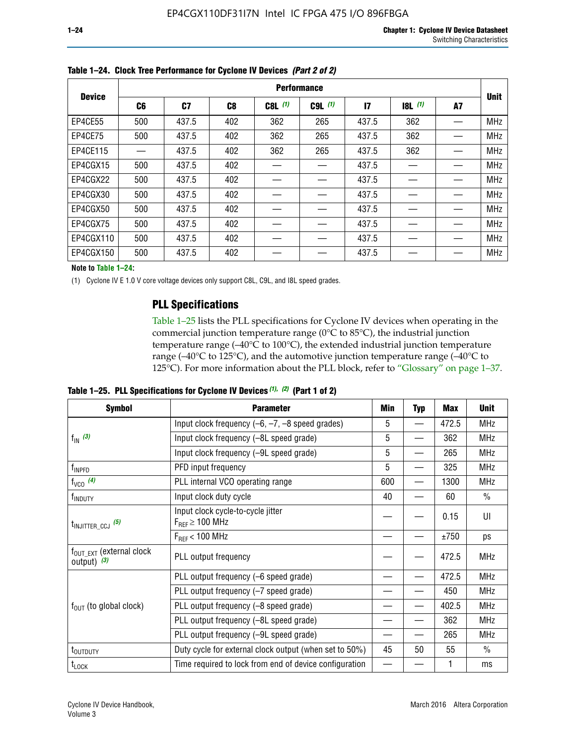**Table 1–24. Clock Tree Performance for Cyclone IV Devices *(Part 2 of 2)***

| Device | Performance | | | | | | | | Unit |
|---|---|---|---|---|---|---|---|---|---|
| | C6 | C7 | C8 | C8L *(1)* | C9L *(1)* | I7 | I8L *(1)* | A7 | |
| EP4CE55 | 500 | 437.5 | 402 | 362 | 265 | 437.5 | 362 | — | MHz |
| EP4CE75 | 500 | 437.5 | 402 | 362 | 265 | 437.5 | 362 | — | MHz |
| EP4CE115 | — | 437.5 | 402 | 362 | 265 | 437.5 | 362 | — | MHz |
| EP4CGX15 | 500 | 437.5 | 402 | — | — | 437.5 | — | — | MHz |
| EP4CGX22 | 500 | 437.5 | 402 | — | — | 437.5 | — | — | MHz |
| EP4CGX30 | 500 | 437.5 | 402 | — | — | 437.5 | — | — | MHz |
| EP4CGX50 | 500 | 437.5 | 402 | — | — | 437.5 | — | — | MHz |
| EP4CGX75 | 500 | 437.5 | 402 | — | — | 437.5 | — | — | MHz |
| EP4CGX110 | 500 | 437.5 | 402 | — | — | 437.5 | — | — | MHz |
| EP4CGX150 | 500 | 437.5 | 402 | — | — | 437.5 | — | — | MHz |

**Note to Table 1–24:**

(1) Cyclone IV E 1.0 V core voltage devices only support C8L, C9L, and I8L speed grades.

## PLL Specifications

Table 1–25 lists the PLL specifications for Cyclone IV devices when operating in the commercial junction temperature range (0°C to 85°C), the industrial junction temperature range (–40°C to 100°C), the extended industrial junction temperature range (–40°C to 125°C), and the automotive junction temperature range (–40°C to 125°C). For more information about the PLL block, refer to "Glossary" on page 1–37.

**Table 1–25. PLL Specifications for Cyclone IV Devices *(1), (2)* (Part 1 of 2)**

| Symbol | Parameter | Min | Typ | Max | Unit |
|---|---|---|---|---|---|
| $f_{IN}$ *(3)* | Input clock frequency (–6, –7, –8 speed grades) | 5 | — | 472.5 | MHz |
| | Input clock frequency (–8L speed grade) | 5 | — | 362 | MHz |
| | Input clock frequency (–9L speed grade) | 5 | — | 265 | MHz |
| $f_{INPFD}$ | PFD input frequency | 5 | — | 325 | MHz |
| $f_{VCO}$ *(4)* | PLL internal VCO operating range | 600 | — | 1300 | MHz |
| $f_{INDUTY}$ | Input clock duty cycle | 40 | — | 60 | % |
| $t_{INJITTER\_CCJ}$ *(5)* | Input clock cycle-to-cycle jitter $F_{REF} \geq 100$ MHz | — | — | 0.15 | UI |
| | $F_{REF} < 100$ MHz | — | — | ±750 | ps |
| $f_{OUT\_EXT}$ (external clock output) *(3)* | PLL output frequency | — | — | 472.5 | MHz |
| $f_{OUT}$ (to global clock) | PLL output frequency (–6 speed grade) | — | — | 472.5 | MHz |
| | PLL output frequency (–7 speed grade) | — | — | 450 | MHz |
| | PLL output frequency (–8 speed grade) | — | — | 402.5 | MHz |
| | PLL output frequency (–8L speed grade) | — | — | 362 | MHz |
| | PLL output frequency (–9L speed grade) | — | — | 265 | MHz |
| $t_{OUTDUTY}$ | Duty cycle for external clock output (when set to 50%) | 45 | 50 | 55 | % |
| $t_{LOCK}$ | Time required to lock from end of device configuration | — | — | 1 | ms |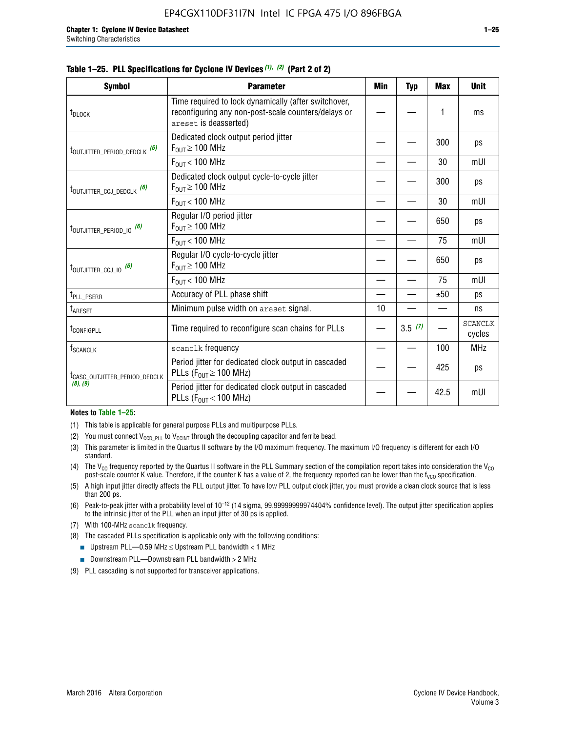**Table 1–25. PLL Specifications for Cyclone IV Devices (1), (2) (Part 2 of 2)**

| Symbol | Parameter | Min | Typ | Max | Unit |
|---|---|---|---|---|---|
| $t_{DLOCK}$ | Time required to lock dynamically (after switchover, reconfiguring any non-post-scale counters/delays or `areset` is deasserted) | — | — | 1 | ms |
| $t_{OUTJITTER\_PERIOD\_DEDCLK}$ (6) | Dedicated clock output period jitter $F_{OUT} \geq 100$ MHz | — | — | 300 | ps |
| | $F_{OUT} < 100$ MHz | — | — | 30 | mUI |
| $t_{OUTJITTER\_CCJ\_DEDCLK}$ (6) | Dedicated clock output cycle-to-cycle jitter $F_{OUT} \geq 100$ MHz | — | — | 300 | ps |
| | $F_{OUT} < 100$ MHz | — | — | 30 | mUI |
| $t_{OUTJITTER\_PERIOD\_IO}$ (6) | Regular I/O period jitter $F_{OUT} \geq 100$ MHz | — | — | 650 | ps |
| | $F_{OUT} < 100$ MHz | — | — | 75 | mUI |
| $t_{OUTJITTER\_CCJ\_IO}$ (6) | Regular I/O cycle-to-cycle jitter $F_{OUT} \geq 100$ MHz | — | — | 650 | ps |
| | $F_{OUT} < 100$ MHz | — | — | 75 | mUI |
| $t_{PLL\_PSERR}$ | Accuracy of PLL phase shift | — | — | ±50 | ps |
| $t_{ARESET}$ | Minimum pulse width on `areset` signal. | 10 | — | — | ns |
| $t_{CONFIGPLL}$ | Time required to reconfigure scan chains for PLLs | — | 3.5 (7) | — | SCANCLK cycles |
| $f_{SCANCLK}$ | `scanclk` frequency | — | — | 100 | MHz |
| $t_{CASC\_OUTJITTER\_PERIOD\_DEDCLK}$ (8), (9) | Period jitter for dedicated clock output in cascaded PLLs ($F_{OUT} \geq 100$ MHz) | — | — | 425 | ps |
| | Period jitter for dedicated clock output in cascaded PLLs ($F_{OUT} < 100$ MHz) | — | — | 42.5 | mUI |

**Notes to Table 1–25:**

(1) This table is applicable for general purpose PLLs and multipurpose PLLs.

(2) You must connect $V_{CCD\_PLL}$ to $V_{CCINT}$ through the decoupling capacitor and ferrite bead.

(3) This parameter is limited in the Quartus II software by the I/O maximum frequency. The maximum I/O frequency is different for each I/O standard.

(4) The $V_{CO}$ frequency reported by the Quartus II software in the PLL Summary section of the compilation report takes into consideration the $V_{CO}$ post-scale counter K value. Therefore, if the counter K has a value of 2, the frequency reported can be lower than the $f_{VCO}$ specification.

(5) A high input jitter directly affects the PLL output jitter. To have low PLL output clock jitter, you must provide a clean clock source that is less than 200 ps.

(6) Peak-to-peak jitter with a probability level of $10^{-12}$ (14 sigma, 99.99999999974404% confidence level). The output jitter specification applies to the intrinsic jitter of the PLL when an input jitter of 30 ps is applied.

(7) With 100-MHz `scanclk` frequency.

(8) The cascaded PLLs specification is applicable only with the following conditions:
- Upstream PLL—0.59 MHz ≤ Upstream PLL bandwidth < 1 MHz
- Downstream PLL—Downstream PLL bandwidth > 2 MHz

(9) PLL cascading is not supported for transceiver applications.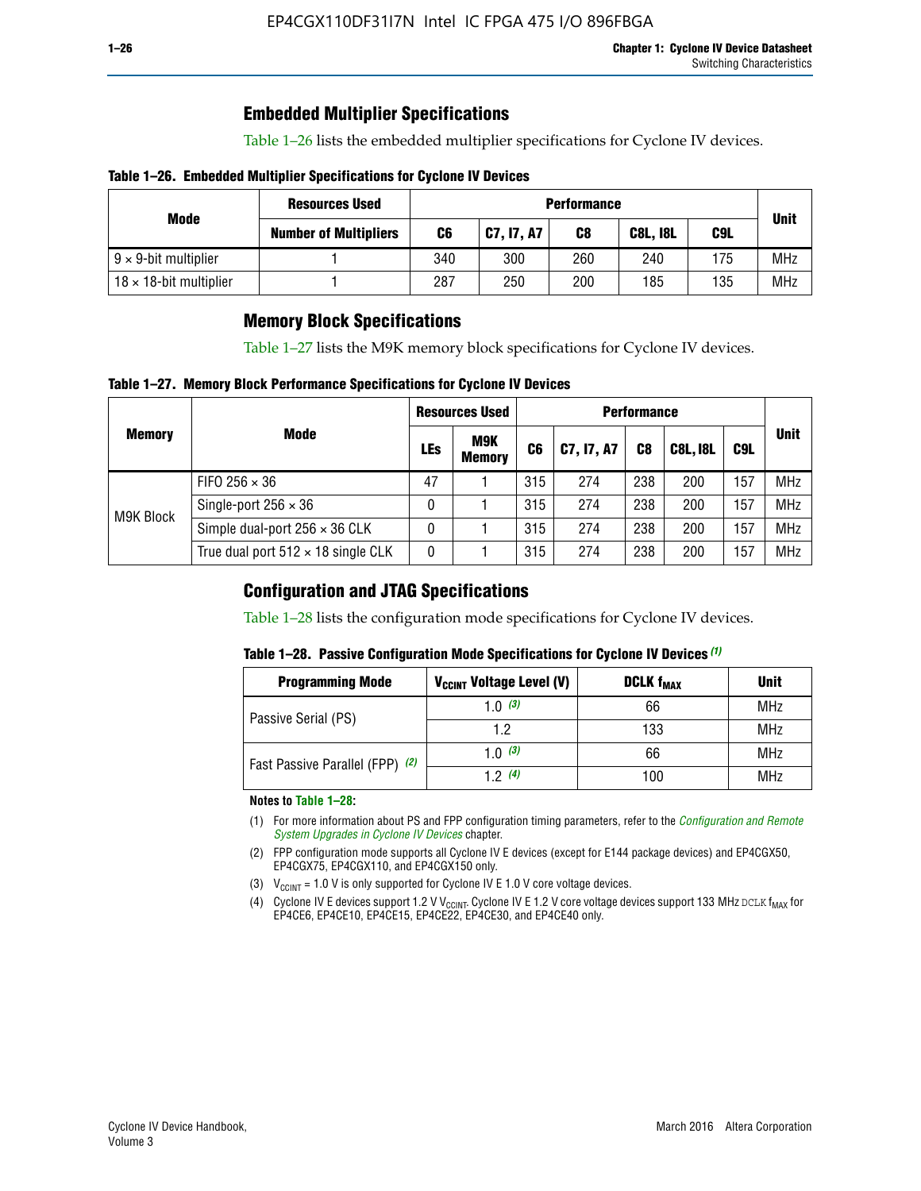## Embedded Multiplier Specifications

Table 1–26 lists the embedded multiplier specifications for Cyclone IV devices.

**Table 1–26. Embedded Multiplier Specifications for Cyclone IV Devices**

| Mode | Resources Used | Performance | | | | | Unit |
|---|---|---|---|---|---|---|---|
| | Number of Multipliers | C6 | C7, I7, A7 | C8 | C8L, I8L | C9L | |
| 9 × 9-bit multiplier | 1 | 340 | 300 | 260 | 240 | 175 | MHz |
| 18 × 18-bit multiplier | 1 | 287 | 250 | 200 | 185 | 135 | MHz |

## Memory Block Specifications

Table 1–27 lists the M9K memory block specifications for Cyclone IV devices.

**Table 1–27. Memory Block Performance Specifications for Cyclone IV Devices**

| Memory | Mode | Resources Used | | Performance | | | | | Unit |
|---|---|---|---|---|---|---|---|---|---|
| | | LEs | M9K Memory | C6 | C7, I7, A7 | C8 | C8L, I8L | C9L | |
| M9K Block | FIFO 256 × 36 | 47 | 1 | 315 | 274 | 238 | 200 | 157 | MHz |
| | Single-port 256 × 36 | 0 | 1 | 315 | 274 | 238 | 200 | 157 | MHz |
| | Simple dual-port 256 × 36 CLK | 0 | 1 | 315 | 274 | 238 | 200 | 157 | MHz |
| | True dual port 512 × 18 single CLK | 0 | 1 | 315 | 274 | 238 | 200 | 157 | MHz |

## Configuration and JTAG Specifications

Table 1–28 lists the configuration mode specifications for Cyclone IV devices.

**Table 1–28. Passive Configuration Mode Specifications for Cyclone IV Devices** *(1)*

| Programming Mode | $V_{CCINT}$ Voltage Level (V) | DCLK $f_{MAX}$ | Unit |
|---|---|---|---|
| Passive Serial (PS) | 1.0 *(3)* | 66 | MHz |
| | 1.2 | 133 | MHz |
| Fast Passive Parallel (FPP) *(2)* | 1.0 *(3)* | 66 | MHz |
| | 1.2 *(4)* | 100 | MHz |

**Notes to Table 1–28:**

(1) For more information about PS and FPP configuration timing parameters, refer to the *Configuration and Remote System Upgrades in Cyclone IV Devices* chapter.

(2) FPP configuration mode supports all Cyclone IV E devices (except for E144 package devices) and EP4CGX50, EP4CGX75, EP4CGX110, and EP4CGX150 only.

(3) $V_{CCINT}$ = 1.0 V is only supported for Cyclone IV E 1.0 V core voltage devices.

(4) Cyclone IV E devices support 1.2 V $V_{CCINT}$. Cyclone IV E 1.2 V core voltage devices support 133 MHz DCLK $f_{MAX}$ for EP4CE6, EP4CE10, EP4CE15, EP4CE22, EP4CE30, and EP4CE40 only.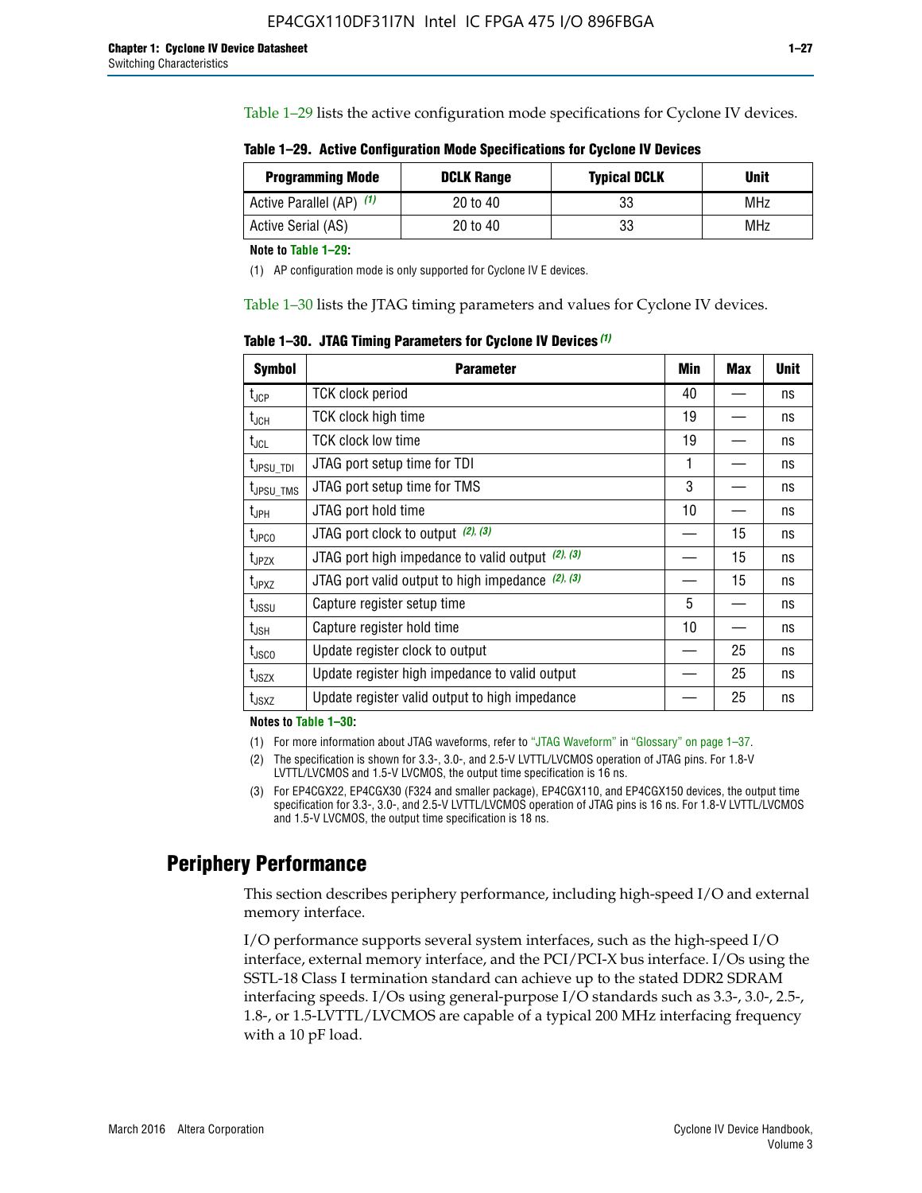Table 1–29 lists the active configuration mode specifications for Cyclone IV devices.

**Table 1–29. Active Configuration Mode Specifications for Cyclone IV Devices**

| Programming Mode | DCLK Range | Typical DCLK | Unit |
|---|---|---|---|
| Active Parallel (AP) (1) | 20 to 40 | 33 | MHz |
| Active Serial (AS) | 20 to 40 | 33 | MHz |

**Note to Table 1–29:**

(1) AP configuration mode is only supported for Cyclone IV E devices.

Table 1–30 lists the JTAG timing parameters and values for Cyclone IV devices.

**Table 1–30. JTAG Timing Parameters for Cyclone IV Devices (1)**

| Symbol | Parameter | Min | Max | Unit |
|---|---|---|---|---|
| $t_{JCP}$ | TCK clock period | 40 | — | ns |
| $t_{JCH}$ | TCK clock high time | 19 | — | ns |
| $t_{JCL}$ | TCK clock low time | 19 | — | ns |
| $t_{JPSU\_TDI}$ | JTAG port setup time for TDI | 1 | — | ns |
| $t_{JPSU\_TMS}$ | JTAG port setup time for TMS | 3 | — | ns |
| $t_{JPH}$ | JTAG port hold time | 10 | — | ns |
| $t_{JPCO}$ | JTAG port clock to output (2), (3) | — | 15 | ns |
| $t_{JPZX}$ | JTAG port high impedance to valid output (2), (3) | — | 15 | ns |
| $t_{JPXZ}$ | JTAG port valid output to high impedance (2), (3) | — | 15 | ns |
| $t_{JSSU}$ | Capture register setup time | 5 | — | ns |
| $t_{JSH}$ | Capture register hold time | 10 | — | ns |
| $t_{JSCO}$ | Update register clock to output | — | 25 | ns |
| $t_{JSZX}$ | Update register high impedance to valid output | — | 25 | ns |
| $t_{JSXZ}$ | Update register valid output to high impedance | — | 25 | ns |

**Notes to Table 1–30:**

(1) For more information about JTAG waveforms, refer to "JTAG Waveform" in "Glossary" on page 1–37.

(2) The specification is shown for 3.3-, 3.0-, and 2.5-V LVTTL/LVCMOS operation of JTAG pins. For 1.8-V LVTTL/LVCMOS and 1.5-V LVCMOS, the output time specification is 16 ns.

(3) For EP4CGX22, EP4CGX30 (F324 and smaller package), EP4CGX110, and EP4CGX150 devices, the output time specification for 3.3-, 3.0-, and 2.5-V LVTTL/LVCMOS operation of JTAG pins is 16 ns. For 1.8-V LVTTL/LVCMOS and 1.5-V LVCMOS, the output time specification is 18 ns.

## Periphery Performance

This section describes periphery performance, including high-speed I/O and external memory interface.

I/O performance supports several system interfaces, such as the high-speed I/O interface, external memory interface, and the PCI/PCI-X bus interface. I/Os using the SSTL-18 Class I termination standard can achieve up to the stated DDR2 SDRAM interfacing speeds. I/Os using general-purpose I/O standards such as 3.3-, 3.0-, 2.5-, 1.8-, or 1.5-LVTTL/LVCMOS are capable of a typical 200 MHz interfacing frequency with a 10 pF load.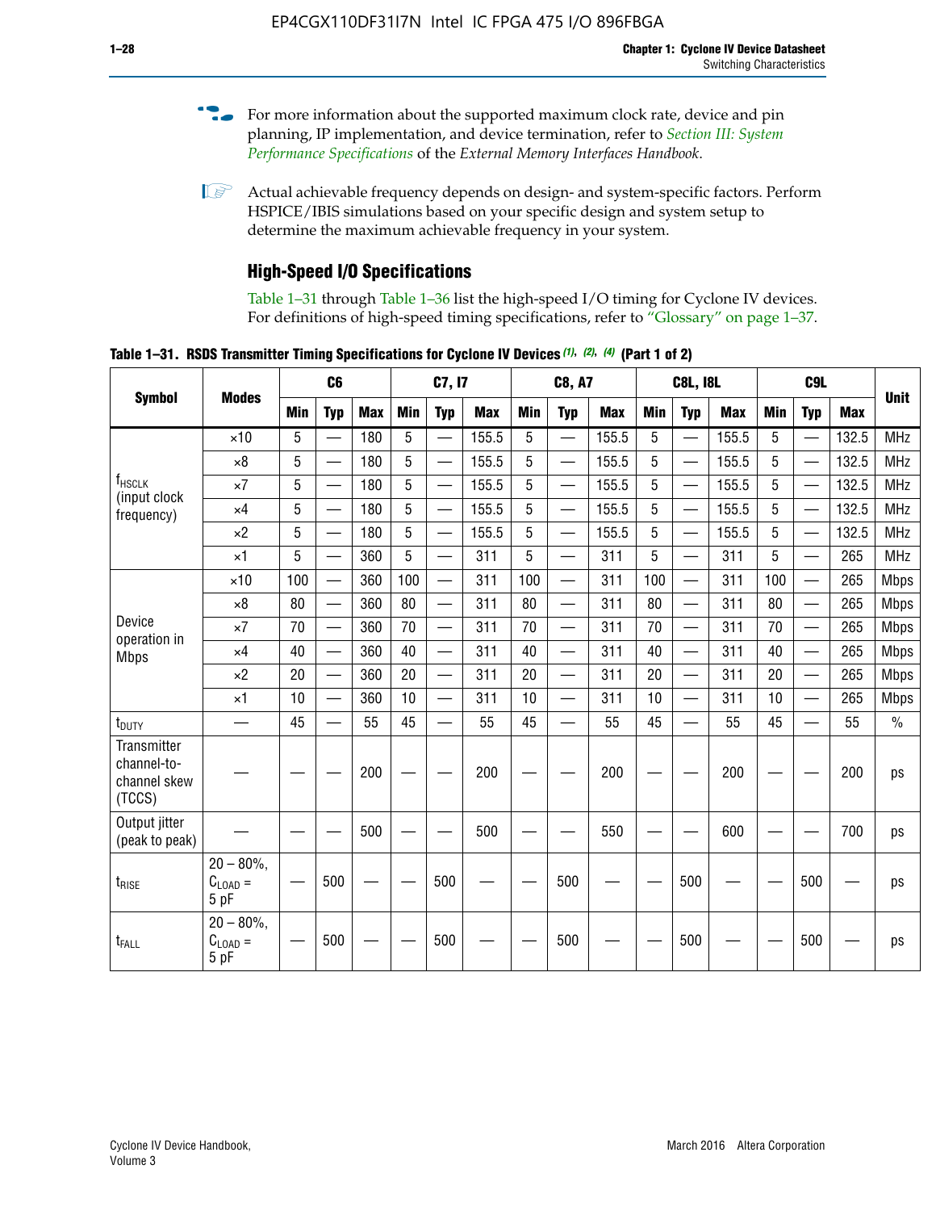For more information about the supported maximum clock rate, device and pin planning, IP implementation, and device termination, refer to *Section III: System Performance Specifications* of the *External Memory Interfaces Handbook*.

Actual achievable frequency depends on design- and system-specific factors. Perform HSPICE/IBIS simulations based on your specific design and system setup to determine the maximum achievable frequency in your system.

## High-Speed I/O Specifications

Table 1–31 through Table 1–36 list the high-speed I/O timing for Cyclone IV devices. For definitions of high-speed timing specifications, refer to "Glossary" on page 1–37.

**Table 1–31. RSDS Transmitter Timing Specifications for Cyclone IV Devices (1), (2), (4) (Part 1 of 2)**

| Symbol | Modes | C6 | | | C7, I7 | | | C8, A7 | | | C8L, I8L | | | C9L | | | Unit |
|---|---|---|---|---|---|---|---|---|---|---|---|---|---|---|---|---|---|
| | | Min | Typ | Max | Min | Typ | Max | Min | Typ | Max | Min | Typ | Max | Min | Typ | Max | |
| $f_{HSCLK}$ (input clock frequency) | ×10 | 5 | — | 180 | 5 | — | 155.5 | 5 | — | 155.5 | 5 | — | 155.5 | 5 | — | 132.5 | MHz |
| | ×8 | 5 | — | 180 | 5 | — | 155.5 | 5 | — | 155.5 | 5 | — | 155.5 | 5 | — | 132.5 | MHz |
| | ×7 | 5 | — | 180 | 5 | — | 155.5 | 5 | — | 155.5 | 5 | — | 155.5 | 5 | — | 132.5 | MHz |
| | ×4 | 5 | — | 180 | 5 | — | 155.5 | 5 | — | 155.5 | 5 | — | 155.5 | 5 | — | 132.5 | MHz |
| | ×2 | 5 | — | 180 | 5 | — | 155.5 | 5 | — | 155.5 | 5 | — | 155.5 | 5 | — | 132.5 | MHz |
| | ×1 | 5 | — | 360 | 5 | — | 311 | 5 | — | 311 | 5 | — | 311 | 5 | — | 265 | MHz |
| Device operation in Mbps | ×10 | 100 | — | 360 | 100 | — | 311 | 100 | — | 311 | 100 | — | 311 | 100 | — | 265 | Mbps |
| | ×8 | 80 | — | 360 | 80 | — | 311 | 80 | — | 311 | 80 | — | 311 | 80 | — | 265 | Mbps |
| | ×7 | 70 | — | 360 | 70 | — | 311 | 70 | — | 311 | 70 | — | 311 | 70 | — | 265 | Mbps |
| | ×4 | 40 | — | 360 | 40 | — | 311 | 40 | — | 311 | 40 | — | 311 | 40 | — | 265 | Mbps |
| | ×2 | 20 | — | 360 | 20 | — | 311 | 20 | — | 311 | 20 | — | 311 | 20 | — | 265 | Mbps |
| | ×1 | 10 | — | 360 | 10 | — | 311 | 10 | — | 311 | 10 | — | 311 | 10 | — | 265 | Mbps |
| $t_{DUTY}$ | — | 45 | — | 55 | 45 | — | 55 | 45 | — | 55 | 45 | — | 55 | 45 | — | 55 | % |
| Transmitter channel-to-channel skew (TCCS) | — | — | — | 200 | — | — | 200 | — | — | 200 | — | — | 200 | — | — | 200 | ps |
| Output jitter (peak to peak) | — | — | — | 500 | — | — | 500 | — | — | 550 | — | — | 600 | — | — | 700 | ps |
| $t_{RISE}$ | 20 – 80%, $C_{LOAD}$ = 5 pF | — | 500 | — | — | 500 | — | — | 500 | — | — | 500 | — | — | 500 | — | ps |
| $t_{FALL}$ | 20 – 80%, $C_{LOAD}$ = 5 pF | — | 500 | — | — | 500 | — | — | 500 | — | — | 500 | — | — | 500 | — | ps |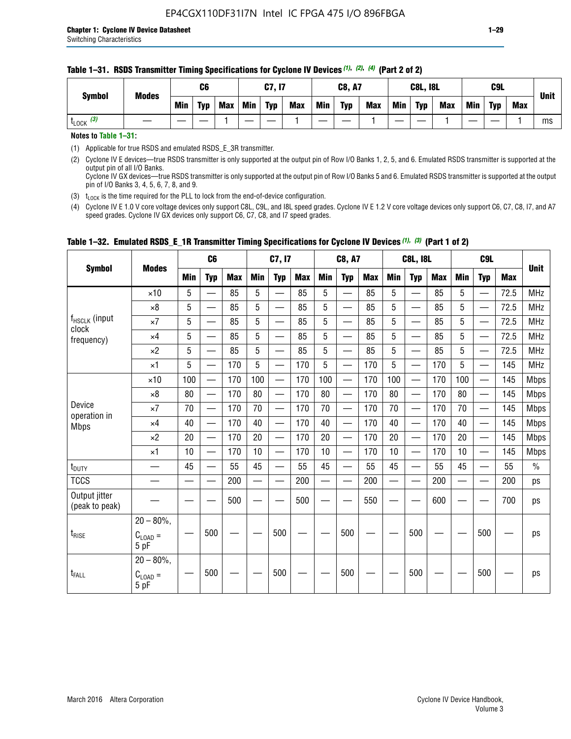**Table 1–31. RSDS Transmitter Timing Specifications for Cyclone IV Devices (1), (2), (4) (Part 2 of 2)**

| Symbol | Modes | C6 | | | C7, I7 | | | C8, A7 | | | C8L, I8L | | | C9L | | | Unit |
|---|---|---|---|---|---|---|---|---|---|---|---|---|---|---|---|---|---|
| | | Min | Typ | Max | Min | Typ | Max | Min | Typ | Max | Min | Typ | Max | Min | Typ | Max | |
| $t_{LOCK}$ (3) | — | — | — | 1 | — | — | 1 | — | — | 1 | — | — | 1 | — | — | 1 | ms |

**Notes to Table 1–31:**

(1) Applicable for true RSDS and emulated RSDS_E_3R transmitter.

(2) Cyclone IV E devices—true RSDS transmitter is only supported at the output pin of Row I/O Banks 1, 2, 5, and 6. Emulated RSDS transmitter is supported at the output pin of all I/O Banks.
Cyclone IV GX devices—true RSDS transmitter is only supported at the output pin of Row I/O Banks 5 and 6. Emulated RSDS transmitter is supported at the output pin of I/O Banks 3, 4, 5, 6, 7, 8, and 9.

(3) $t_{LOCK}$ is the time required for the PLL to lock from the end-of-device configuration.

(4) Cyclone IV E 1.0 V core voltage devices only support C8L, C9L, and I8L speed grades. Cyclone IV E 1.2 V core voltage devices only support C6, C7, C8, I7, and A7 speed grades. Cyclone IV GX devices only support C6, C7, C8, and I7 speed grades.

**Table 1–32. Emulated RSDS_E_1R Transmitter Timing Specifications for Cyclone IV Devices (1), (3) (Part 1 of 2)**

| Symbol | Modes | C6 | | | C7, I7 | | | C8, A7 | | | C8L, I8L | | | C9L | | | Unit |
|---|---|---|---|---|---|---|---|---|---|---|---|---|---|---|---|---|---|
| | | Min | Typ | Max | Min | Typ | Max | Min | Typ | Max | Min | Typ | Max | Min | Typ | Max | |
| $f_{HSCLK}$ (input clock frequency) | ×10 | 5 | — | 85 | 5 | — | 85 | 5 | — | 85 | 5 | — | 85 | 5 | — | 72.5 | MHz |
| | ×8 | 5 | — | 85 | 5 | — | 85 | 5 | — | 85 | 5 | — | 85 | 5 | — | 72.5 | MHz |
| | ×7 | 5 | — | 85 | 5 | — | 85 | 5 | — | 85 | 5 | — | 85 | 5 | — | 72.5 | MHz |
| | ×4 | 5 | — | 85 | 5 | — | 85 | 5 | — | 85 | 5 | — | 85 | 5 | — | 72.5 | MHz |
| | ×2 | 5 | — | 85 | 5 | — | 85 | 5 | — | 85 | 5 | — | 85 | 5 | — | 72.5 | MHz |
| | ×1 | 5 | — | 170 | 5 | — | 170 | 5 | — | 170 | 5 | — | 170 | 5 | — | 145 | MHz |
| Device operation in Mbps | ×10 | 100 | — | 170 | 100 | — | 170 | 100 | — | 170 | 100 | — | 170 | 100 | — | 145 | Mbps |
| | ×8 | 80 | — | 170 | 80 | — | 170 | 80 | — | 170 | 80 | — | 170 | 80 | — | 145 | Mbps |
| | ×7 | 70 | — | 170 | 70 | — | 170 | 70 | — | 170 | 70 | — | 170 | 70 | — | 145 | Mbps |
| | ×4 | 40 | — | 170 | 40 | — | 170 | 40 | — | 170 | 40 | — | 170 | 40 | — | 145 | Mbps |
| | ×2 | 20 | — | 170 | 20 | — | 170 | 20 | — | 170 | 20 | — | 170 | 20 | — | 145 | Mbps |
| | ×1 | 10 | — | 170 | 10 | — | 170 | 10 | — | 170 | 10 | — | 170 | 10 | — | 145 | Mbps |
| $t_{DUTY}$ | — | 45 | — | 55 | 45 | — | 55 | 45 | — | 55 | 45 | — | 55 | 45 | — | 55 | % |
| TCCS | — | — | — | 200 | — | — | 200 | — | — | 200 | — | — | 200 | — | — | 200 | ps |
| Output jitter (peak to peak) | — | — | — | 500 | — | — | 500 | — | — | 550 | — | — | 600 | — | — | 700 | ps |
| $t_{RISE}$ | 20 – 80%, $C_{LOAD}$ = 5 pF | — | 500 | — | — | 500 | — | — | 500 | — | — | 500 | — | — | 500 | — | ps |
| $t_{FALL}$ | 20 – 80%, $C_{LOAD}$ = 5 pF | — | 500 | — | — | 500 | — | — | 500 | — | — | 500 | — | — | 500 | — | ps |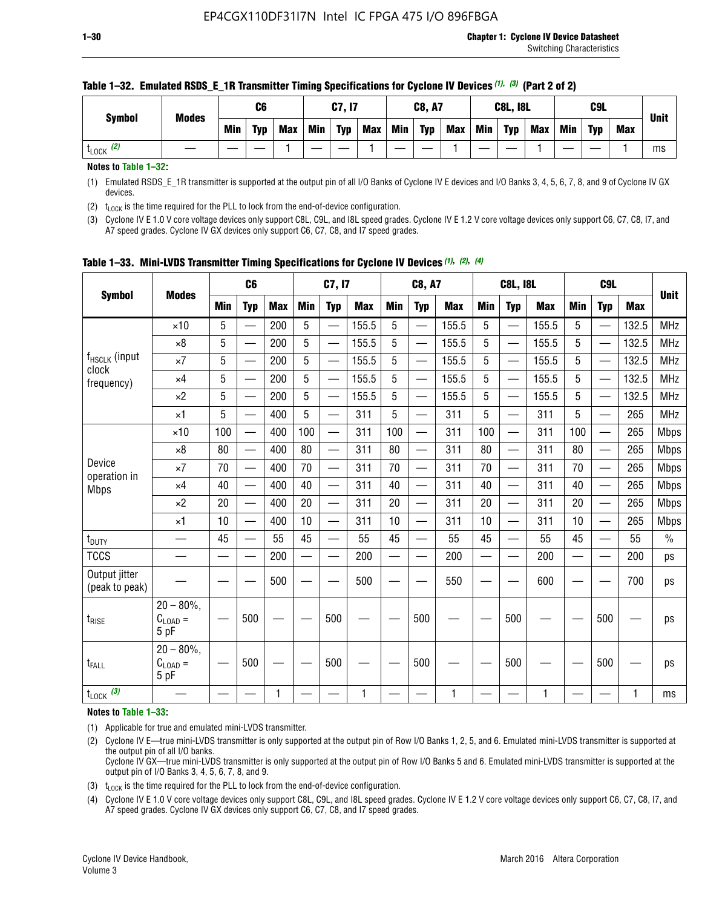**Table 1–32. Emulated RSDS_E_1R Transmitter Timing Specifications for Cyclone IV Devices (1), (3) (Part 2 of 2)**

| Symbol | Modes | C6 | | | C7, I7 | | | C8, A7 | | | C8L, I8L | | | C9L | | | Unit |
|---|---|---|---|---|---|---|---|---|---|---|---|---|---|---|---|---|---|
| | | Min | Typ | Max | Min | Typ | Max | Min | Typ | Max | Min | Typ | Max | Min | Typ | Max | |
| $t_{LOCK}$ (2) | — | — | — | 1 | — | — | 1 | — | — | 1 | — | — | 1 | — | — | 1 | ms |

**Notes to Table 1–32:**

(1) Emulated RSDS_E_1R transmitter is supported at the output pin of all I/O Banks of Cyclone IV E devices and I/O Banks 3, 4, 5, 6, 7, 8, and 9 of Cyclone IV GX devices.

(2) $t_{LOCK}$ is the time required for the PLL to lock from the end-of-device configuration.

(3) Cyclone IV E 1.0 V core voltage devices only support C8L, C9L, and I8L speed grades. Cyclone IV E 1.2 V core voltage devices only support C6, C7, C8, I7, and A7 speed grades. Cyclone IV GX devices only support C6, C7, C8, and I7 speed grades.

**Table 1–33. Mini-LVDS Transmitter Timing Specifications for Cyclone IV Devices (1), (2), (4)**

| Symbol | Modes | C6 | | | C7, I7 | | | C8, A7 | | | C8L, I8L | | | C9L | | | Unit |
|---|---|---|---|---|---|---|---|---|---|---|---|---|---|---|---|---|---|
| | | Min | Typ | Max | Min | Typ | Max | Min | Typ | Max | Min | Typ | Max | Min | Typ | Max | |
| $f_{HSCLK}$ (input clock frequency) | ×10 | 5 | — | 200 | 5 | — | 155.5 | 5 | — | 155.5 | 5 | — | 155.5 | 5 | — | 132.5 | MHz |
| | ×8 | 5 | — | 200 | 5 | — | 155.5 | 5 | — | 155.5 | 5 | — | 155.5 | 5 | — | 132.5 | MHz |
| | ×7 | 5 | — | 200 | 5 | — | 155.5 | 5 | — | 155.5 | 5 | — | 155.5 | 5 | — | 132.5 | MHz |
| | ×4 | 5 | — | 200 | 5 | — | 155.5 | 5 | — | 155.5 | 5 | — | 155.5 | 5 | — | 132.5 | MHz |
| | ×2 | 5 | — | 200 | 5 | — | 155.5 | 5 | — | 155.5 | 5 | — | 155.5 | 5 | — | 132.5 | MHz |
| | ×1 | 5 | — | 400 | 5 | — | 311 | 5 | — | 311 | 5 | — | 311 | 5 | — | 265 | MHz |
| Device operation in Mbps | ×10 | 100 | — | 400 | 100 | — | 311 | 100 | — | 311 | 100 | — | 311 | 100 | — | 265 | Mbps |
| | ×8 | 80 | — | 400 | 80 | — | 311 | 80 | — | 311 | 80 | — | 311 | 80 | — | 265 | Mbps |
| | ×7 | 70 | — | 400 | 70 | — | 311 | 70 | — | 311 | 70 | — | 311 | 70 | — | 265 | Mbps |
| | ×4 | 40 | — | 400 | 40 | — | 311 | 40 | — | 311 | 40 | — | 311 | 40 | — | 265 | Mbps |
| | ×2 | 20 | — | 400 | 20 | — | 311 | 20 | — | 311 | 20 | — | 311 | 20 | — | 265 | Mbps |
| | ×1 | 10 | — | 400 | 10 | — | 311 | 10 | — | 311 | 10 | — | 311 | 10 | — | 265 | Mbps |
| $t_{DUTY}$ | — | 45 | — | 55 | 45 | — | 55 | 45 | — | 55 | 45 | — | 55 | 45 | — | 55 | % |
| TCCS | — | — | — | 200 | — | — | 200 | — | — | 200 | — | — | 200 | — | — | 200 | ps |
| Output jitter (peak to peak) | — | — | — | 500 | — | — | 500 | — | — | 550 | — | — | 600 | — | — | 700 | ps |
| $t_{RISE}$ | 20 – 80%, $C_{LOAD}$ = 5 pF | — | 500 | — | — | 500 | — | — | 500 | — | — | 500 | — | — | 500 | — | ps |
| $t_{FALL}$ | 20 – 80%, $C_{LOAD}$ = 5 pF | — | 500 | — | — | 500 | — | — | 500 | — | — | 500 | — | — | 500 | — | ps |
| $t_{LOCK}$ (3) | — | — | — | 1 | — | — | 1 | — | — | 1 | — | — | 1 | — | — | 1 | ms |

**Notes to Table 1–33:**

(1) Applicable for true and emulated mini-LVDS transmitter.

(2) Cyclone IV E—true mini-LVDS transmitter is only supported at the output pin of Row I/O Banks 1, 2, 5, and 6. Emulated mini-LVDS transmitter is supported at the output pin of all I/O banks.
Cyclone IV GX—true mini-LVDS transmitter is only supported at the output pin of Row I/O Banks 5 and 6. Emulated mini-LVDS transmitter is supported at the output pin of I/O Banks 3, 4, 5, 6, 7, 8, and 9.

(3) $t_{LOCK}$ is the time required for the PLL to lock from the end-of-device configuration.

(4) Cyclone IV E 1.0 V core voltage devices only support C8L, C9L, and I8L speed grades. Cyclone IV E 1.2 V core voltage devices only support C6, C7, C8, I7, and A7 speed grades. Cyclone IV GX devices only support C6, C7, C8, and I7 speed grades.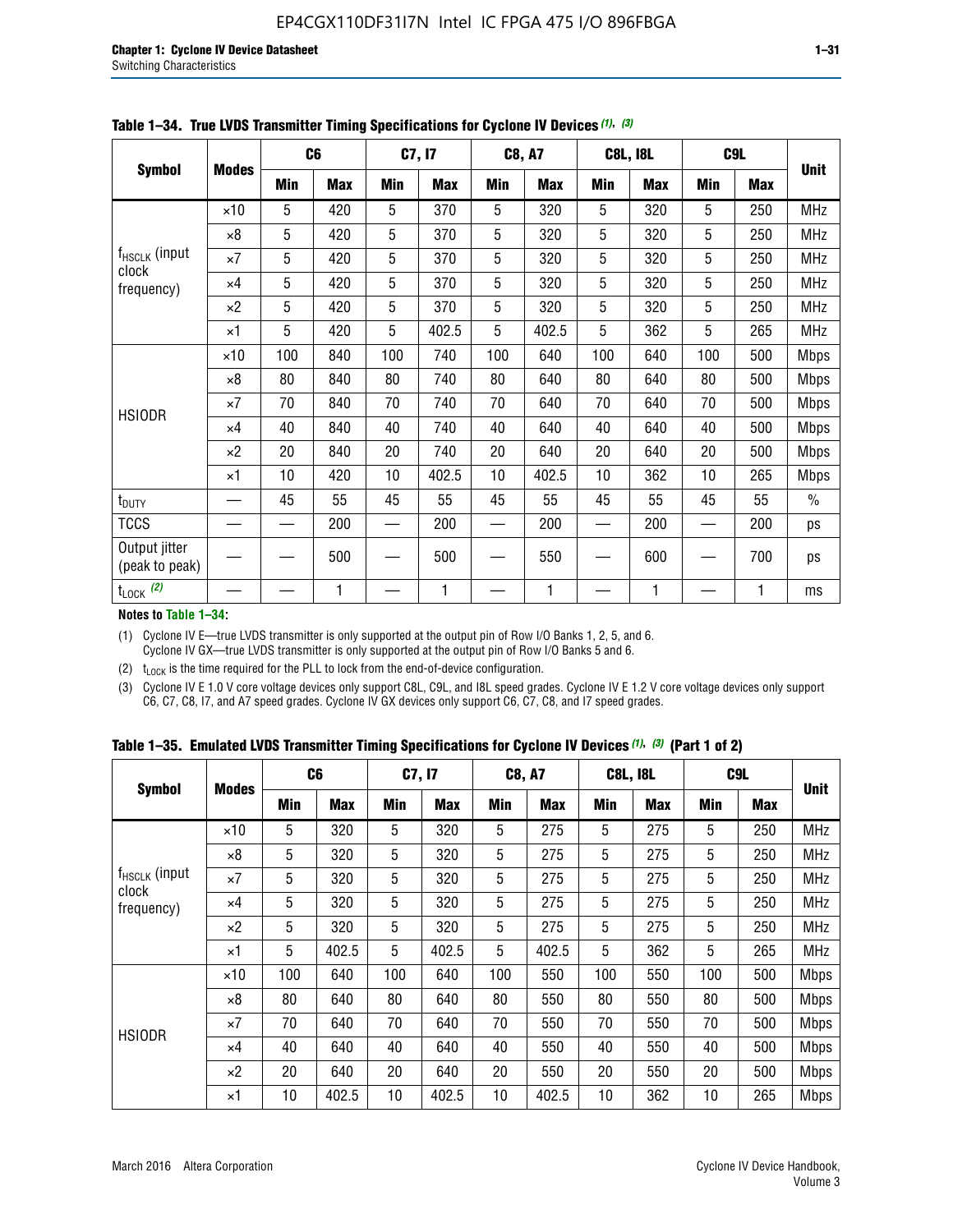**Table 1–34. True LVDS Transmitter Timing Specifications for Cyclone IV Devices (1), (3)**

| Symbol | Modes | C6 | | C7, I7 | | C8, A7 | | C8L, I8L | | C9L | | Unit |
|---|---|---|---|---|---|---|---|---|---|---|---|---|
| | | Min | Max | Min | Max | Min | Max | Min | Max | Min | Max | |
| $f_{HSCLK}$ (input clock frequency) | ×10 | 5 | 420 | 5 | 370 | 5 | 320 | 5 | 320 | 5 | 250 | MHz |
| | ×8 | 5 | 420 | 5 | 370 | 5 | 320 | 5 | 320 | 5 | 250 | MHz |
| | ×7 | 5 | 420 | 5 | 370 | 5 | 320 | 5 | 320 | 5 | 250 | MHz |
| | ×4 | 5 | 420 | 5 | 370 | 5 | 320 | 5 | 320 | 5 | 250 | MHz |
| | ×2 | 5 | 420 | 5 | 370 | 5 | 320 | 5 | 320 | 5 | 250 | MHz |
| | ×1 | 5 | 420 | 5 | 402.5 | 5 | 402.5 | 5 | 362 | 5 | 265 | MHz |
| HSIODR | ×10 | 100 | 840 | 100 | 740 | 100 | 640 | 100 | 640 | 100 | 500 | Mbps |
| | ×8 | 80 | 840 | 80 | 740 | 80 | 640 | 80 | 640 | 80 | 500 | Mbps |
| | ×7 | 70 | 840 | 70 | 740 | 70 | 640 | 70 | 640 | 70 | 500 | Mbps |
| | ×4 | 40 | 840 | 40 | 740 | 40 | 640 | 40 | 640 | 40 | 500 | Mbps |
| | ×2 | 20 | 840 | 20 | 740 | 20 | 640 | 20 | 640 | 20 | 500 | Mbps |
| | ×1 | 10 | 420 | 10 | 402.5 | 10 | 402.5 | 10 | 362 | 10 | 265 | Mbps |
| $t_{DUTY}$ | — | 45 | 55 | 45 | 55 | 45 | 55 | 45 | 55 | 45 | 55 | % |
| TCCS | — | — | 200 | — | 200 | — | 200 | — | 200 | — | 200 | ps |
| Output jitter (peak to peak) | — | — | 500 | — | 500 | — | 550 | — | 600 | — | 700 | ps |
| $t_{LOCK}$ (2) | — | — | 1 | — | 1 | — | 1 | — | 1 | — | 1 | ms |

**Notes to Table 1–34:**

(1) Cyclone IV E—true LVDS transmitter is only supported at the output pin of Row I/O Banks 1, 2, 5, and 6. Cyclone IV GX—true LVDS transmitter is only supported at the output pin of Row I/O Banks 5 and 6.

(2) $t_{LOCK}$ is the time required for the PLL to lock from the end-of-device configuration.

(3) Cyclone IV E 1.0 V core voltage devices only support C8L, C9L, and I8L speed grades. Cyclone IV E 1.2 V core voltage devices only support C6, C7, C8, I7, and A7 speed grades. Cyclone IV GX devices only support C6, C7, C8, and I7 speed grades.

**Table 1–35. Emulated LVDS Transmitter Timing Specifications for Cyclone IV Devices (1), (3) (Part 1 of 2)**

| Symbol | Modes | C6 | | C7, I7 | | C8, A7 | | C8L, I8L | | C9L | | Unit |
|---|---|---|---|---|---|---|---|---|---|---|---|---|
| | | Min | Max | Min | Max | Min | Max | Min | Max | Min | Max | |
| $f_{HSCLK}$ (input clock frequency) | ×10 | 5 | 320 | 5 | 320 | 5 | 275 | 5 | 275 | 5 | 250 | MHz |
| | ×8 | 5 | 320 | 5 | 320 | 5 | 275 | 5 | 275 | 5 | 250 | MHz |
| | ×7 | 5 | 320 | 5 | 320 | 5 | 275 | 5 | 275 | 5 | 250 | MHz |
| | ×4 | 5 | 320 | 5 | 320 | 5 | 275 | 5 | 275 | 5 | 250 | MHz |
| | ×2 | 5 | 320 | 5 | 320 | 5 | 275 | 5 | 275 | 5 | 250 | MHz |
| | ×1 | 5 | 402.5 | 5 | 402.5 | 5 | 402.5 | 5 | 362 | 5 | 265 | MHz |
| HSIODR | ×10 | 100 | 640 | 100 | 640 | 100 | 550 | 100 | 550 | 100 | 500 | Mbps |
| | ×8 | 80 | 640 | 80 | 640 | 80 | 550 | 80 | 550 | 80 | 500 | Mbps |
| | ×7 | 70 | 640 | 70 | 640 | 70 | 550 | 70 | 550 | 70 | 500 | Mbps |
| | ×4 | 40 | 640 | 40 | 640 | 40 | 550 | 40 | 550 | 40 | 500 | Mbps |
| | ×2 | 20 | 640 | 20 | 640 | 20 | 550 | 20 | 550 | 20 | 500 | Mbps |
| | ×1 | 10 | 402.5 | 10 | 402.5 | 10 | 402.5 | 10 | 362 | 10 | 265 | Mbps |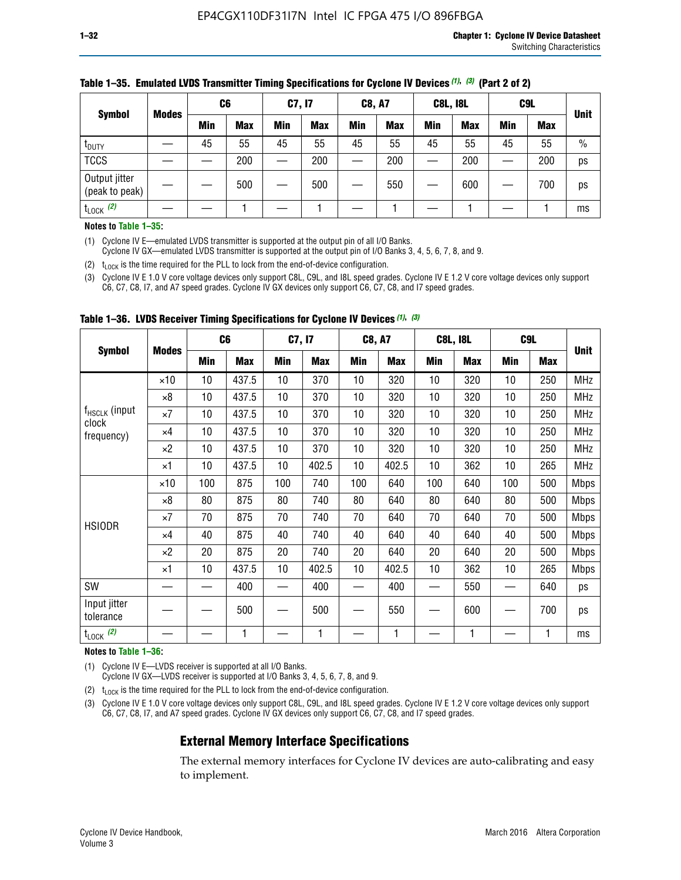**Table 1–35. Emulated LVDS Transmitter Timing Specifications for Cyclone IV Devices (1), (3) (Part 2 of 2)**

| Symbol | Modes | C6 | | C7, I7 | | C8, A7 | | C8L, I8L | | C9L | | Unit |
|---|---|---|---|---|---|---|---|---|---|---|---|---|
| | | Min | Max | Min | Max | Min | Max | Min | Max | Min | Max | |
| $t_{DUTY}$ | — | 45 | 55 | 45 | 55 | 45 | 55 | 45 | 55 | 45 | 55 | % |
| TCCS | — | — | 200 | — | 200 | — | 200 | — | 200 | — | 200 | ps |
| Output jitter (peak to peak) | — | — | 500 | — | 500 | — | 550 | — | 600 | — | 700 | ps |
| $t_{LOCK}$ (2) | — | — | 1 | — | 1 | — | 1 | — | 1 | — | 1 | ms |

**Notes to Table 1–35:**

(1) Cyclone IV E—emulated LVDS transmitter is supported at the output pin of all I/O Banks.
Cyclone IV GX—emulated LVDS transmitter is supported at the output pin of I/O Banks 3, 4, 5, 6, 7, 8, and 9.

(2) $t_{LOCK}$ is the time required for the PLL to lock from the end-of-device configuration.

(3) Cyclone IV E 1.0 V core voltage devices only support C8L, C9L, and I8L speed grades. Cyclone IV E 1.2 V core voltage devices only support C6, C7, C8, I7, and A7 speed grades. Cyclone IV GX devices only support C6, C7, C8, and I7 speed grades.

**Table 1–36. LVDS Receiver Timing Specifications for Cyclone IV Devices (1), (3)**

| Symbol | Modes | C6 | | C7, I7 | | C8, A7 | | C8L, I8L | | C9L | | Unit |
|---|---|---|---|---|---|---|---|---|---|---|---|---|
| | | Min | Max | Min | Max | Min | Max | Min | Max | Min | Max | |
| $f_{HSCLK}$ (input clock frequency) | ×10 | 10 | 437.5 | 10 | 370 | 10 | 320 | 10 | 320 | 10 | 250 | MHz |
| | ×8 | 10 | 437.5 | 10 | 370 | 10 | 320 | 10 | 320 | 10 | 250 | MHz |
| | ×7 | 10 | 437.5 | 10 | 370 | 10 | 320 | 10 | 320 | 10 | 250 | MHz |
| | ×4 | 10 | 437.5 | 10 | 370 | 10 | 320 | 10 | 320 | 10 | 250 | MHz |
| | ×2 | 10 | 437.5 | 10 | 370 | 10 | 320 | 10 | 320 | 10 | 250 | MHz |
| | ×1 | 10 | 437.5 | 10 | 402.5 | 10 | 402.5 | 10 | 362 | 10 | 265 | MHz |
| HSIODR | ×10 | 100 | 875 | 100 | 740 | 100 | 640 | 100 | 640 | 100 | 500 | Mbps |
| | ×8 | 80 | 875 | 80 | 740 | 80 | 640 | 80 | 640 | 80 | 500 | Mbps |
| | ×7 | 70 | 875 | 70 | 740 | 70 | 640 | 70 | 640 | 70 | 500 | Mbps |
| | ×4 | 40 | 875 | 40 | 740 | 40 | 640 | 40 | 640 | 40 | 500 | Mbps |
| | ×2 | 20 | 875 | 20 | 740 | 20 | 640 | 20 | 640 | 20 | 500 | Mbps |
| | ×1 | 10 | 437.5 | 10 | 402.5 | 10 | 402.5 | 10 | 362 | 10 | 265 | Mbps |
| SW | — | — | 400 | — | 400 | — | 400 | — | 550 | — | 640 | ps |
| Input jitter tolerance | — | — | 500 | — | 500 | — | 550 | — | 600 | — | 700 | ps |
| $t_{LOCK}$ (2) | — | — | 1 | — | 1 | — | 1 | — | 1 | — | 1 | ms |

**Notes to Table 1–36:**

(1) Cyclone IV E—LVDS receiver is supported at all I/O Banks.
Cyclone IV GX—LVDS receiver is supported at I/O Banks 3, 4, 5, 6, 7, 8, and 9.

(2) $t_{LOCK}$ is the time required for the PLL to lock from the end-of-device configuration.

(3) Cyclone IV E 1.0 V core voltage devices only support C8L, C9L, and I8L speed grades. Cyclone IV E 1.2 V core voltage devices only support C6, C7, C8, I7, and A7 speed grades. Cyclone IV GX devices only support C6, C7, C8, and I7 speed grades.

## External Memory Interface Specifications

The external memory interfaces for Cyclone IV devices are auto-calibrating and easy to implement.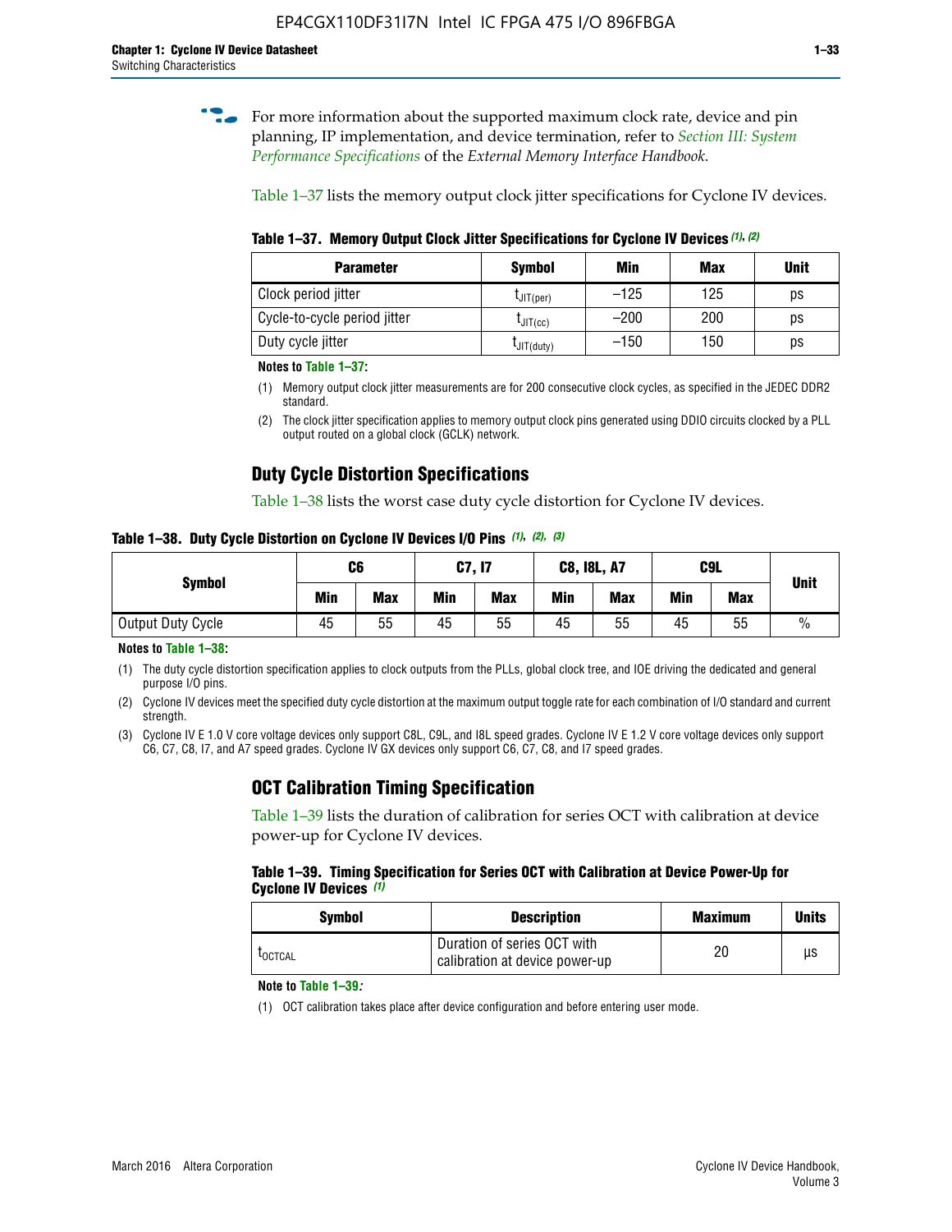For more information about the supported maximum clock rate, device and pin planning, IP implementation, and device termination, refer to *Section III: System Performance Specifications* of the *External Memory Interface Handbook*.

Table 1–37 lists the memory output clock jitter specifications for Cyclone IV devices.

**Table 1–37. Memory Output Clock Jitter Specifications for Cyclone IV Devices (1), (2)**

| Parameter | Symbol | Min | Max | Unit |
|---|---|---|---|---|
| Clock period jitter | $t_{JIT(per)}$ | –125 | 125 | ps |
| Cycle-to-cycle period jitter | $t_{JIT(cc)}$ | –200 | 200 | ps |
| Duty cycle jitter | $t_{JIT(duty)}$ | –150 | 150 | ps |

**Notes to Table 1–37:**

(1) Memory output clock jitter measurements are for 200 consecutive clock cycles, as specified in the JEDEC DDR2 standard.

(2) The clock jitter specification applies to memory output clock pins generated using DDIO circuits clocked by a PLL output routed on a global clock (GCLK) network.

## Duty Cycle Distortion Specifications

Table 1–38 lists the worst case duty cycle distortion for Cyclone IV devices.

**Table 1–38. Duty Cycle Distortion on Cyclone IV Devices I/O Pins (1), (2), (3)**

| Symbol | C6 | | C7, I7 | | C8, I8L, A7 | | C9L | | Unit |
|---|---|---|---|---|---|---|---|---|---|
| | Min | Max | Min | Max | Min | Max | Min | Max | |
| Output Duty Cycle | 45 | 55 | 45 | 55 | 45 | 55 | 45 | 55 | % |

**Notes to Table 1–38:**

(1) The duty cycle distortion specification applies to clock outputs from the PLLs, global clock tree, and IOE driving the dedicated and general purpose I/O pins.

(2) Cyclone IV devices meet the specified duty cycle distortion at the maximum output toggle rate for each combination of I/O standard and current strength.

(3) Cyclone IV E 1.0 V core voltage devices only support C8L, C9L, and I8L speed grades. Cyclone IV E 1.2 V core voltage devices only support C6, C7, C8, I7, and A7 speed grades. Cyclone IV GX devices only support C6, C7, C8, and I7 speed grades.

## OCT Calibration Timing Specification

Table 1–39 lists the duration of calibration for series OCT with calibration at device power-up for Cyclone IV devices.

**Table 1–39. Timing Specification for Series OCT with Calibration at Device Power-Up for Cyclone IV Devices (1)**

| Symbol | Description | Maximum | Units |
|---|---|---|---|
| $t_{OCTCAL}$ | Duration of series OCT with calibration at device power-up | 20 | µs |

**Note to Table 1–39:**

(1) OCT calibration takes place after device configuration and before entering user mode.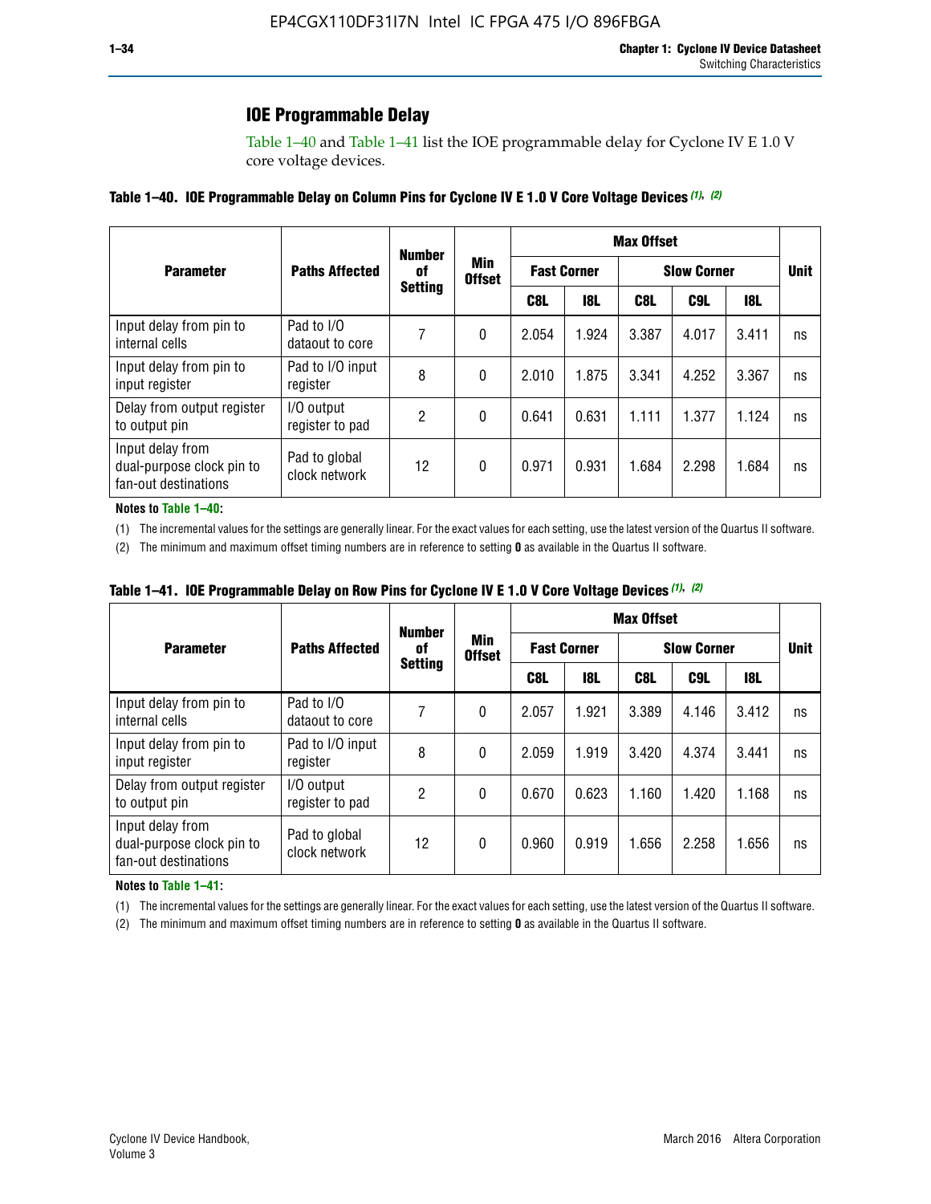## IOE Programmable Delay

Table 1–40 and Table 1–41 list the IOE programmable delay for Cyclone IV E 1.0 V core voltage devices.

**Table 1–40. IOE Programmable Delay on Column Pins for Cyclone IV E 1.0 V Core Voltage Devices (1), (2)**

| Parameter | Paths Affected | Number of Setting | Min Offset | Max Offset | | | | | Unit |
|---|---|---|---|---|---|---|---|---|---|
| | | | | Fast Corner | | Slow Corner | | | |
| | | | | C8L | I8L | C8L | C9L | I8L | |
| Input delay from pin to internal cells | Pad to I/O dataout to core | 7 | 0 | 2.054 | 1.924 | 3.387 | 4.017 | 3.411 | ns |
| Input delay from pin to input register | Pad to I/O input register | 8 | 0 | 2.010 | 1.875 | 3.341 | 4.252 | 3.367 | ns |
| Delay from output register to output pin | I/O output register to pad | 2 | 0 | 0.641 | 0.631 | 1.111 | 1.377 | 1.124 | ns |
| Input delay from dual-purpose clock pin to fan-out destinations | Pad to global clock network | 12 | 0 | 0.971 | 0.931 | 1.684 | 2.298 | 1.684 | ns |

**Notes to Table 1–40:**

(1) The incremental values for the settings are generally linear. For the exact values for each setting, use the latest version of the Quartus II software.

(2) The minimum and maximum offset timing numbers are in reference to setting **0** as available in the Quartus II software.

**Table 1–41. IOE Programmable Delay on Row Pins for Cyclone IV E 1.0 V Core Voltage Devices (1), (2)**

| Parameter | Paths Affected | Number of Setting | Min Offset | Max Offset | | | | | Unit |
|---|---|---|---|---|---|---|---|---|---|
| | | | | Fast Corner | | Slow Corner | | | |
| | | | | C8L | I8L | C8L | C9L | I8L | |
| Input delay from pin to internal cells | Pad to I/O dataout to core | 7 | 0 | 2.057 | 1.921 | 3.389 | 4.146 | 3.412 | ns |
| Input delay from pin to input register | Pad to I/O input register | 8 | 0 | 2.059 | 1.919 | 3.420 | 4.374 | 3.441 | ns |
| Delay from output register to output pin | I/O output register to pad | 2 | 0 | 0.670 | 0.623 | 1.160 | 1.420 | 1.168 | ns |
| Input delay from dual-purpose clock pin to fan-out destinations | Pad to global clock network | 12 | 0 | 0.960 | 0.919 | 1.656 | 2.258 | 1.656 | ns |

**Notes to Table 1–41:**

(1) The incremental values for the settings are generally linear. For the exact values for each setting, use the latest version of the Quartus II software.

(2) The minimum and maximum offset timing numbers are in reference to setting **0** as available in the Quartus II software.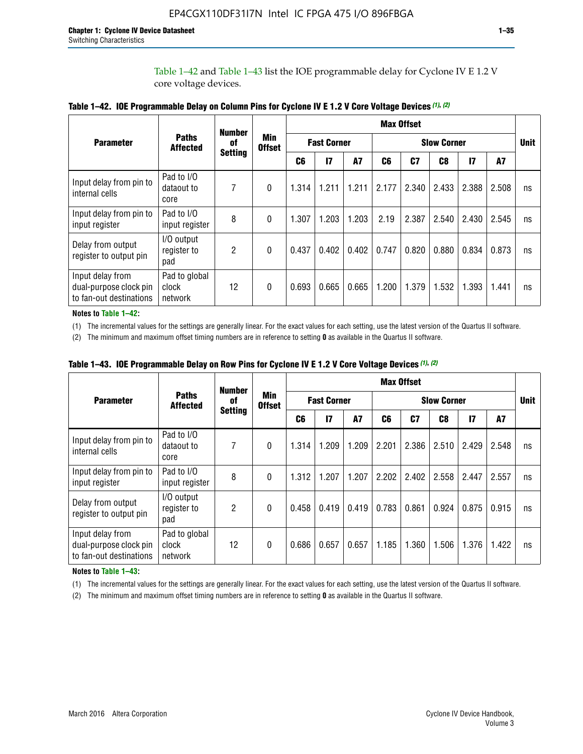Table 1–42 and Table 1–43 list the IOE programmable delay for Cyclone IV E 1.2 V core voltage devices.

**Table 1–42. IOE Programmable Delay on Column Pins for Cyclone IV E 1.2 V Core Voltage Devices (1), (2)**

| Parameter | Paths Affected | Number of Setting | Min Offset | Max Offset | | | | | | | | Unit |
|---|---|---|---|---|---|---|---|---|---|---|---|---|
| | | | | Fast Corner | | | Slow Corner | | | | | |
| | | | | C6 | I7 | A7 | C6 | C7 | C8 | I7 | A7 | |
| Input delay from pin to internal cells | Pad to I/O dataout to core | 7 | 0 | 1.314 | 1.211 | 1.211 | 2.177 | 2.340 | 2.433 | 2.388 | 2.508 | ns |
| Input delay from pin to input register | Pad to I/O input register | 8 | 0 | 1.307 | 1.203 | 1.203 | 2.19 | 2.387 | 2.540 | 2.430 | 2.545 | ns |
| Delay from output register to output pin | I/O output register to pad | 2 | 0 | 0.437 | 0.402 | 0.402 | 0.747 | 0.820 | 0.880 | 0.834 | 0.873 | ns |
| Input delay from dual-purpose clock pin to fan-out destinations | Pad to global clock network | 12 | 0 | 0.693 | 0.665 | 0.665 | 1.200 | 1.379 | 1.532 | 1.393 | 1.441 | ns |

**Notes to Table 1–42:**

(1) The incremental values for the settings are generally linear. For the exact values for each setting, use the latest version of the Quartus II software.

(2) The minimum and maximum offset timing numbers are in reference to setting **0** as available in the Quartus II software.

**Table 1–43. IOE Programmable Delay on Row Pins for Cyclone IV E 1.2 V Core Voltage Devices (1), (2)**

| Parameter | Paths Affected | Number of Setting | Min Offset | Max Offset | | | | | | | | Unit |
|---|---|---|---|---|---|---|---|---|---|---|---|---|
| | | | | Fast Corner | | | Slow Corner | | | | | |
| | | | | C6 | I7 | A7 | C6 | C7 | C8 | I7 | A7 | |
| Input delay from pin to internal cells | Pad to I/O dataout to core | 7 | 0 | 1.314 | 1.209 | 1.209 | 2.201 | 2.386 | 2.510 | 2.429 | 2.548 | ns |
| Input delay from pin to input register | Pad to I/O input register | 8 | 0 | 1.312 | 1.207 | 1.207 | 2.202 | 2.402 | 2.558 | 2.447 | 2.557 | ns |
| Delay from output register to output pin | I/O output register to pad | 2 | 0 | 0.458 | 0.419 | 0.419 | 0.783 | 0.861 | 0.924 | 0.875 | 0.915 | ns |
| Input delay from dual-purpose clock pin to fan-out destinations | Pad to global clock network | 12 | 0 | 0.686 | 0.657 | 0.657 | 1.185 | 1.360 | 1.506 | 1.376 | 1.422 | ns |

**Notes to Table 1–43:**

(1) The incremental values for the settings are generally linear. For the exact values for each setting, use the latest version of the Quartus II software.

(2) The minimum and maximum offset timing numbers are in reference to setting **0** as available in the Quartus II software.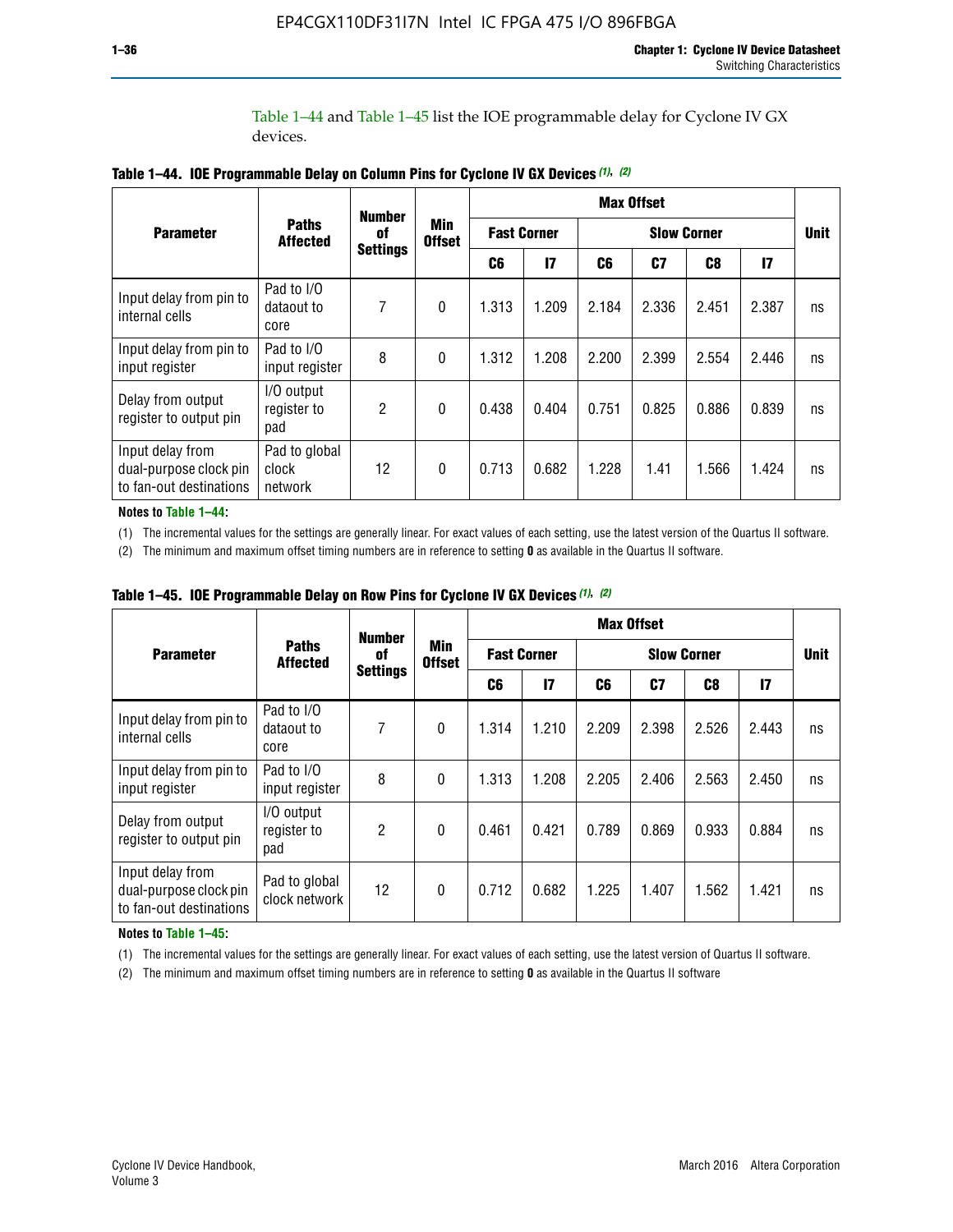Table 1–44 and Table 1–45 list the IOE programmable delay for Cyclone IV GX devices.

**Table 1–44. IOE Programmable Delay on Column Pins for Cyclone IV GX Devices (1), (2)**

| Parameter | Paths Affected | Number of Settings | Min Offset | Max Offset | | | | | | Unit |
|---|---|---|---|---|---|---|---|---|---|---|
| | | | | Fast Corner | | Slow Corner | | | | |
| | | | | C6 | I7 | C6 | C7 | C8 | I7 | |
| Input delay from pin to internal cells | Pad to I/O dataout to core | 7 | 0 | 1.313 | 1.209 | 2.184 | 2.336 | 2.451 | 2.387 | ns |
| Input delay from pin to input register | Pad to I/O input register | 8 | 0 | 1.312 | 1.208 | 2.200 | 2.399 | 2.554 | 2.446 | ns |
| Delay from output register to output pin | I/O output register to pad | 2 | 0 | 0.438 | 0.404 | 0.751 | 0.825 | 0.886 | 0.839 | ns |
| Input delay from dual-purpose clock pin to fan-out destinations | Pad to global clock network | 12 | 0 | 0.713 | 0.682 | 1.228 | 1.41 | 1.566 | 1.424 | ns |

**Notes to Table 1–44:**

(1) The incremental values for the settings are generally linear. For exact values of each setting, use the latest version of the Quartus II software.

(2) The minimum and maximum offset timing numbers are in reference to setting **0** as available in the Quartus II software.

**Table 1–45. IOE Programmable Delay on Row Pins for Cyclone IV GX Devices (1), (2)**

| Parameter | Paths Affected | Number of Settings | Min Offset | Max Offset | | | | | | Unit |
|---|---|---|---|---|---|---|---|---|---|---|
| | | | | Fast Corner | | Slow Corner | | | | |
| | | | | C6 | I7 | C6 | C7 | C8 | I7 | |
| Input delay from pin to internal cells | Pad to I/O dataout to core | 7 | 0 | 1.314 | 1.210 | 2.209 | 2.398 | 2.526 | 2.443 | ns |
| Input delay from pin to input register | Pad to I/O input register | 8 | 0 | 1.313 | 1.208 | 2.205 | 2.406 | 2.563 | 2.450 | ns |
| Delay from output register to output pin | I/O output register to pad | 2 | 0 | 0.461 | 0.421 | 0.789 | 0.869 | 0.933 | 0.884 | ns |
| Input delay from dual-purpose clock pin to fan-out destinations | Pad to global clock network | 12 | 0 | 0.712 | 0.682 | 1.225 | 1.407 | 1.562 | 1.421 | ns |

**Notes to Table 1–45:**

(1) The incremental values for the settings are generally linear. For exact values of each setting, use the latest version of Quartus II software.

(2) The minimum and maximum offset timing numbers are in reference to setting **0** as available in the Quartus II software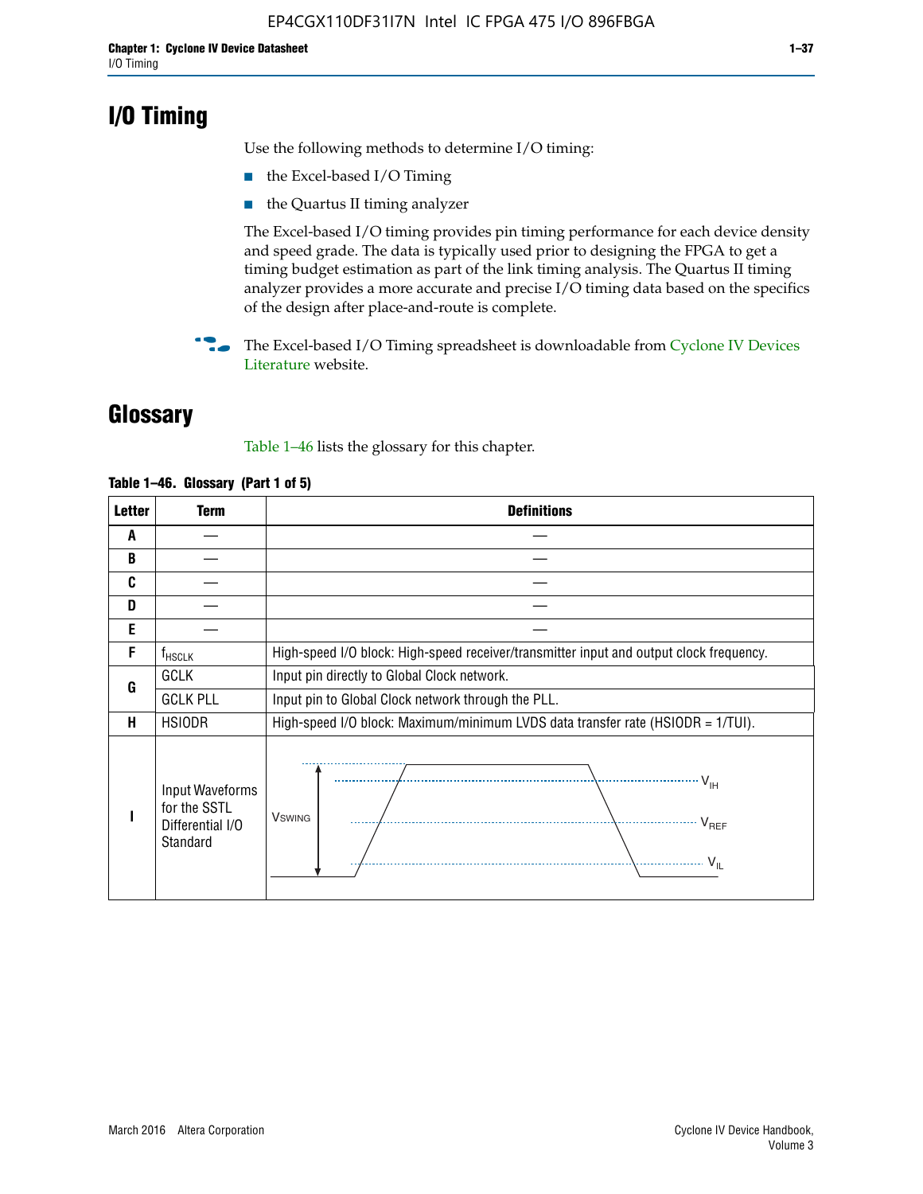# I/O Timing

Use the following methods to determine I/O timing:

- the Excel-based I/O Timing
- the Quartus II timing analyzer

The Excel-based I/O timing provides pin timing performance for each device density and speed grade. The data is typically used prior to designing the FPGA to get a timing budget estimation as part of the link timing analysis. The Quartus II timing analyzer provides a more accurate and precise I/O timing data based on the specifics of the design after place-and-route is complete.

The Excel-based I/O Timing spreadsheet is downloadable from Cyclone IV Devices Literature website.

# Glossary

Table 1–46 lists the glossary for this chapter.

**Table 1–46. Glossary (Part 1 of 5)**

| Letter | Term | Definitions |
|---|---|---|
| A | — | — |
| B | — | — |
| C | — | — |
| D | — | — |
| E | — | — |
| F | $f_{HSCLK}$ | High-speed I/O block: High-speed receiver/transmitter input and output clock frequency. |
| G | GCLK | Input pin directly to Global Clock network. |
| | GCLK PLL | Input pin to Global Clock network through the PLL. |
| H | HSIODR | High-speed I/O block: Maximum/minimum LVDS data transfer rate (HSIODR = 1/TUI). |
| I | Input Waveforms for the SSTL Differential I/O Standard | (waveform diagram: $V_{SWING}$, $V_{IH}$, $V_{REF}$, $V_{IL}$) |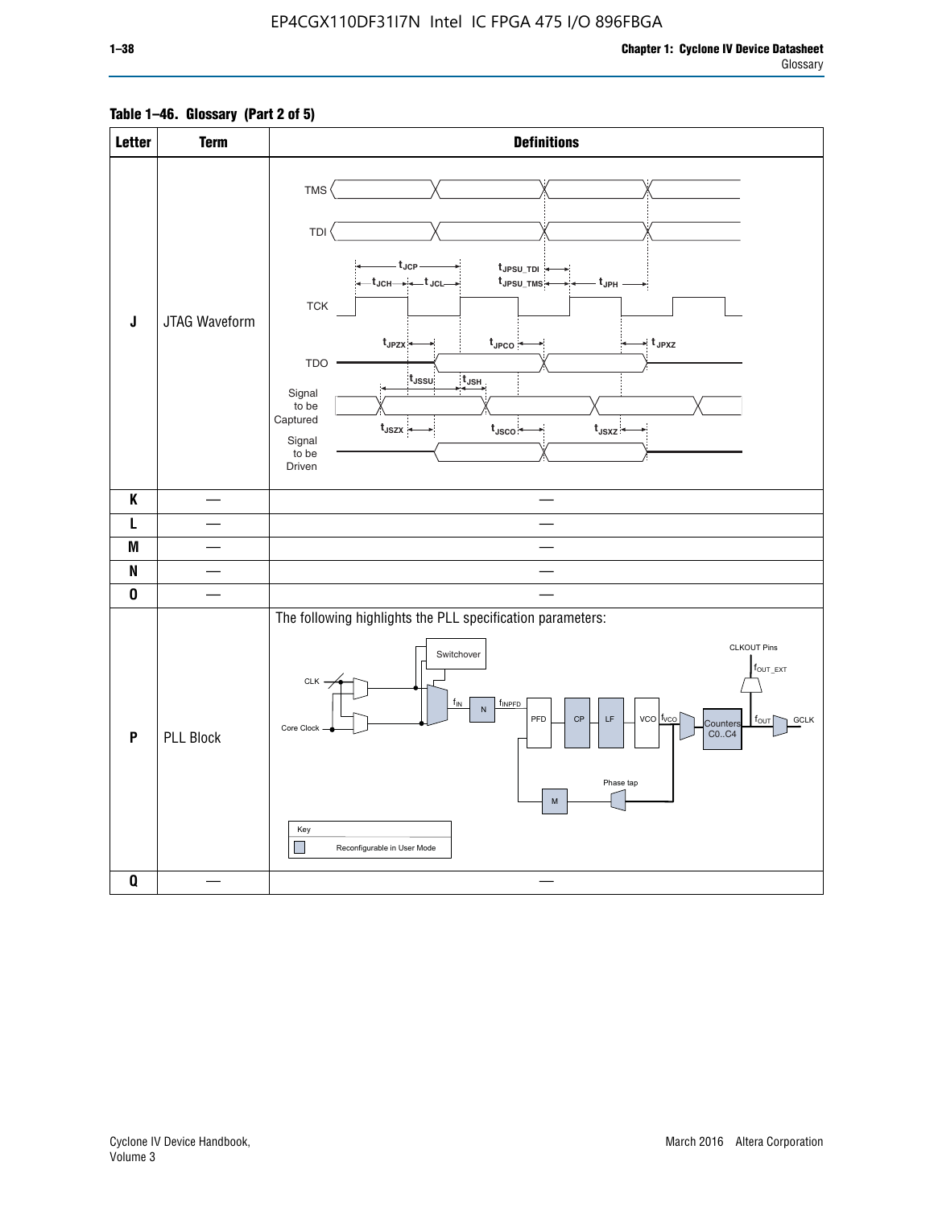**Table 1–46. Glossary (Part 2 of 5)**

| Letter | Term | Definitions |
|---|---|---|
| J | JTAG Waveform | |
| K | — | — |
| L | — | — |
| M | — | — |
| N | — | — |
| O | — | — |
| P | PLL Block | The following highlights the PLL specification parameters: |
| Q | — | — |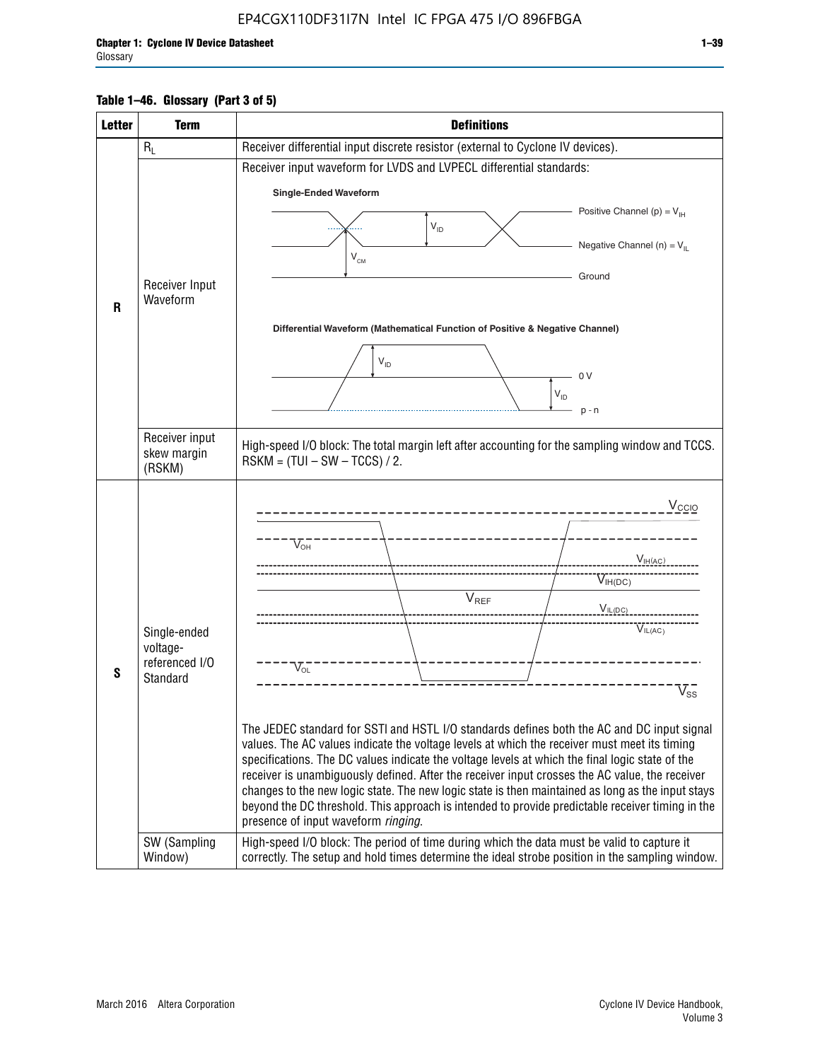**Table 1–46. Glossary (Part 3 of 5)**

| Letter | Term | Definitions |
|---|---|---|
| R | $R_L$ | Receiver differential input discrete resistor (external to Cyclone IV devices). |
| | Receiver Input Waveform | Receiver input waveform for LVDS and LVPECL differential standards: Single-Ended Waveform: Positive Channel (p) = $V_{IH}$; Negative Channel (n) = $V_{IL}$; Ground; $V_{ID}$; $V_{CM}$. Differential Waveform (Mathematical Function of Positive & Negative Channel): $V_{ID}$; 0 V; p - n |
| | Receiver input skew margin (RSKM) | High-speed I/O block: The total margin left after accounting for the sampling window and TCCS. RSKM = (TUI – SW – TCCS) / 2. |
| S | Single-ended voltage-referenced I/O Standard | $V_{CCIO}$, $V_{OH}$, $V_{IH(AC)}$, $V_{IH(DC)}$, $V_{REF}$, $V_{IL(DC)}$, $V_{IL(AC)}$, $V_{OL}$, $V_{SS}$<br><br>The JEDEC standard for SSTl and HSTL I/O standards defines both the AC and DC input signal values. The AC values indicate the voltage levels at which the receiver must meet its timing specifications. The DC values indicate the voltage levels at which the final logic state of the receiver is unambiguously defined. After the receiver input crosses the AC value, the receiver changes to the new logic state. The new logic state is then maintained as long as the input stays beyond the DC threshold. This approach is intended to provide predictable receiver timing in the presence of input waveform *ringing*. |
| | SW (Sampling Window) | High-speed I/O block: The period of time during which the data must be valid to capture it correctly. The setup and hold times determine the ideal strobe position in the sampling window. |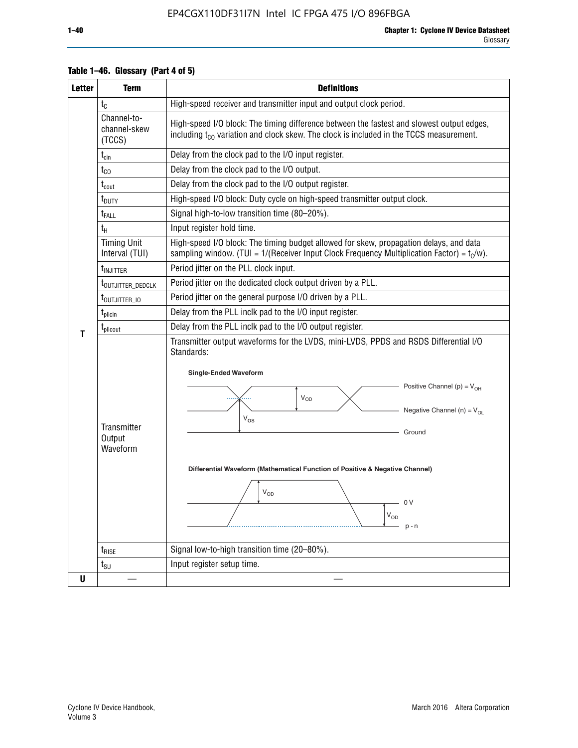**Table 1–46. Glossary (Part 4 of 5)**

| Letter | Term | Definitions |
|---|---|---|
| T | $t_C$ | High-speed receiver and transmitter input and output clock period. |
| | Channel-to-channel-skew (TCCS) | High-speed I/O block: The timing difference between the fastest and slowest output edges, including $t_{CO}$ variation and clock skew. The clock is included in the TCCS measurement. |
| | $t_{cin}$ | Delay from the clock pad to the I/O input register. |
| | $t_{CO}$ | Delay from the clock pad to the I/O output. |
| | $t_{cout}$ | Delay from the clock pad to the I/O output register. |
| | $t_{DUTY}$ | High-speed I/O block: Duty cycle on high-speed transmitter output clock. |
| | $t_{FALL}$ | Signal high-to-low transition time (80–20%). |
| | $t_H$ | Input register hold time. |
| | Timing Unit Interval (TUI) | High-speed I/O block: The timing budget allowed for skew, propagation delays, and data sampling window. (TUI = 1/(Receiver Input Clock Frequency Multiplication Factor) = $t_C/w$). |
| | $t_{INJITTER}$ | Period jitter on the PLL clock input. |
| | $t_{OUTJITTER\_DEDCLK}$ | Period jitter on the dedicated clock output driven by a PLL. |
| | $t_{OUTJITTER\_IO}$ | Period jitter on the general purpose I/O driven by a PLL. |
| | $t_{pllcin}$ | Delay from the PLL inclk pad to the I/O input register. |
| | $t_{pllcout}$ | Delay from the PLL inclk pad to the I/O output register. |
| | Transmitter Output Waveform | Transmitter output waveforms for the LVDS, mini-LVDS, PPDS and RSDS Differential I/O Standards:<br><br>**Single-Ended Waveform**<br>Positive Channel (p) = $V_{OH}$<br>$V_{OD}$<br>Negative Channel (n) = $V_{OL}$<br>$V_{OS}$<br>Ground<br><br>**Differential Waveform (Mathematical Function of Positive & Negative Channel)**<br>$V_{OD}$<br>0 V<br>$V_{OD}$<br>p - n |
| | $t_{RISE}$ | Signal low-to-high transition time (20–80%). |
| | $t_{SU}$ | Input register setup time. |
| U | — | — |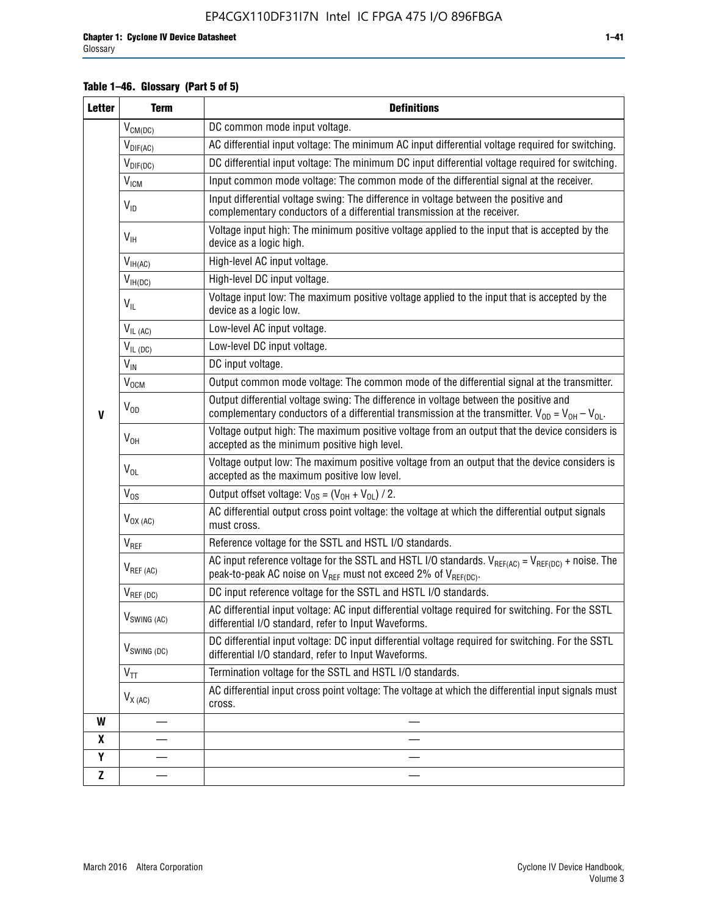**Table 1–46. Glossary (Part 5 of 5)**

| Letter | Term | Definitions |
|---|---|---|
| V | $V_{CM(DC)}$ | DC common mode input voltage. |
| | $V_{DIF(AC)}$ | AC differential input voltage: The minimum AC input differential voltage required for switching. |
| | $V_{DIF(DC)}$ | DC differential input voltage: The minimum DC input differential voltage required for switching. |
| | $V_{ICM}$ | Input common mode voltage: The common mode of the differential signal at the receiver. |
| | $V_{ID}$ | Input differential voltage swing: The difference in voltage between the positive and complementary conductors of a differential transmission at the receiver. |
| | $V_{IH}$ | Voltage input high: The minimum positive voltage applied to the input that is accepted by the device as a logic high. |
| | $V_{IH(AC)}$ | High-level AC input voltage. |
| | $V_{IH(DC)}$ | High-level DC input voltage. |
| | $V_{IL}$ | Voltage input low: The maximum positive voltage applied to the input that is accepted by the device as a logic low. |
| | $V_{IL (AC)}$ | Low-level AC input voltage. |
| | $V_{IL (DC)}$ | Low-level DC input voltage. |
| | $V_{IN}$ | DC input voltage. |
| | $V_{OCM}$ | Output common mode voltage: The common mode of the differential signal at the transmitter. |
| | $V_{OD}$ | Output differential voltage swing: The difference in voltage between the positive and complementary conductors of a differential transmission at the transmitter. $V_{OD} = V_{OH} – V_{OL}$. |
| | $V_{OH}$ | Voltage output high: The maximum positive voltage from an output that the device considers is accepted as the minimum positive high level. |
| | $V_{OL}$ | Voltage output low: The maximum positive voltage from an output that the device considers is accepted as the maximum positive low level. |
| | $V_{OS}$ | Output offset voltage: $V_{OS} = (V_{OH} + V_{OL}) / 2$. |
| | $V_{OX (AC)}$ | AC differential output cross point voltage: the voltage at which the differential output signals must cross. |
| | $V_{REF}$ | Reference voltage for the SSTL and HSTL I/O standards. |
| | $V_{REF (AC)}$ | AC input reference voltage for the SSTL and HSTL I/O standards. $V_{REF(AC)} = V_{REF(DC)}$ + noise. The peak-to-peak AC noise on $V_{REF}$ must not exceed 2% of $V_{REF(DC)}$. |
| | $V_{REF (DC)}$ | DC input reference voltage for the SSTL and HSTL I/O standards. |
| | $V_{SWING (AC)}$ | AC differential input voltage: AC input differential voltage required for switching. For the SSTL differential I/O standard, refer to Input Waveforms. |
| | $V_{SWING (DC)}$ | DC differential input voltage: DC input differential voltage required for switching. For the SSTL differential I/O standard, refer to Input Waveforms. |
| | $V_{TT}$ | Termination voltage for the SSTL and HSTL I/O standards. |
| | $V_{X (AC)}$ | AC differential input cross point voltage: The voltage at which the differential input signals must cross. |
| W | — | — |
| X | — | — |
| Y | — | — |
| Z | — | — |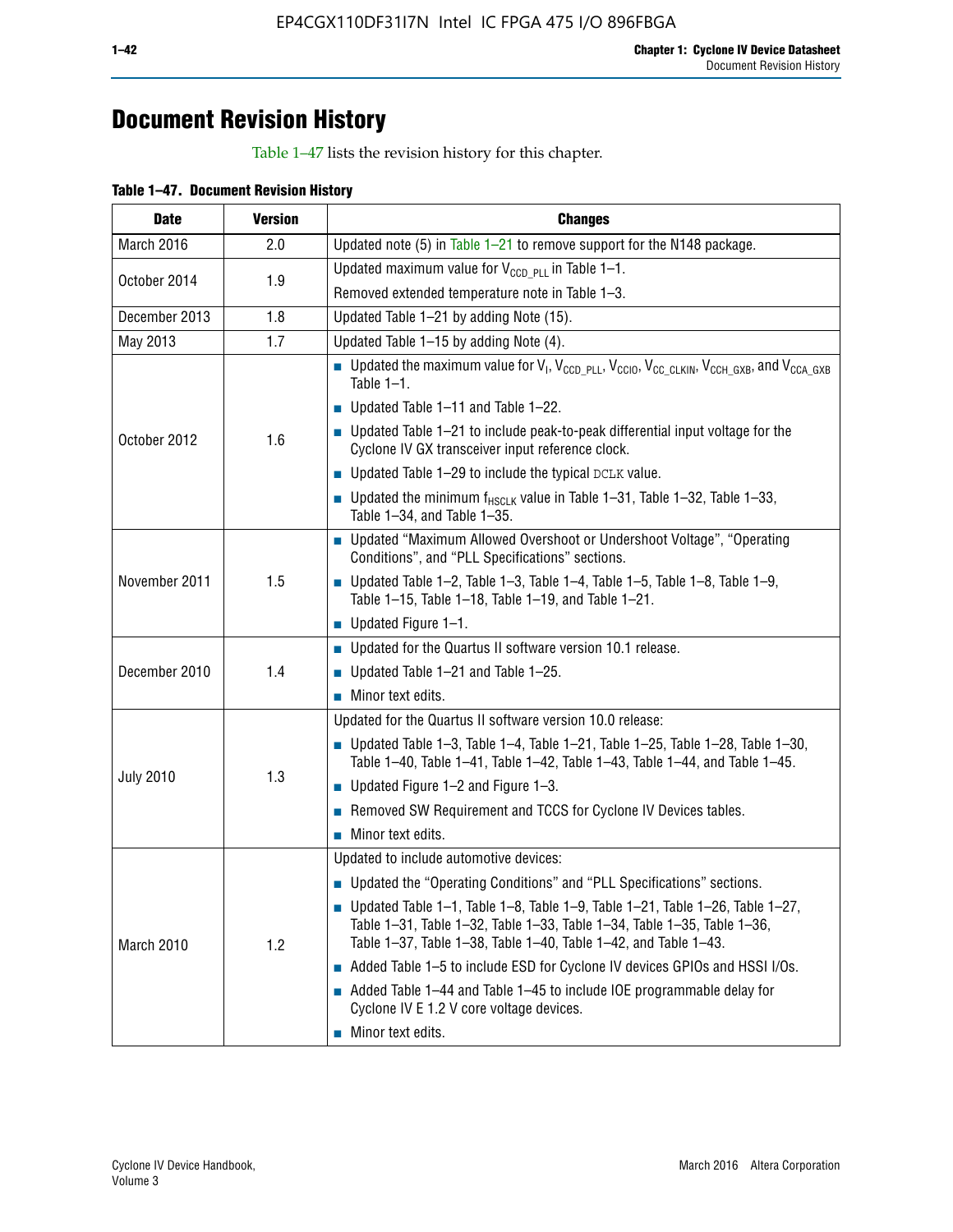# Document Revision History

Table 1–47 lists the revision history for this chapter.

**Table 1–47. Document Revision History**

| Date | Version | Changes |
|---|---|---|
| March 2016 | 2.0 | Updated note (5) in Table 1–21 to remove support for the N148 package. |
| October 2014 | 1.9 | Updated maximum value for $V_{CCD\_PLL}$ in Table 1–1.<br>Removed extended temperature note in Table 1–3. |
| December 2013 | 1.8 | Updated Table 1–21 by adding Note (15). |
| May 2013 | 1.7 | Updated Table 1–15 by adding Note (4). |
| October 2012 | 1.6 | ■ Updated the maximum value for $V_I$, $V_{CCD\_PLL}$, $V_{CCIO}$, $V_{CC\_CLKIN}$, $V_{CCH\_GXB}$, and $V_{CCA\_GXB}$ Table 1–1.<br>■ Updated Table 1–11 and Table 1–22.<br>■ Updated Table 1–21 to include peak-to-peak differential input voltage for the Cyclone IV GX transceiver input reference clock.<br>■ Updated Table 1–29 to include the typical DCLK value.<br>■ Updated the minimum $f_{HSCLK}$ value in Table 1–31, Table 1–32, Table 1–33, Table 1–34, and Table 1–35. |
| November 2011 | 1.5 | ■ Updated "Maximum Allowed Overshoot or Undershoot Voltage", "Operating Conditions", and "PLL Specifications" sections.<br>■ Updated Table 1–2, Table 1–3, Table 1–4, Table 1–5, Table 1–8, Table 1–9, Table 1–15, Table 1–18, Table 1–19, and Table 1–21.<br>■ Updated Figure 1–1. |
| December 2010 | 1.4 | ■ Updated for the Quartus II software version 10.1 release.<br>■ Updated Table 1–21 and Table 1–25.<br>■ Minor text edits. |
| July 2010 | 1.3 | Updated for the Quartus II software version 10.0 release:<br>■ Updated Table 1–3, Table 1–4, Table 1–21, Table 1–25, Table 1–28, Table 1–30, Table 1–40, Table 1–41, Table 1–42, Table 1–43, Table 1–44, and Table 1–45.<br>■ Updated Figure 1–2 and Figure 1–3.<br>■ Removed SW Requirement and TCCS for Cyclone IV Devices tables.<br>■ Minor text edits. |
| March 2010 | 1.2 | Updated to include automotive devices:<br>■ Updated the "Operating Conditions" and "PLL Specifications" sections.<br>■ Updated Table 1–1, Table 1–8, Table 1–9, Table 1–21, Table 1–26, Table 1–27, Table 1–31, Table 1–32, Table 1–33, Table 1–34, Table 1–35, Table 1–36, Table 1–37, Table 1–38, Table 1–40, Table 1–42, and Table 1–43.<br>■ Added Table 1–5 to include ESD for Cyclone IV devices GPIOs and HSSI I/Os.<br>■ Added Table 1–44 and Table 1–45 to include IOE programmable delay for Cyclone IV E 1.2 V core voltage devices.<br>■ Minor text edits. |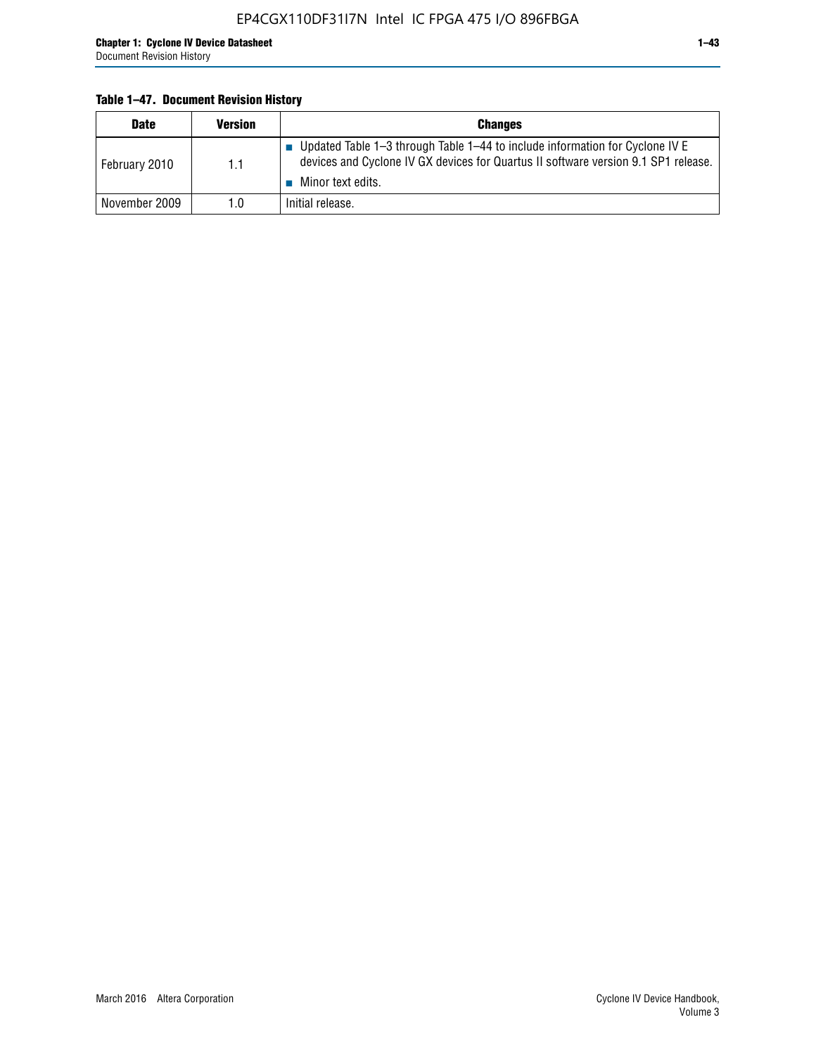**Table 1–47. Document Revision History**

| Date | Version | Changes |
|---|---|---|
| February 2010 | 1.1 | ■ Updated Table 1–3 through Table 1–44 to include information for Cyclone IV E devices and Cyclone IV GX devices for Quartus II software version 9.1 SP1 release. ■ Minor text edits. |
| November 2009 | 1.0 | Initial release. |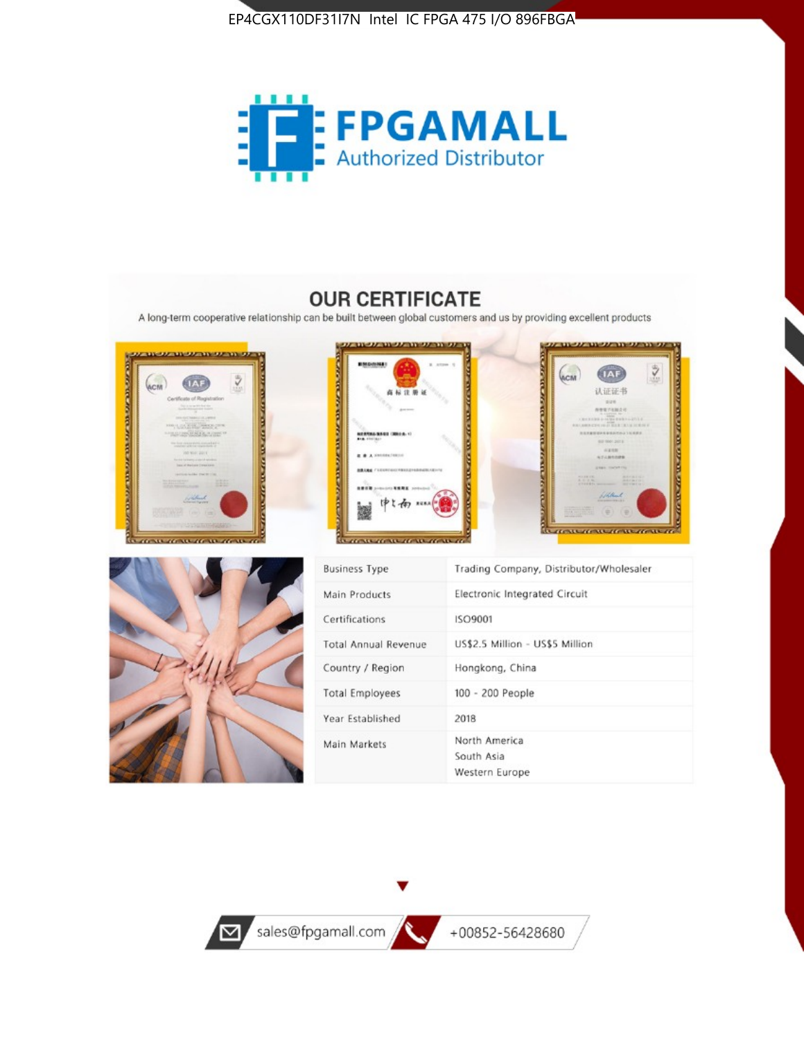FPGAMALL
Authorized Distributor

## OUR CERTIFICATE

A long-term cooperative relationship can be built between global customers and us by providing excellent products

| | |
|---|---|
| Business Type | Trading Company, Distributor/Wholesaler |
| Main Products | Electronic Integrated Circuit |
| Certifications | ISO9001 |
| Total Annual Revenue | US$2.5 Million - US$5 Million |
| Country / Region | Hongkong, China |
| Total Employees | 100 - 200 People |
| Year Established | 2018 |
| Main Markets | North America<br>South Asia<br>Western Europe |

sales@fpgamall.com

+00852-56428680